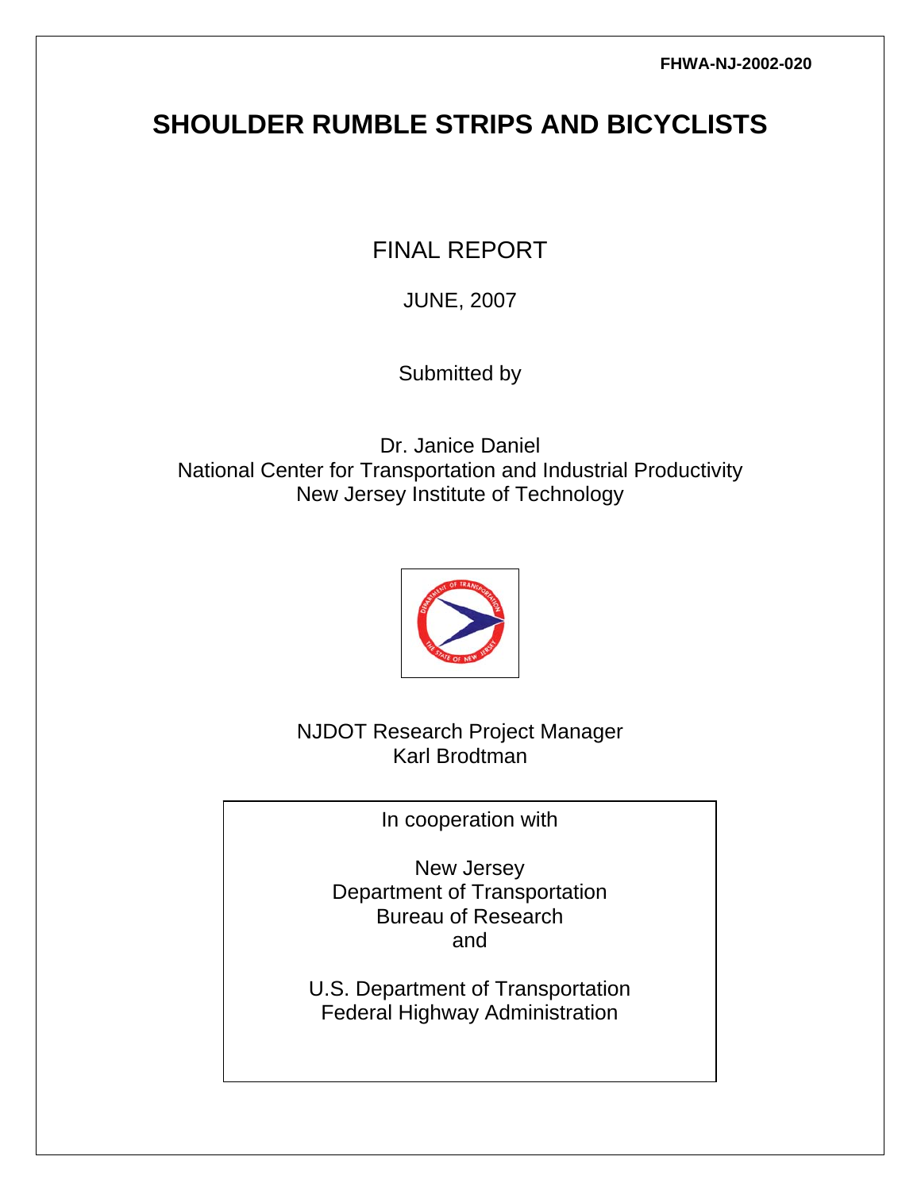FHWA-NJ-2002-020

# SHOULDER RUMBLE STRIPS AND BICYCLISTS

FINAL REPORT

JUNE, 2007

Submitted by

Dr. Janice Daniel
National Center for Transportation and Industrial Productivity
New Jersey Institute of Technology

NJDOT Research Project Manager
Karl Brodtman

In cooperation with

New Jersey
Department of Transportation
Bureau of Research
and

U.S. Department of Transportation
Federal Highway Administration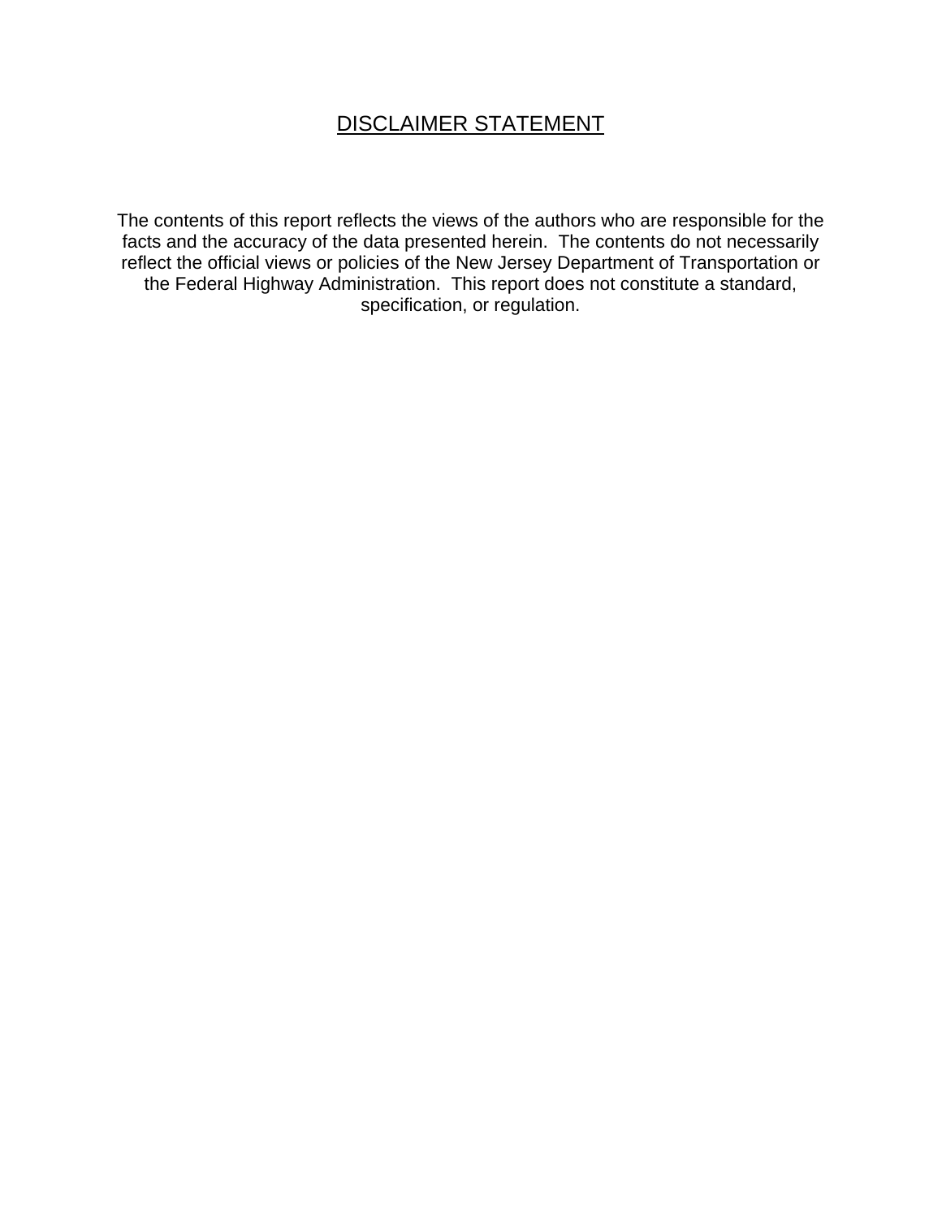# DISCLAIMER STATEMENT

The contents of this report reflects the views of the authors who are responsible for the facts and the accuracy of the data presented herein. The contents do not necessarily reflect the official views or policies of the New Jersey Department of Transportation or the Federal Highway Administration. This report does not constitute a standard, specification, or regulation.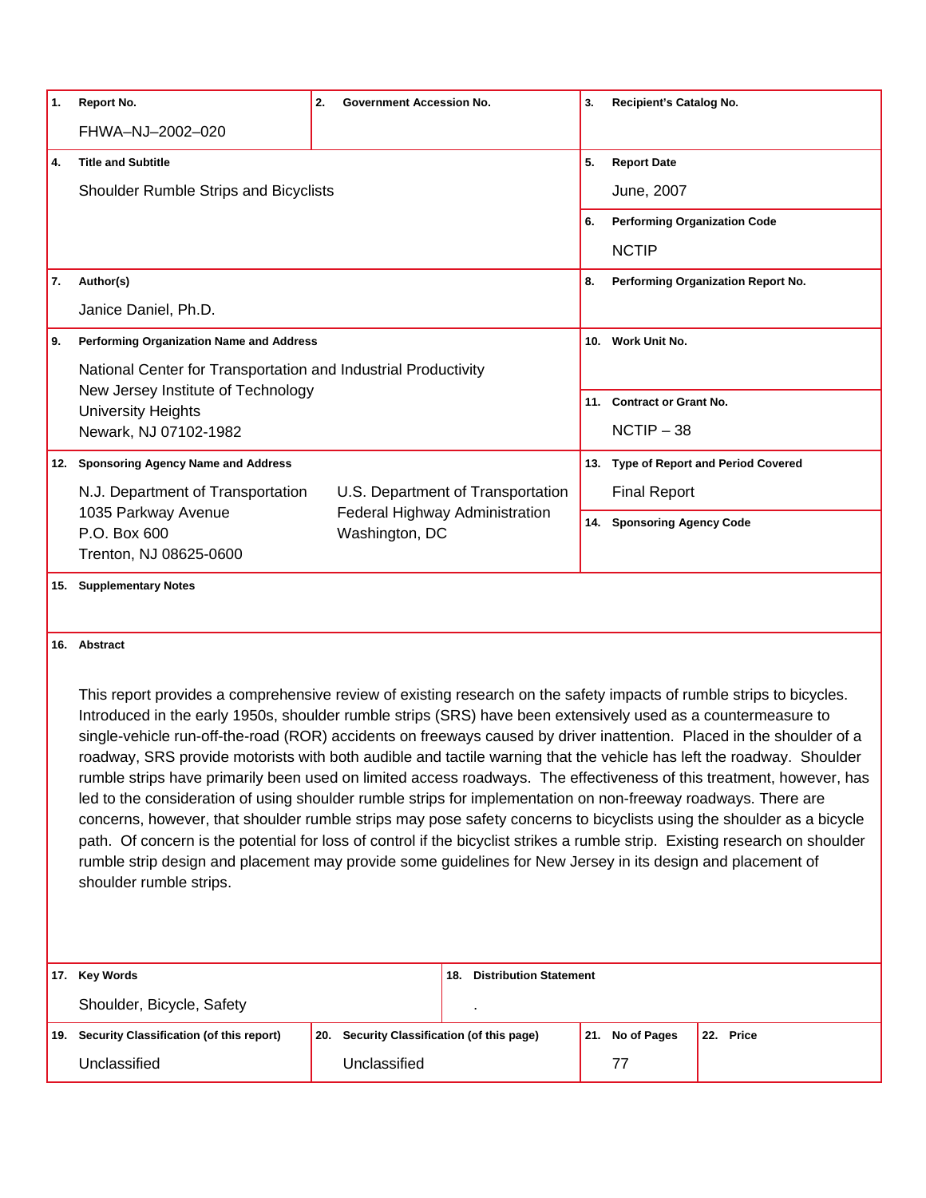| 1. Report No. | 2. Government Accession No. | 3. Recipient's Catalog No. |
| --- | --- | --- |
| FHWA–NJ–2002–020 | | |

| 4. Title and Subtitle | 5. Report Date |
| --- | --- |
| Shoulder Rumble Strips and Bicyclists | June, 2007 |
| | 6. Performing Organization Code |
| | NCTIP |

| 7. Author(s) | 8. Performing Organization Report No. |
| --- | --- |
| Janice Daniel, Ph.D. | |

| 9. Performing Organization Name and Address | 10. Work Unit No. |
| --- | --- |
| National Center for Transportation and Industrial Productivity<br>New Jersey Institute of Technology<br>University Heights<br>Newark, NJ 07102-1982 | |
| | 11. Contract or Grant No. |
| | NCTIP – 38 |

| 12. Sponsoring Agency Name and Address | | 13. Type of Report and Period Covered |
| --- | --- | --- |
| N.J. Department of Transportation<br>1035 Parkway Avenue<br>P.O. Box 600<br>Trenton, NJ 08625-0600 | U.S. Department of Transportation<br>Federal Highway Administration<br>Washington, DC | Final Report |
| | | 14. Sponsoring Agency Code |

**15. Supplementary Notes**

**16. Abstract**

This report provides a comprehensive review of existing research on the safety impacts of rumble strips to bicycles. Introduced in the early 1950s, shoulder rumble strips (SRS) have been extensively used as a countermeasure to single-vehicle run-off-the-road (ROR) accidents on freeways caused by driver inattention. Placed in the shoulder of a roadway, SRS provide motorists with both audible and tactile warning that the vehicle has left the roadway. Shoulder rumble strips have primarily been used on limited access roadways. The effectiveness of this treatment, however, has led to the consideration of using shoulder rumble strips for implementation on non-freeway roadways. There are concerns, however, that shoulder rumble strips may pose safety concerns to bicyclists using the shoulder as a bicycle path. Of concern is the potential for loss of control if the bicyclist strikes a rumble strip. Existing research on shoulder rumble strip design and placement may provide some guidelines for New Jersey in its design and placement of shoulder rumble strips.

| 17. Key Words | 18. Distribution Statement |
| --- | --- |
| Shoulder, Bicycle, Safety | . |

| 19. Security Classification (of this report) | 20. Security Classification (of this page) | 21. No of Pages | 22. Price |
| --- | --- | --- | --- |
| Unclassified | Unclassified | 77 | |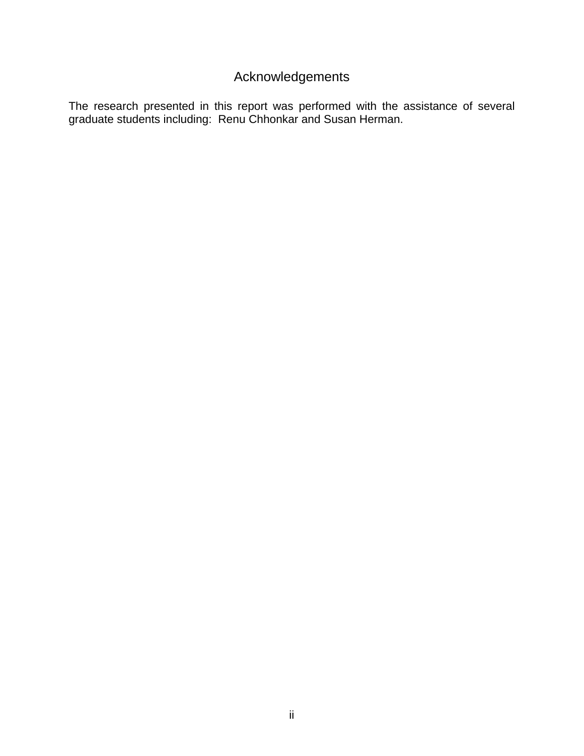# Acknowledgements

The research presented in this report was performed with the assistance of several graduate students including: Renu Chhonkar and Susan Herman.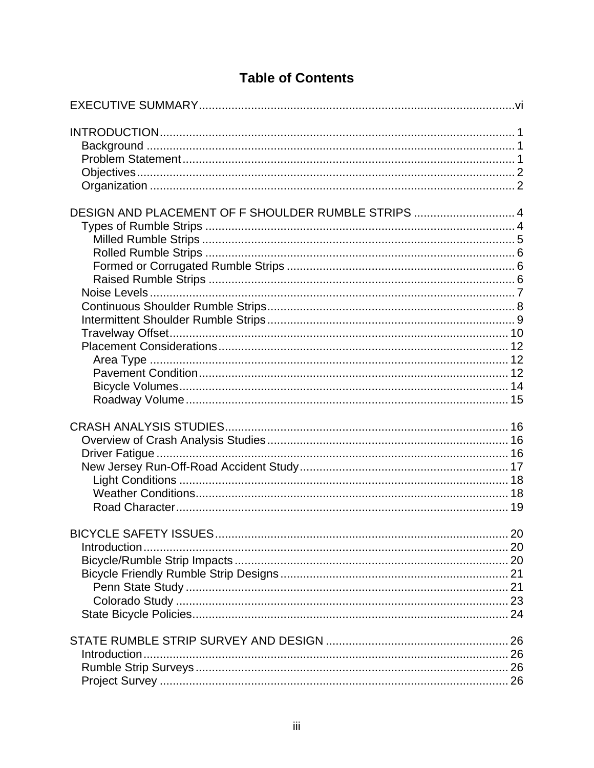# Table of Contents

EXECUTIVE SUMMARY ........................................................................................ vi

INTRODUCTION ........................................................................................ 1
- Background ........................................................................................ 1
- Problem Statement ........................................................................................ 1
- Objectives ........................................................................................ 2
- Organization ........................................................................................ 2

DESIGN AND PLACEMENT OF F SHOULDER RUMBLE STRIPS ........................................ 4
- Types of Rumble Strips ........................................................................................ 4
  - Milled Rumble Strips ........................................................................................ 5
  - Rolled Rumble Strips ........................................................................................ 6
  - Formed or Corrugated Rumble Strips ........................................................................................ 6
  - Raised Rumble Strips ........................................................................................ 6
- Noise Levels ........................................................................................ 7
- Continuous Shoulder Rumble Strips ........................................................................................ 8
- Intermittent Shoulder Rumble Strips ........................................................................................ 9
- Travelway Offset ........................................................................................ 10
- Placement Considerations ........................................................................................ 12
  - Area Type ........................................................................................ 12
  - Pavement Condition ........................................................................................ 12
  - Bicycle Volumes ........................................................................................ 14
  - Roadway Volume ........................................................................................ 15

CRASH ANALYSIS STUDIES ........................................................................................ 16
- Overview of Crash Analysis Studies ........................................................................................ 16
- Driver Fatigue ........................................................................................ 16
- New Jersey Run-Off-Road Accident Study ........................................................................................ 17
  - Light Conditions ........................................................................................ 18
  - Weather Conditions ........................................................................................ 18
  - Road Character ........................................................................................ 19

BICYCLE SAFETY ISSUES ........................................................................................ 20
- Introduction ........................................................................................ 20
- Bicycle/Rumble Strip Impacts ........................................................................................ 20
- Bicycle Friendly Rumble Strip Designs ........................................................................................ 21
  - Penn State Study ........................................................................................ 21
  - Colorado Study ........................................................................................ 23
- State Bicycle Policies ........................................................................................ 24

STATE RUMBLE STRIP SURVEY AND DESIGN ........................................................................................ 26
- Introduction ........................................................................................ 26
- Rumble Strip Surveys ........................................................................................ 26
- Project Survey ........................................................................................ 26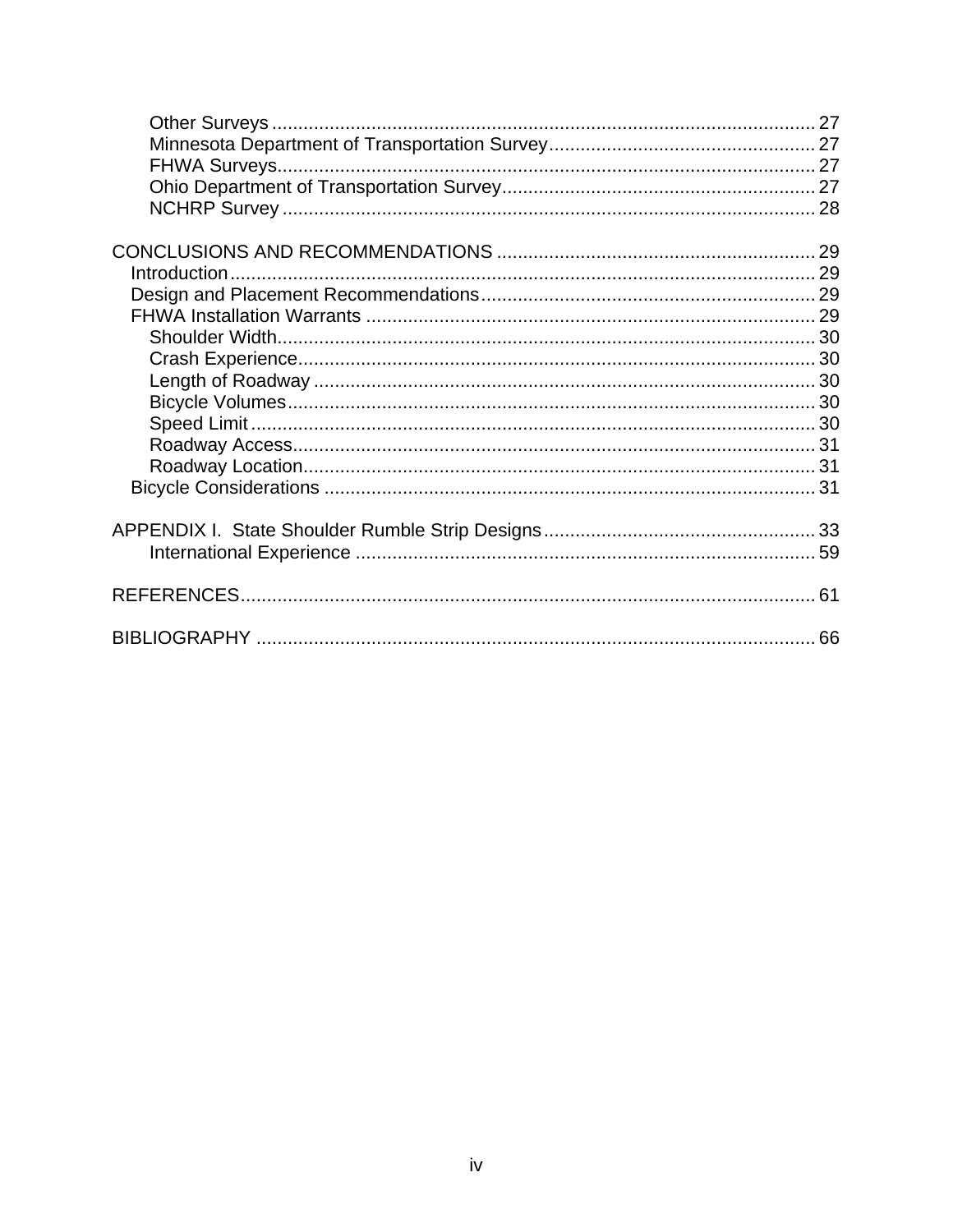Other Surveys ..... 27
Minnesota Department of Transportation Survey ..... 27
FHWA Surveys ..... 27
Ohio Department of Transportation Survey ..... 27
NCHRP Survey ..... 28

CONCLUSIONS AND RECOMMENDATIONS ..... 29
Introduction ..... 29
Design and Placement Recommendations ..... 29
FHWA Installation Warrants ..... 29
Shoulder Width ..... 30
Crash Experience ..... 30
Length of Roadway ..... 30
Bicycle Volumes ..... 30
Speed Limit ..... 30
Roadway Access ..... 31
Roadway Location ..... 31
Bicycle Considerations ..... 31

APPENDIX I. State Shoulder Rumble Strip Designs ..... 33
International Experience ..... 59

REFERENCES ..... 61

BIBLIOGRAPHY ..... 66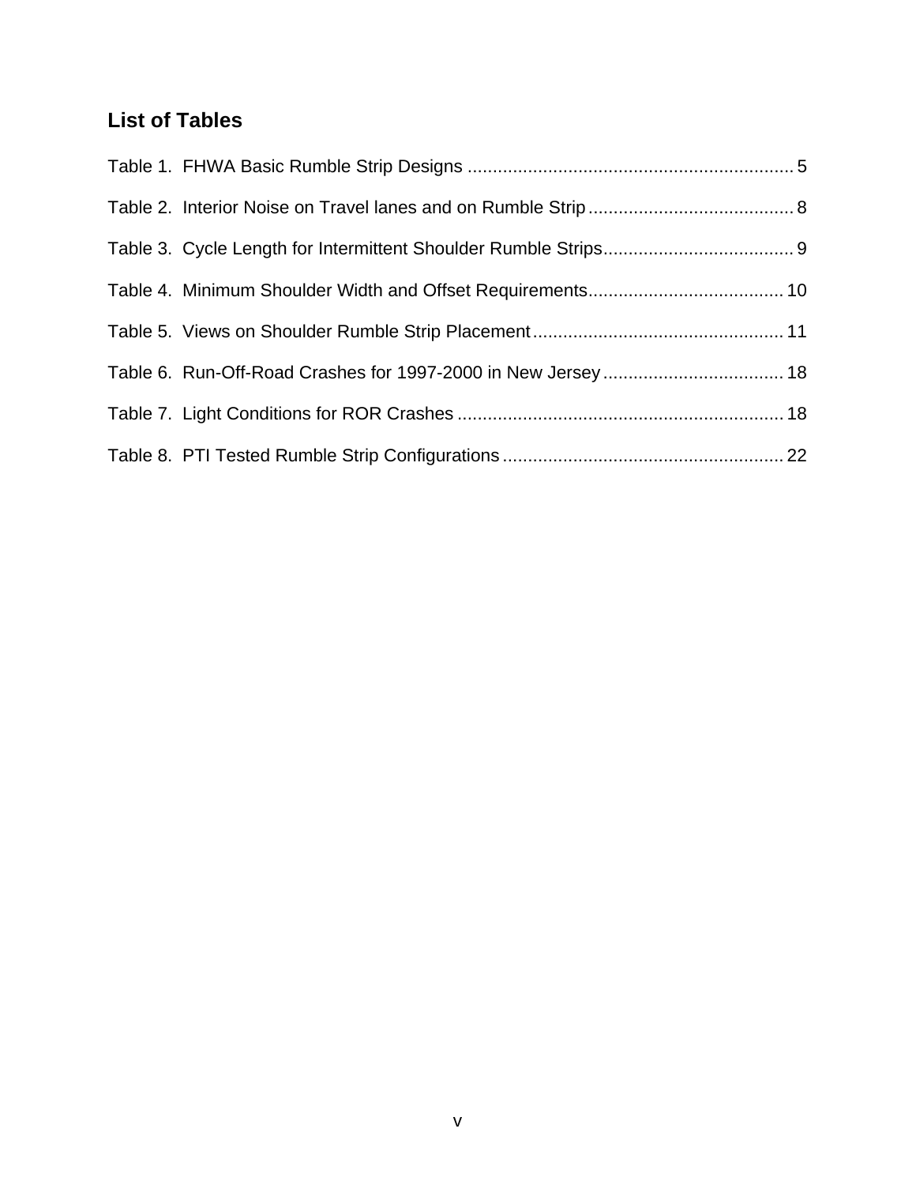## List of Tables

Table 1. FHWA Basic Rumble Strip Designs ................................................................. 5

Table 2. Interior Noise on Travel lanes and on Rumble Strip ......................................... 8

Table 3. Cycle Length for Intermittent Shoulder Rumble Strips...................................... 9

Table 4. Minimum Shoulder Width and Offset Requirements....................................... 10

Table 5. Views on Shoulder Rumble Strip Placement .................................................. 11

Table 6. Run-Off-Road Crashes for 1997-2000 in New Jersey .................................... 18

Table 7. Light Conditions for ROR Crashes ................................................................. 18

Table 8. PTI Tested Rumble Strip Configurations ........................................................ 22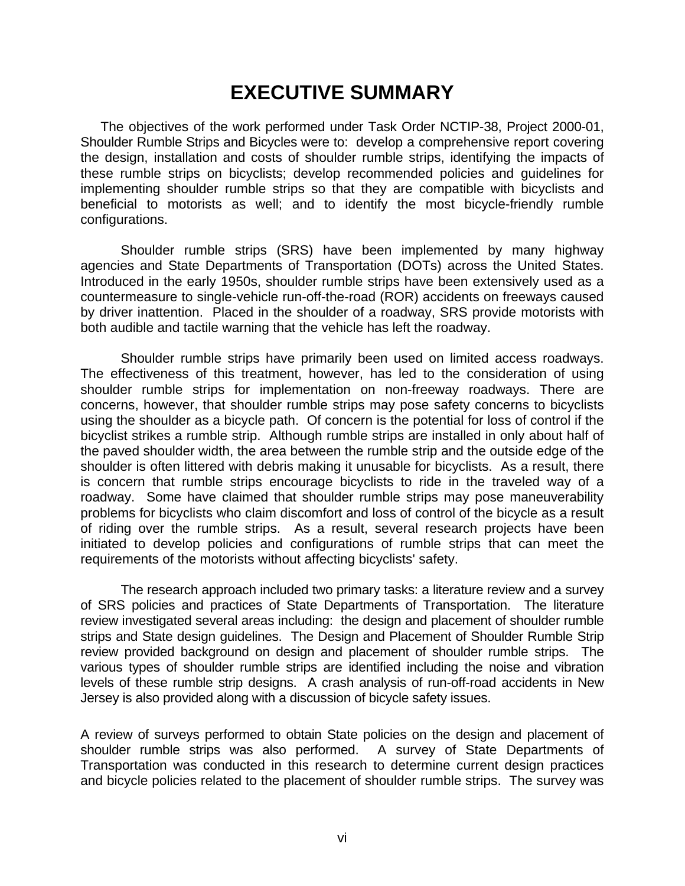# EXECUTIVE SUMMARY

The objectives of the work performed under Task Order NCTIP-38, Project 2000-01, Shoulder Rumble Strips and Bicycles were to: develop a comprehensive report covering the design, installation and costs of shoulder rumble strips, identifying the impacts of these rumble strips on bicyclists; develop recommended policies and guidelines for implementing shoulder rumble strips so that they are compatible with bicyclists and beneficial to motorists as well; and to identify the most bicycle-friendly rumble configurations.

Shoulder rumble strips (SRS) have been implemented by many highway agencies and State Departments of Transportation (DOTs) across the United States. Introduced in the early 1950s, shoulder rumble strips have been extensively used as a countermeasure to single-vehicle run-off-the-road (ROR) accidents on freeways caused by driver inattention. Placed in the shoulder of a roadway, SRS provide motorists with both audible and tactile warning that the vehicle has left the roadway.

Shoulder rumble strips have primarily been used on limited access roadways. The effectiveness of this treatment, however, has led to the consideration of using shoulder rumble strips for implementation on non-freeway roadways. There are concerns, however, that shoulder rumble strips may pose safety concerns to bicyclists using the shoulder as a bicycle path. Of concern is the potential for loss of control if the bicyclist strikes a rumble strip. Although rumble strips are installed in only about half of the paved shoulder width, the area between the rumble strip and the outside edge of the shoulder is often littered with debris making it unusable for bicyclists. As a result, there is concern that rumble strips encourage bicyclists to ride in the traveled way of a roadway. Some have claimed that shoulder rumble strips may pose maneuverability problems for bicyclists who claim discomfort and loss of control of the bicycle as a result of riding over the rumble strips. As a result, several research projects have been initiated to develop policies and configurations of rumble strips that can meet the requirements of the motorists without affecting bicyclists' safety.

The research approach included two primary tasks: a literature review and a survey of SRS policies and practices of State Departments of Transportation. The literature review investigated several areas including: the design and placement of shoulder rumble strips and State design guidelines. The Design and Placement of Shoulder Rumble Strip review provided background on design and placement of shoulder rumble strips. The various types of shoulder rumble strips are identified including the noise and vibration levels of these rumble strip designs. A crash analysis of run-off-road accidents in New Jersey is also provided along with a discussion of bicycle safety issues.

A review of surveys performed to obtain State policies on the design and placement of shoulder rumble strips was also performed. A survey of State Departments of Transportation was conducted in this research to determine current design practices and bicycle policies related to the placement of shoulder rumble strips. The survey was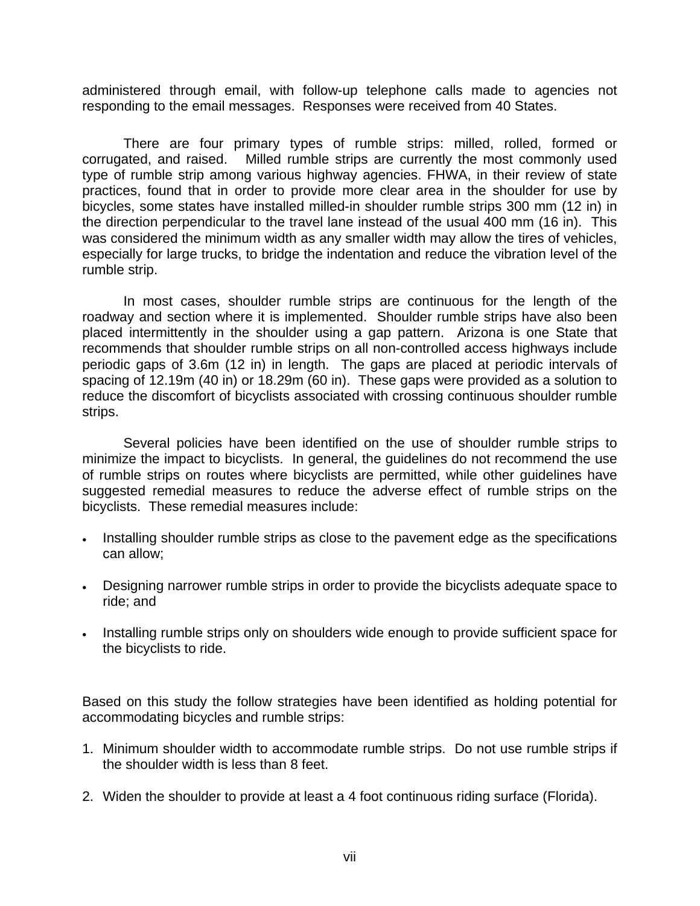administered through email, with follow-up telephone calls made to agencies not responding to the email messages. Responses were received from 40 States.

There are four primary types of rumble strips: milled, rolled, formed or corrugated, and raised. Milled rumble strips are currently the most commonly used type of rumble strip among various highway agencies. FHWA, in their review of state practices, found that in order to provide more clear area in the shoulder for use by bicycles, some states have installed milled-in shoulder rumble strips 300 mm (12 in) in the direction perpendicular to the travel lane instead of the usual 400 mm (16 in). This was considered the minimum width as any smaller width may allow the tires of vehicles, especially for large trucks, to bridge the indentation and reduce the vibration level of the rumble strip.

In most cases, shoulder rumble strips are continuous for the length of the roadway and section where it is implemented. Shoulder rumble strips have also been placed intermittently in the shoulder using a gap pattern. Arizona is one State that recommends that shoulder rumble strips on all non-controlled access highways include periodic gaps of 3.6m (12 in) in length. The gaps are placed at periodic intervals of spacing of 12.19m (40 in) or 18.29m (60 in). These gaps were provided as a solution to reduce the discomfort of bicyclists associated with crossing continuous shoulder rumble strips.

Several policies have been identified on the use of shoulder rumble strips to minimize the impact to bicyclists. In general, the guidelines do not recommend the use of rumble strips on routes where bicyclists are permitted, while other guidelines have suggested remedial measures to reduce the adverse effect of rumble strips on the bicyclists. These remedial measures include:

- Installing shoulder rumble strips as close to the pavement edge as the specifications can allow;
- Designing narrower rumble strips in order to provide the bicyclists adequate space to ride; and
- Installing rumble strips only on shoulders wide enough to provide sufficient space for the bicyclists to ride.

Based on this study the follow strategies have been identified as holding potential for accommodating bicycles and rumble strips:

1. Minimum shoulder width to accommodate rumble strips. Do not use rumble strips if the shoulder width is less than 8 feet.
2. Widen the shoulder to provide at least a 4 foot continuous riding surface (Florida).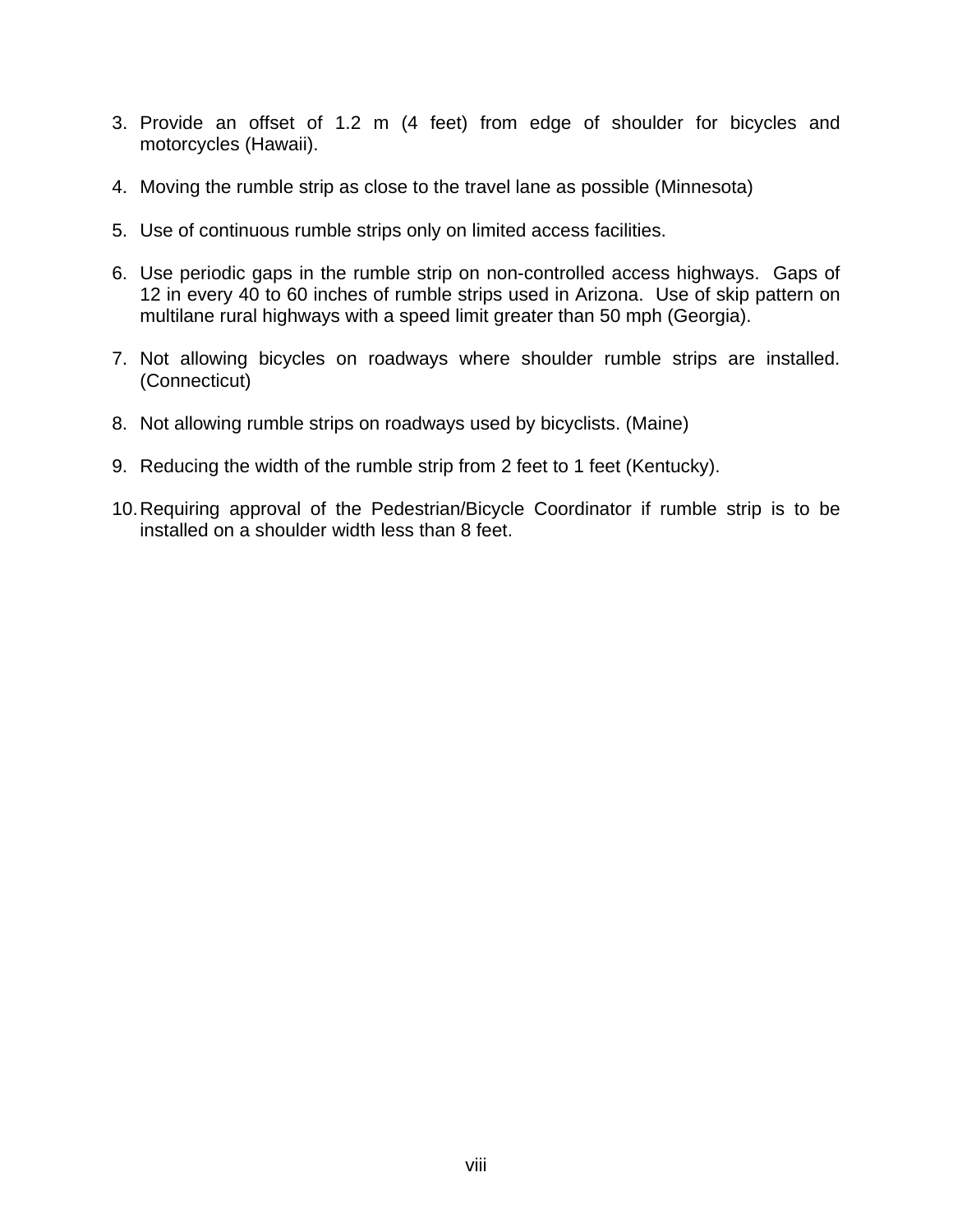3. Provide an offset of 1.2 m (4 feet) from edge of shoulder for bicycles and motorcycles (Hawaii).

4. Moving the rumble strip as close to the travel lane as possible (Minnesota)

5. Use of continuous rumble strips only on limited access facilities.

6. Use periodic gaps in the rumble strip on non-controlled access highways. Gaps of 12 in every 40 to 60 inches of rumble strips used in Arizona. Use of skip pattern on multilane rural highways with a speed limit greater than 50 mph (Georgia).

7. Not allowing bicycles on roadways where shoulder rumble strips are installed. (Connecticut)

8. Not allowing rumble strips on roadways used by bicyclists. (Maine)

9. Reducing the width of the rumble strip from 2 feet to 1 feet (Kentucky).

10. Requiring approval of the Pedestrian/Bicycle Coordinator if rumble strip is to be installed on a shoulder width less than 8 feet.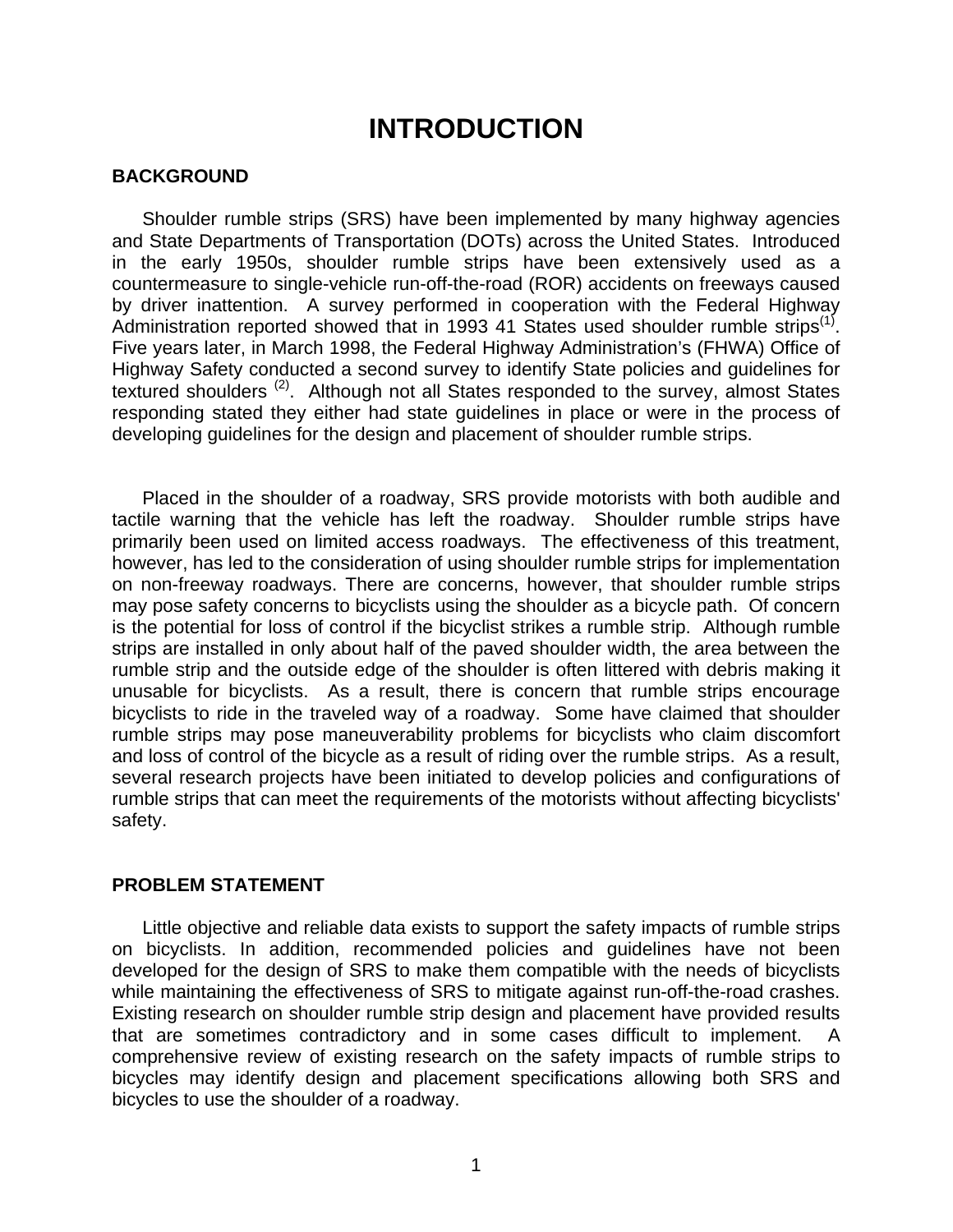# INTRODUCTION

## BACKGROUND

Shoulder rumble strips (SRS) have been implemented by many highway agencies and State Departments of Transportation (DOTs) across the United States. Introduced in the early 1950s, shoulder rumble strips have been extensively used as a countermeasure to single-vehicle run-off-the-road (ROR) accidents on freeways caused by driver inattention. A survey performed in cooperation with the Federal Highway Administration reported showed that in 1993 41 States used shoulder rumble strips(1). Five years later, in March 1998, the Federal Highway Administration's (FHWA) Office of Highway Safety conducted a second survey to identify State policies and guidelines for textured shoulders (2). Although not all States responded to the survey, almost States responding stated they either had state guidelines in place or were in the process of developing guidelines for the design and placement of shoulder rumble strips.

Placed in the shoulder of a roadway, SRS provide motorists with both audible and tactile warning that the vehicle has left the roadway. Shoulder rumble strips have primarily been used on limited access roadways. The effectiveness of this treatment, however, has led to the consideration of using shoulder rumble strips for implementation on non-freeway roadways. There are concerns, however, that shoulder rumble strips may pose safety concerns to bicyclists using the shoulder as a bicycle path. Of concern is the potential for loss of control if the bicyclist strikes a rumble strip. Although rumble strips are installed in only about half of the paved shoulder width, the area between the rumble strip and the outside edge of the shoulder is often littered with debris making it unusable for bicyclists. As a result, there is concern that rumble strips encourage bicyclists to ride in the traveled way of a roadway. Some have claimed that shoulder rumble strips may pose maneuverability problems for bicyclists who claim discomfort and loss of control of the bicycle as a result of riding over the rumble strips. As a result, several research projects have been initiated to develop policies and configurations of rumble strips that can meet the requirements of the motorists without affecting bicyclists' safety.

## PROBLEM STATEMENT

Little objective and reliable data exists to support the safety impacts of rumble strips on bicyclists. In addition, recommended policies and guidelines have not been developed for the design of SRS to make them compatible with the needs of bicyclists while maintaining the effectiveness of SRS to mitigate against run-off-the-road crashes. Existing research on shoulder rumble strip design and placement have provided results that are sometimes contradictory and in some cases difficult to implement. A comprehensive review of existing research on the safety impacts of rumble strips to bicycles may identify design and placement specifications allowing both SRS and bicycles to use the shoulder of a roadway.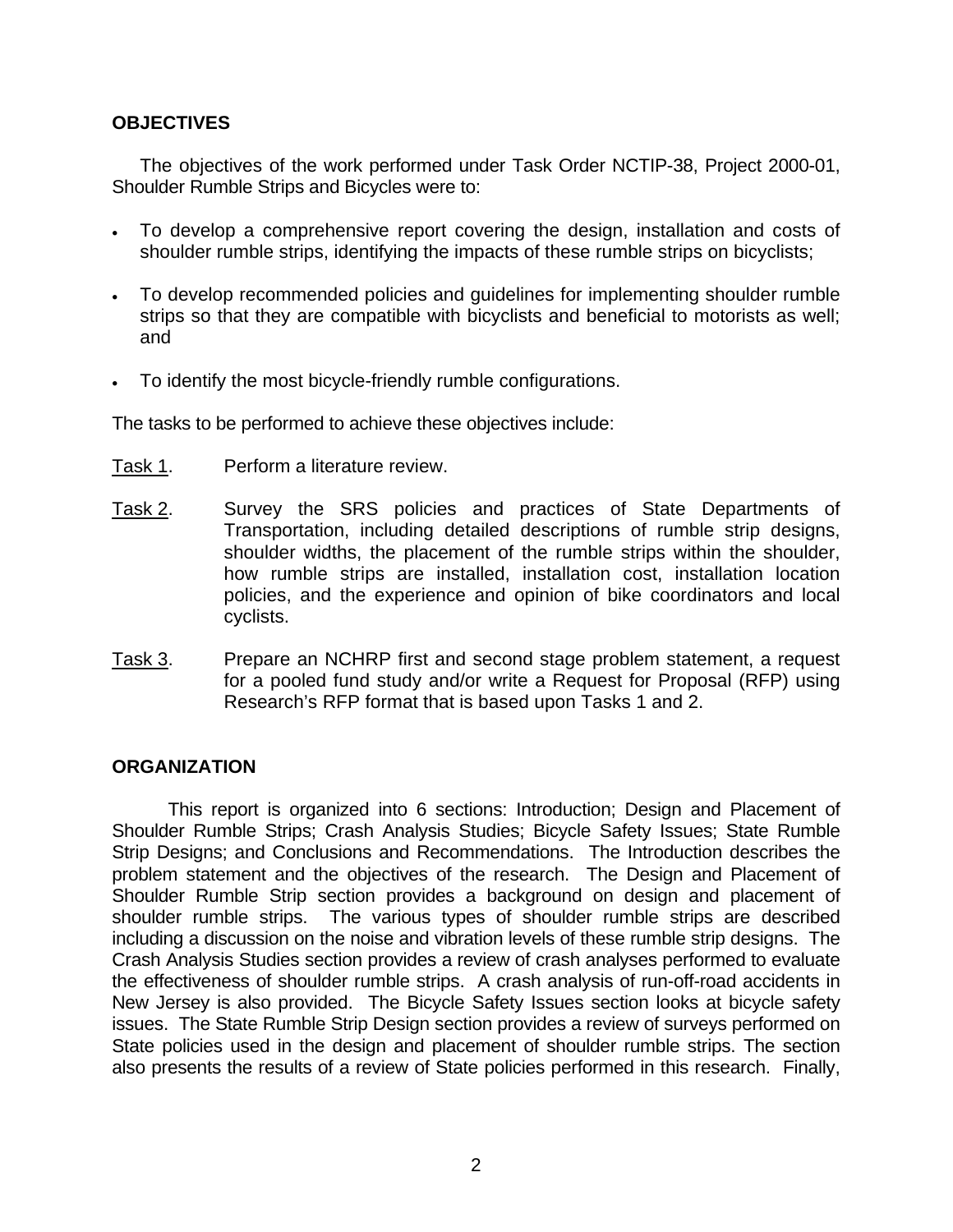## OBJECTIVES

The objectives of the work performed under Task Order NCTIP-38, Project 2000-01, Shoulder Rumble Strips and Bicycles were to:

- To develop a comprehensive report covering the design, installation and costs of shoulder rumble strips, identifying the impacts of these rumble strips on bicyclists;
- To develop recommended policies and guidelines for implementing shoulder rumble strips so that they are compatible with bicyclists and beneficial to motorists as well; and
- To identify the most bicycle-friendly rumble configurations.

The tasks to be performed to achieve these objectives include:

Task 1. Perform a literature review.

Task 2. Survey the SRS policies and practices of State Departments of Transportation, including detailed descriptions of rumble strip designs, shoulder widths, the placement of the rumble strips within the shoulder, how rumble strips are installed, installation cost, installation location policies, and the experience and opinion of bike coordinators and local cyclists.

Task 3. Prepare an NCHRP first and second stage problem statement, a request for a pooled fund study and/or write a Request for Proposal (RFP) using Research's RFP format that is based upon Tasks 1 and 2.

## ORGANIZATION

This report is organized into 6 sections: Introduction; Design and Placement of Shoulder Rumble Strips; Crash Analysis Studies; Bicycle Safety Issues; State Rumble Strip Designs; and Conclusions and Recommendations. The Introduction describes the problem statement and the objectives of the research. The Design and Placement of Shoulder Rumble Strip section provides a background on design and placement of shoulder rumble strips. The various types of shoulder rumble strips are described including a discussion on the noise and vibration levels of these rumble strip designs. The Crash Analysis Studies section provides a review of crash analyses performed to evaluate the effectiveness of shoulder rumble strips. A crash analysis of run-off-road accidents in New Jersey is also provided. The Bicycle Safety Issues section looks at bicycle safety issues. The State Rumble Strip Design section provides a review of surveys performed on State policies used in the design and placement of shoulder rumble strips. The section also presents the results of a review of State policies performed in this research. Finally,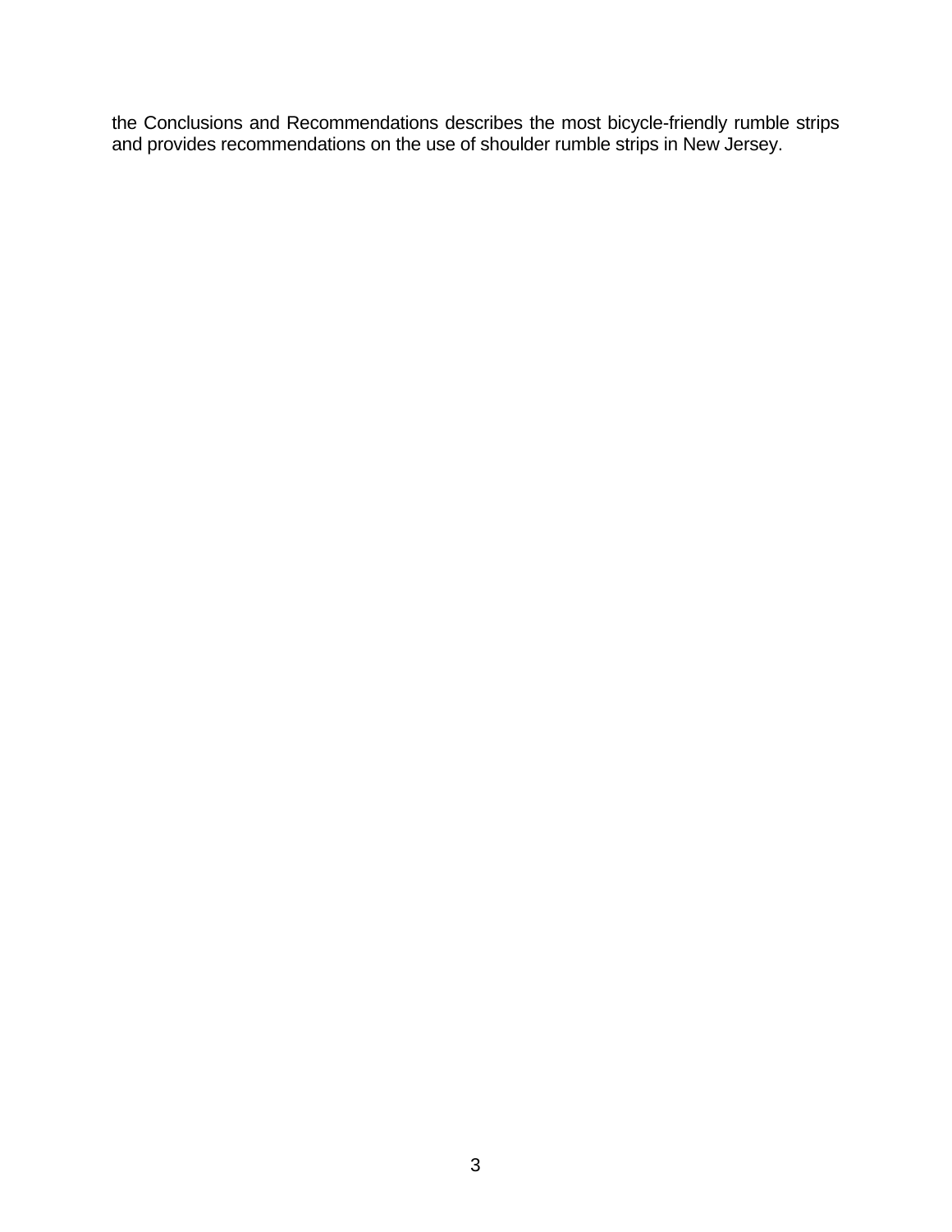the Conclusions and Recommendations describes the most bicycle-friendly rumble strips and provides recommendations on the use of shoulder rumble strips in New Jersey.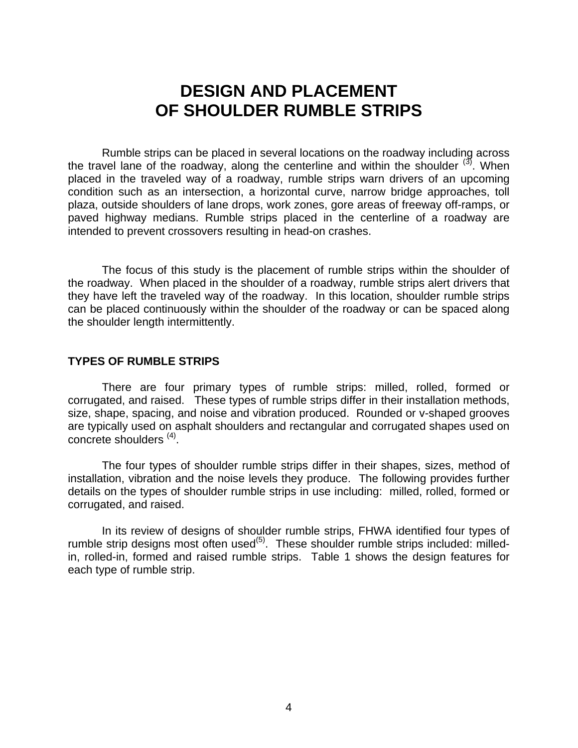# DESIGN AND PLACEMENT OF SHOULDER RUMBLE STRIPS

Rumble strips can be placed in several locations on the roadway including across the travel lane of the roadway, along the centerline and within the shoulder [3]. When placed in the traveled way of a roadway, rumble strips warn drivers of an upcoming condition such as an intersection, a horizontal curve, narrow bridge approaches, toll plaza, outside shoulders of lane drops, work zones, gore areas of freeway off-ramps, or paved highway medians. Rumble strips placed in the centerline of a roadway are intended to prevent crossovers resulting in head-on crashes.

The focus of this study is the placement of rumble strips within the shoulder of the roadway. When placed in the shoulder of a roadway, rumble strips alert drivers that they have left the traveled way of the roadway. In this location, shoulder rumble strips can be placed continuously within the shoulder of the roadway or can be spaced along the shoulder length intermittently.

## TYPES OF RUMBLE STRIPS

There are four primary types of rumble strips: milled, rolled, formed or corrugated, and raised. These types of rumble strips differ in their installation methods, size, shape, spacing, and noise and vibration produced. Rounded or v-shaped grooves are typically used on asphalt shoulders and rectangular and corrugated shapes used on concrete shoulders [4].

The four types of shoulder rumble strips differ in their shapes, sizes, method of installation, vibration and the noise levels they produce. The following provides further details on the types of shoulder rumble strips in use including: milled, rolled, formed or corrugated, and raised.

In its review of designs of shoulder rumble strips, FHWA identified four types of rumble strip designs most often used[5]. These shoulder rumble strips included: milled-in, rolled-in, formed and raised rumble strips. Table 1 shows the design features for each type of rumble strip.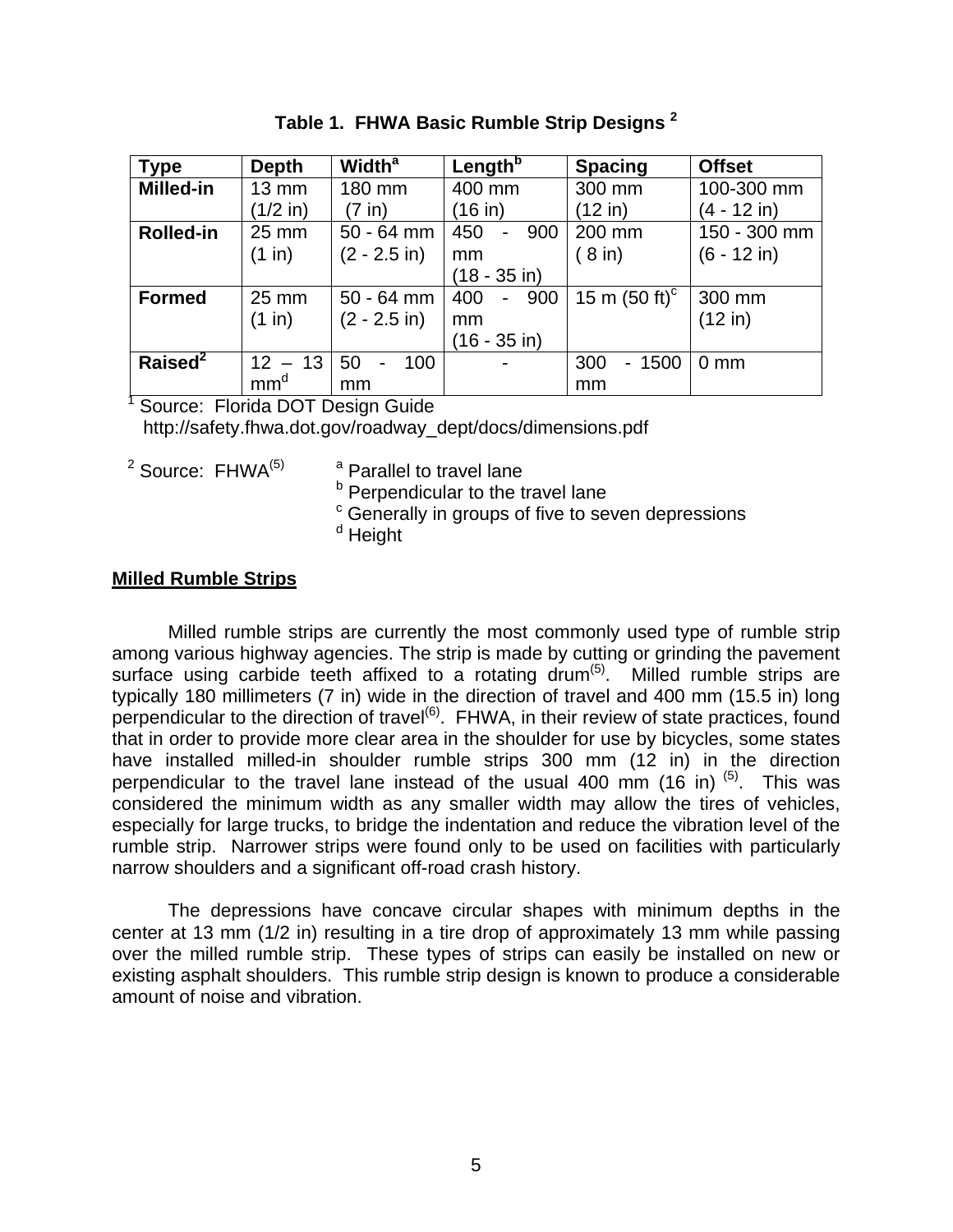**Table 1. FHWA Basic Rumble Strip Designs [2]**

| Type | Depth | Width[a] | Length[b] | Spacing | Offset |
|---|---|---|---|---|---|
| **Milled-in** | 13 mm (1/2 in) | 180 mm (7 in) | 400 mm (16 in) | 300 mm (12 in) | 100-300 mm (4 - 12 in) |
| **Rolled-in** | 25 mm (1 in) | 50 - 64 mm (2 - 2.5 in) | 450 - 900 mm (18 - 35 in) | 200 mm ( 8 in) | 150 - 300 mm (6 - 12 in) |
| **Formed** | 25 mm (1 in) | 50 - 64 mm (2 - 2.5 in) | 400 - 900 mm (16 - 35 in) | 15 m (50 ft)[c] | 300 mm (12 in) |
| **Raised[2]** | 12 – 13 mm[d] | 50 - 100 mm | - | 300 - 1500 mm | 0 mm |

[1] Source: Florida DOT Design Guide
http://safety.fhwa.dot.gov/roadway_dept/docs/dimensions.pdf

[2] Source: FHWA[(5)]

[a] Parallel to travel lane
[b] Perpendicular to the travel lane
[c] Generally in groups of five to seven depressions
[d] Height

## Milled Rumble Strips

Milled rumble strips are currently the most commonly used type of rumble strip among various highway agencies. The strip is made by cutting or grinding the pavement surface using carbide teeth affixed to a rotating drum[(5)]. Milled rumble strips are typically 180 millimeters (7 in) wide in the direction of travel and 400 mm (15.5 in) long perpendicular to the direction of travel[(6)]. FHWA, in their review of state practices, found that in order to provide more clear area in the shoulder for use by bicycles, some states have installed milled-in shoulder rumble strips 300 mm (12 in) in the direction perpendicular to the travel lane instead of the usual 400 mm (16 in) [(5)]. This was considered the minimum width as any smaller width may allow the tires of vehicles, especially for large trucks, to bridge the indentation and reduce the vibration level of the rumble strip. Narrower strips were found only to be used on facilities with particularly narrow shoulders and a significant off-road crash history.

The depressions have concave circular shapes with minimum depths in the center at 13 mm (1/2 in) resulting in a tire drop of approximately 13 mm while passing over the milled rumble strip. These types of strips can easily be installed on new or existing asphalt shoulders. This rumble strip design is known to produce a considerable amount of noise and vibration.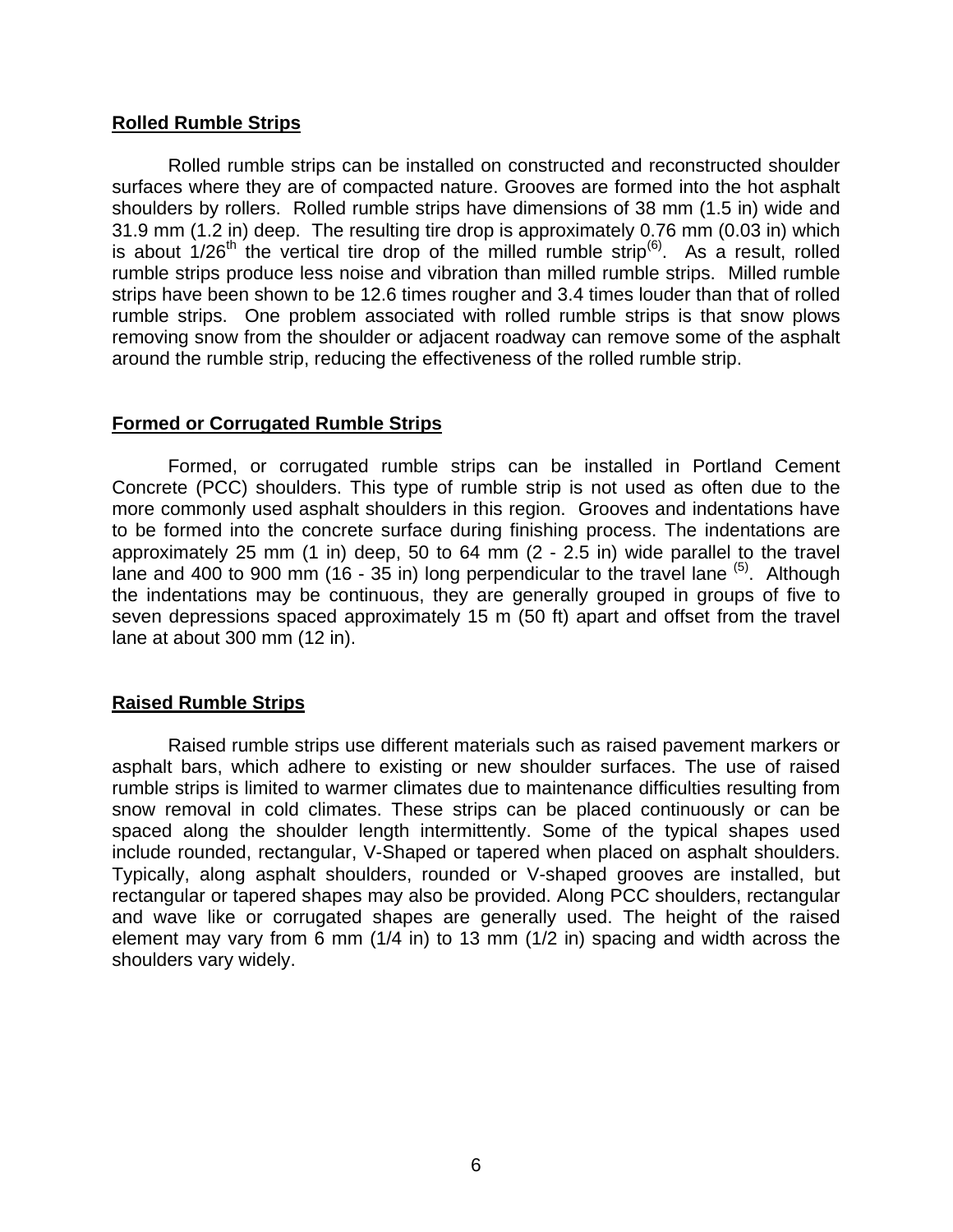## Rolled Rumble Strips

Rolled rumble strips can be installed on constructed and reconstructed shoulder surfaces where they are of compacted nature. Grooves are formed into the hot asphalt shoulders by rollers. Rolled rumble strips have dimensions of 38 mm (1.5 in) wide and 31.9 mm (1.2 in) deep. The resulting tire drop is approximately 0.76 mm (0.03 in) which is about 1/26th the vertical tire drop of the milled rumble strip[(6)]. As a result, rolled rumble strips produce less noise and vibration than milled rumble strips. Milled rumble strips have been shown to be 12.6 times rougher and 3.4 times louder than that of rolled rumble strips. One problem associated with rolled rumble strips is that snow plows removing snow from the shoulder or adjacent roadway can remove some of the asphalt around the rumble strip, reducing the effectiveness of the rolled rumble strip.

## Formed or Corrugated Rumble Strips

Formed, or corrugated rumble strips can be installed in Portland Cement Concrete (PCC) shoulders. This type of rumble strip is not used as often due to the more commonly used asphalt shoulders in this region. Grooves and indentations have to be formed into the concrete surface during finishing process. The indentations are approximately 25 mm (1 in) deep, 50 to 64 mm (2 - 2.5 in) wide parallel to the travel lane and 400 to 900 mm (16 - 35 in) long perpendicular to the travel lane [(5)]. Although the indentations may be continuous, they are generally grouped in groups of five to seven depressions spaced approximately 15 m (50 ft) apart and offset from the travel lane at about 300 mm (12 in).

## Raised Rumble Strips

Raised rumble strips use different materials such as raised pavement markers or asphalt bars, which adhere to existing or new shoulder surfaces. The use of raised rumble strips is limited to warmer climates due to maintenance difficulties resulting from snow removal in cold climates. These strips can be placed continuously or can be spaced along the shoulder length intermittently. Some of the typical shapes used include rounded, rectangular, V-Shaped or tapered when placed on asphalt shoulders. Typically, along asphalt shoulders, rounded or V-shaped grooves are installed, but rectangular or tapered shapes may also be provided. Along PCC shoulders, rectangular and wave like or corrugated shapes are generally used. The height of the raised element may vary from 6 mm (1/4 in) to 13 mm (1/2 in) spacing and width across the shoulders vary widely.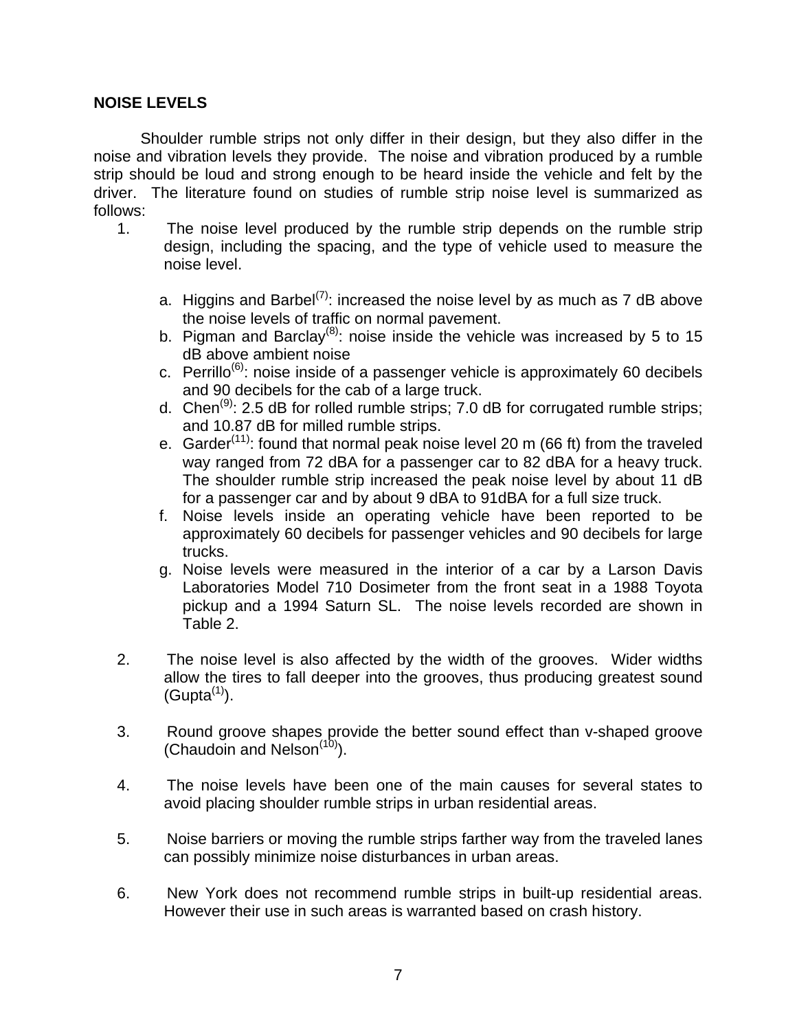## NOISE LEVELS

Shoulder rumble strips not only differ in their design, but they also differ in the noise and vibration levels they provide. The noise and vibration produced by a rumble strip should be loud and strong enough to be heard inside the vehicle and felt by the driver. The literature found on studies of rumble strip noise level is summarized as follows:

1. The noise level produced by the rumble strip depends on the rumble strip design, including the spacing, and the type of vehicle used to measure the noise level.

   a. Higgins and Barbel[7]: increased the noise level by as much as 7 dB above the noise levels of traffic on normal pavement.
   b. Pigman and Barclay[8]: noise inside the vehicle was increased by 5 to 15 dB above ambient noise
   c. Perrillo[6]: noise inside of a passenger vehicle is approximately 60 decibels and 90 decibels for the cab of a large truck.
   d. Chen[9]: 2.5 dB for rolled rumble strips; 7.0 dB for corrugated rumble strips; and 10.87 dB for milled rumble strips.
   e. Garder[11]: found that normal peak noise level 20 m (66 ft) from the traveled way ranged from 72 dBA for a passenger car to 82 dBA for a heavy truck. The shoulder rumble strip increased the peak noise level by about 11 dB for a passenger car and by about 9 dBA to 91dBA for a full size truck.
   f. Noise levels inside an operating vehicle have been reported to be approximately 60 decibels for passenger vehicles and 90 decibels for large trucks.
   g. Noise levels were measured in the interior of a car by a Larson Davis Laboratories Model 710 Dosimeter from the front seat in a 1988 Toyota pickup and a 1994 Saturn SL. The noise levels recorded are shown in Table 2.

2. The noise level is also affected by the width of the grooves. Wider widths allow the tires to fall deeper into the grooves, thus producing greatest sound (Gupta[1]).

3. Round groove shapes provide the better sound effect than v-shaped groove (Chaudoin and Nelson[10]).

4. The noise levels have been one of the main causes for several states to avoid placing shoulder rumble strips in urban residential areas.

5. Noise barriers or moving the rumble strips farther way from the traveled lanes can possibly minimize noise disturbances in urban areas.

6. New York does not recommend rumble strips in built-up residential areas. However their use in such areas is warranted based on crash history.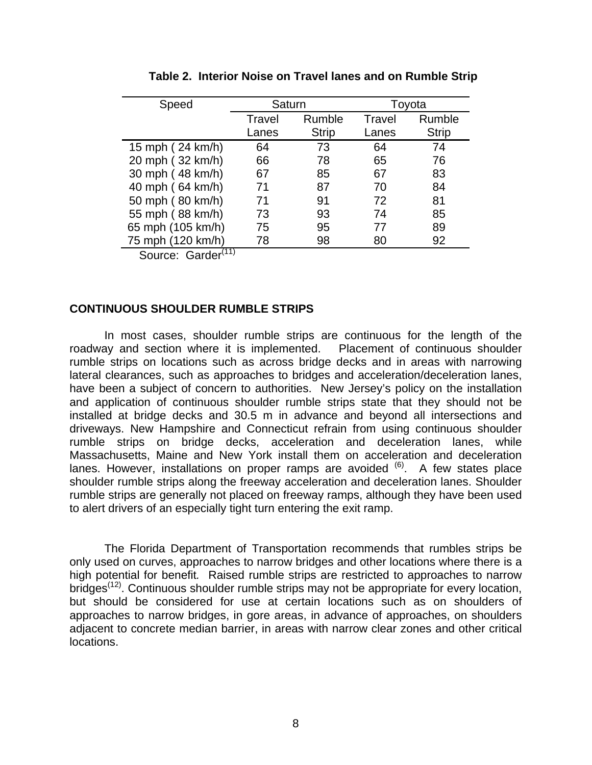**Table 2. Interior Noise on Travel lanes and on Rumble Strip**

| Speed | Saturn | | Toyota | |
|---|---|---|---|---|
| | Travel Lanes | Rumble Strip | Travel Lanes | Rumble Strip |
| 15 mph ( 24 km/h) | 64 | 73 | 64 | 74 |
| 20 mph ( 32 km/h) | 66 | 78 | 65 | 76 |
| 30 mph ( 48 km/h) | 67 | 85 | 67 | 83 |
| 40 mph ( 64 km/h) | 71 | 87 | 70 | 84 |
| 50 mph ( 80 km/h) | 71 | 91 | 72 | 81 |
| 55 mph ( 88 km/h) | 73 | 93 | 74 | 85 |
| 65 mph (105 km/h) | 75 | 95 | 77 | 89 |
| 75 mph (120 km/h) | 78 | 98 | 80 | 92 |

Source: Garder[11]

## CONTINUOUS SHOULDER RUMBLE STRIPS

In most cases, shoulder rumble strips are continuous for the length of the roadway and section where it is implemented. Placement of continuous shoulder rumble strips on locations such as across bridge decks and in areas with narrowing lateral clearances, such as approaches to bridges and acceleration/deceleration lanes, have been a subject of concern to authorities. New Jersey's policy on the installation and application of continuous shoulder rumble strips state that they should not be installed at bridge decks and 30.5 m in advance and beyond all intersections and driveways. New Hampshire and Connecticut refrain from using continuous shoulder rumble strips on bridge decks, acceleration and deceleration lanes, while Massachusetts, Maine and New York install them on acceleration and deceleration lanes. However, installations on proper ramps are avoided [6]. A few states place shoulder rumble strips along the freeway acceleration and deceleration lanes. Shoulder rumble strips are generally not placed on freeway ramps, although they have been used to alert drivers of an especially tight turn entering the exit ramp.

The Florida Department of Transportation recommends that rumbles strips be only used on curves, approaches to narrow bridges and other locations where there is a high potential for benefit. Raised rumble strips are restricted to approaches to narrow bridges[12]. Continuous shoulder rumble strips may not be appropriate for every location, but should be considered for use at certain locations such as on shoulders of approaches to narrow bridges, in gore areas, in advance of approaches, on shoulders adjacent to concrete median barrier, in areas with narrow clear zones and other critical locations.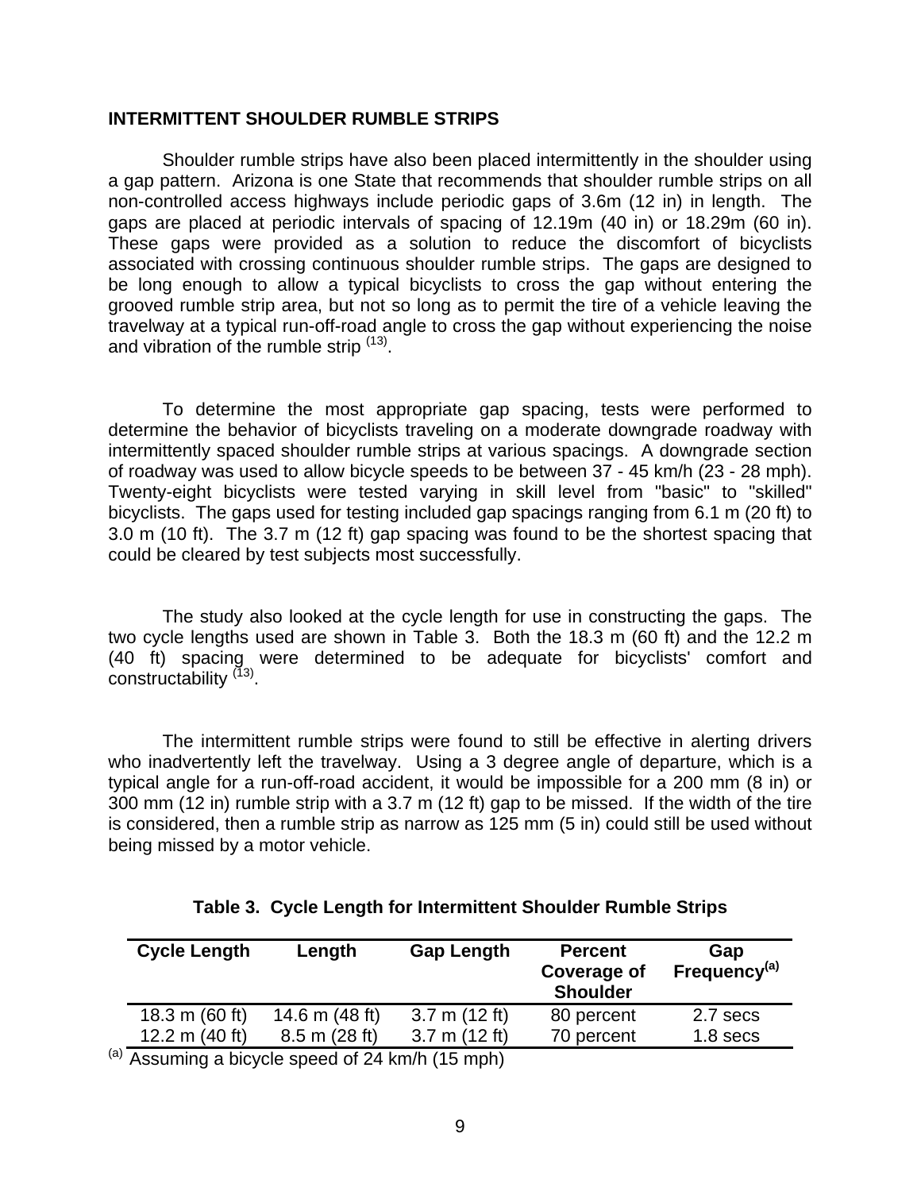## INTERMITTENT SHOULDER RUMBLE STRIPS

Shoulder rumble strips have also been placed intermittently in the shoulder using a gap pattern. Arizona is one State that recommends that shoulder rumble strips on all non-controlled access highways include periodic gaps of 3.6m (12 in) in length. The gaps are placed at periodic intervals of spacing of 12.19m (40 in) or 18.29m (60 in). These gaps were provided as a solution to reduce the discomfort of bicyclists associated with crossing continuous shoulder rumble strips. The gaps are designed to be long enough to allow a typical bicyclists to cross the gap without entering the grooved rumble strip area, but not so long as to permit the tire of a vehicle leaving the travelway at a typical run-off-road angle to cross the gap without experiencing the noise and vibration of the rumble strip [13].

To determine the most appropriate gap spacing, tests were performed to determine the behavior of bicyclists traveling on a moderate downgrade roadway with intermittently spaced shoulder rumble strips at various spacings. A downgrade section of roadway was used to allow bicycle speeds to be between 37 - 45 km/h (23 - 28 mph). Twenty-eight bicyclists were tested varying in skill level from "basic" to "skilled" bicyclists. The gaps used for testing included gap spacings ranging from 6.1 m (20 ft) to 3.0 m (10 ft). The 3.7 m (12 ft) gap spacing was found to be the shortest spacing that could be cleared by test subjects most successfully.

The study also looked at the cycle length for use in constructing the gaps. The two cycle lengths used are shown in Table 3. Both the 18.3 m (60 ft) and the 12.2 m (40 ft) spacing were determined to be adequate for bicyclists' comfort and constructability [13].

The intermittent rumble strips were found to still be effective in alerting drivers who inadvertently left the travelway. Using a 3 degree angle of departure, which is a typical angle for a run-off-road accident, it would be impossible for a 200 mm (8 in) or 300 mm (12 in) rumble strip with a 3.7 m (12 ft) gap to be missed. If the width of the tire is considered, then a rumble strip as narrow as 125 mm (5 in) could still be used without being missed by a motor vehicle.

**Table 3. Cycle Length for Intermittent Shoulder Rumble Strips**

| Cycle Length | Length | Gap Length | Percent Coverage of Shoulder | Gap Frequency[a] |
|---|---|---|---|---|
| 18.3 m (60 ft) | 14.6 m (48 ft) | 3.7 m (12 ft) | 80 percent | 2.7 secs |
| 12.2 m (40 ft) | 8.5 m (28 ft) | 3.7 m (12 ft) | 70 percent | 1.8 secs |

[a] Assuming a bicycle speed of 24 km/h (15 mph)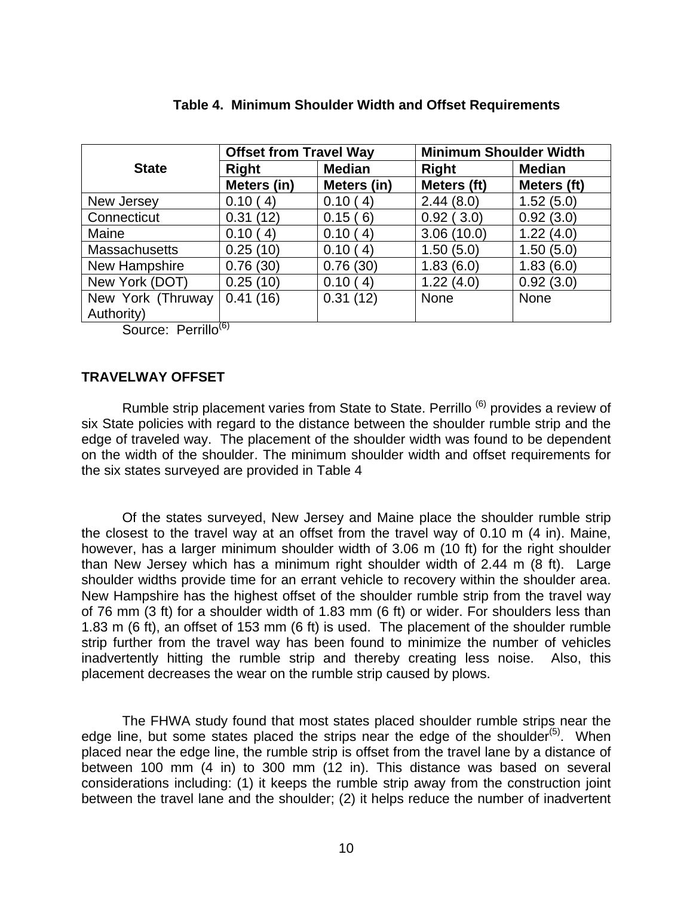**Table 4. Minimum Shoulder Width and Offset Requirements**

| State | Offset from Travel Way | | Minimum Shoulder Width | |
|---|---|---|---|---|
| | Right | Median | Right | Median |
| | Meters (in) | Meters (in) | Meters (ft) | Meters (ft) |
| New Jersey | 0.10 ( 4) | 0.10 ( 4) | 2.44 (8.0) | 1.52 (5.0) |
| Connecticut | 0.31 (12) | 0.15 ( 6) | 0.92 ( 3.0) | 0.92 (3.0) |
| Maine | 0.10 ( 4) | 0.10 ( 4) | 3.06 (10.0) | 1.22 (4.0) |
| Massachusetts | 0.25 (10) | 0.10 ( 4) | 1.50 (5.0) | 1.50 (5.0) |
| New Hampshire | 0.76 (30) | 0.76 (30) | 1.83 (6.0) | 1.83 (6.0) |
| New York (DOT) | 0.25 (10) | 0.10 ( 4) | 1.22 (4.0) | 0.92 (3.0) |
| New York (Thruway Authority) | 0.41 (16) | 0.31 (12) | None | None |

Source: Perrillo[6]

## TRAVELWAY OFFSET

Rumble strip placement varies from State to State. Perrillo [6] provides a review of six State policies with regard to the distance between the shoulder rumble strip and the edge of traveled way. The placement of the shoulder width was found to be dependent on the width of the shoulder. The minimum shoulder width and offset requirements for the six states surveyed are provided in Table 4

Of the states surveyed, New Jersey and Maine place the shoulder rumble strip the closest to the travel way at an offset from the travel way of 0.10 m (4 in). Maine, however, has a larger minimum shoulder width of 3.06 m (10 ft) for the right shoulder than New Jersey which has a minimum right shoulder width of 2.44 m (8 ft). Large shoulder widths provide time for an errant vehicle to recovery within the shoulder area. New Hampshire has the highest offset of the shoulder rumble strip from the travel way of 76 mm (3 ft) for a shoulder width of 1.83 mm (6 ft) or wider. For shoulders less than 1.83 m (6 ft), an offset of 153 mm (6 ft) is used. The placement of the shoulder rumble strip further from the travel way has been found to minimize the number of vehicles inadvertently hitting the rumble strip and thereby creating less noise. Also, this placement decreases the wear on the rumble strip caused by plows.

The FHWA study found that most states placed shoulder rumble strips near the edge line, but some states placed the strips near the edge of the shoulder[5]. When placed near the edge line, the rumble strip is offset from the travel lane by a distance of between 100 mm (4 in) to 300 mm (12 in). This distance was based on several considerations including: (1) it keeps the rumble strip away from the construction joint between the travel lane and the shoulder; (2) it helps reduce the number of inadvertent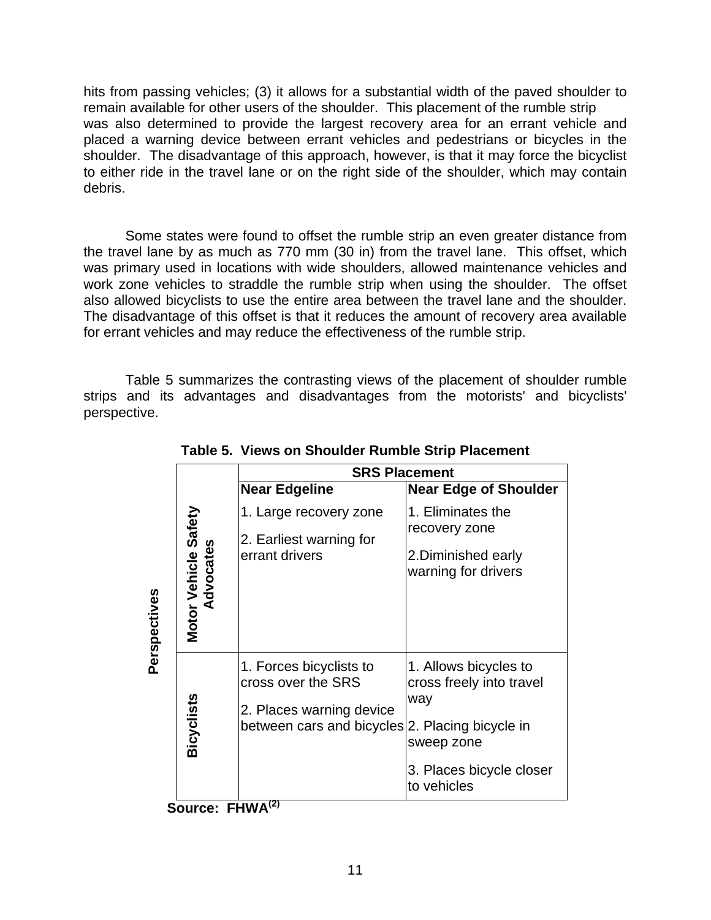hits from passing vehicles; (3) it allows for a substantial width of the paved shoulder to remain available for other users of the shoulder. This placement of the rumble strip was also determined to provide the largest recovery area for an errant vehicle and placed a warning device between errant vehicles and pedestrians or bicycles in the shoulder. The disadvantage of this approach, however, is that it may force the bicyclist to either ride in the travel lane or on the right side of the shoulder, which may contain debris.

Some states were found to offset the rumble strip an even greater distance from the travel lane by as much as 770 mm (30 in) from the travel lane. This offset, which was primary used in locations with wide shoulders, allowed maintenance vehicles and work zone vehicles to straddle the rumble strip when using the shoulder. The offset also allowed bicyclists to use the entire area between the travel lane and the shoulder. The disadvantage of this offset is that it reduces the amount of recovery area available for errant vehicles and may reduce the effectiveness of the rumble strip.

Table 5 summarizes the contrasting views of the placement of shoulder rumble strips and its advantages and disadvantages from the motorists' and bicyclists' perspective.

**Table 5. Views on Shoulder Rumble Strip Placement**

| Perspectives | SRS Placement: Near Edgeline | SRS Placement: Near Edge of Shoulder |
|---|---|---|
| **Motor Vehicle Safety Advocates** | 1. Large recovery zone<br>2. Earliest warning for errant drivers | 1. Eliminates the recovery zone<br>2.Diminished early warning for drivers |
| **Bicyclists** | 1. Forces bicyclists to cross over the SRS<br>2. Places warning device between cars and bicycles | 1. Allows bicycles to cross freely into travel way<br>2. Placing bicycle in sweep zone<br>3. Places bicycle closer to vehicles |

**Source: FHWA[(2)]**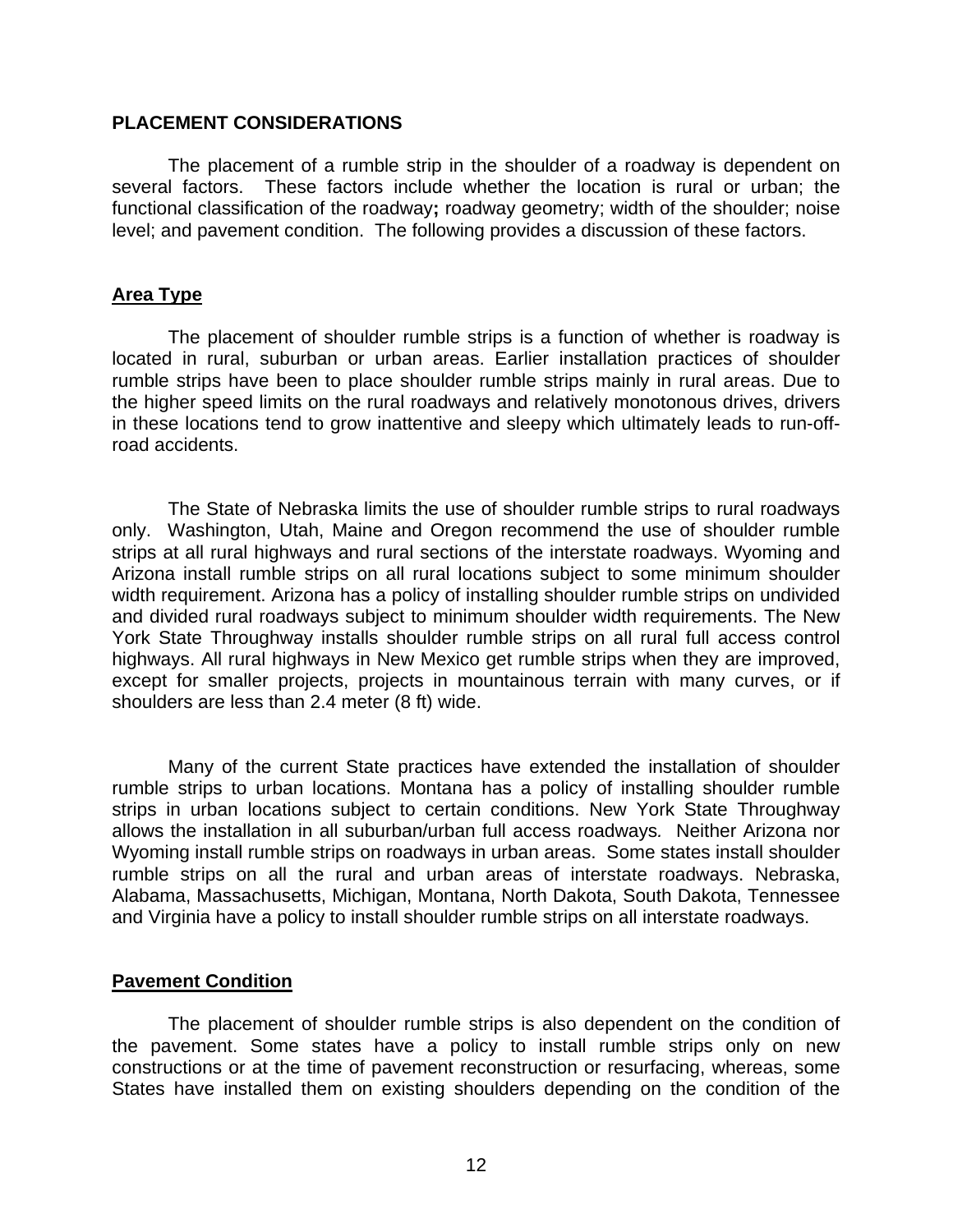## PLACEMENT CONSIDERATIONS

The placement of a rumble strip in the shoulder of a roadway is dependent on several factors. These factors include whether the location is rural or urban; the functional classification of the roadway**;** roadway geometry; width of the shoulder; noise level; and pavement condition. The following provides a discussion of these factors.

### Area Type

The placement of shoulder rumble strips is a function of whether is roadway is located in rural, suburban or urban areas. Earlier installation practices of shoulder rumble strips have been to place shoulder rumble strips mainly in rural areas. Due to the higher speed limits on the rural roadways and relatively monotonous drives, drivers in these locations tend to grow inattentive and sleepy which ultimately leads to run-off-road accidents.

The State of Nebraska limits the use of shoulder rumble strips to rural roadways only. Washington, Utah, Maine and Oregon recommend the use of shoulder rumble strips at all rural highways and rural sections of the interstate roadways. Wyoming and Arizona install rumble strips on all rural locations subject to some minimum shoulder width requirement. Arizona has a policy of installing shoulder rumble strips on undivided and divided rural roadways subject to minimum shoulder width requirements. The New York State Throughway installs shoulder rumble strips on all rural full access control highways. All rural highways in New Mexico get rumble strips when they are improved, except for smaller projects, projects in mountainous terrain with many curves, or if shoulders are less than 2.4 meter (8 ft) wide.

Many of the current State practices have extended the installation of shoulder rumble strips to urban locations. Montana has a policy of installing shoulder rumble strips in urban locations subject to certain conditions. New York State Throughway allows the installation in all suburban/urban full access roadways*.* Neither Arizona nor Wyoming install rumble strips on roadways in urban areas. Some states install shoulder rumble strips on all the rural and urban areas of interstate roadways. Nebraska, Alabama, Massachusetts, Michigan, Montana, North Dakota, South Dakota, Tennessee and Virginia have a policy to install shoulder rumble strips on all interstate roadways.

### Pavement Condition

The placement of shoulder rumble strips is also dependent on the condition of the pavement. Some states have a policy to install rumble strips only on new constructions or at the time of pavement reconstruction or resurfacing, whereas, some States have installed them on existing shoulders depending on the condition of the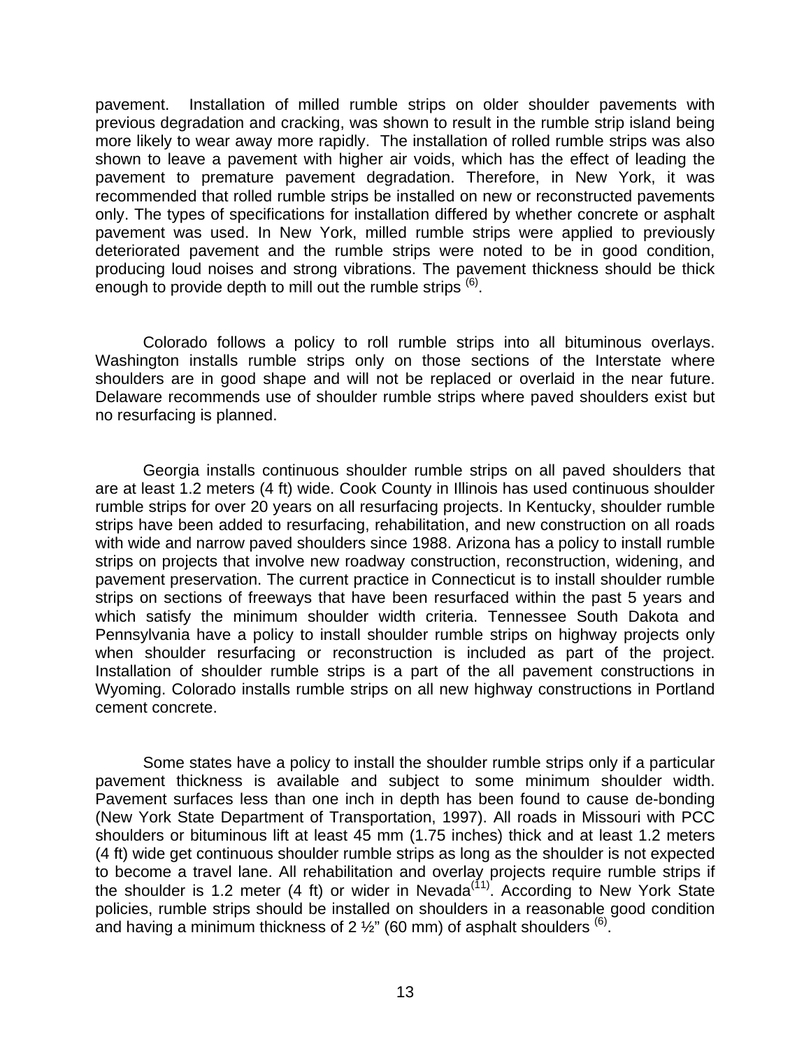pavement. Installation of milled rumble strips on older shoulder pavements with previous degradation and cracking, was shown to result in the rumble strip island being more likely to wear away more rapidly. The installation of rolled rumble strips was also shown to leave a pavement with higher air voids, which has the effect of leading the pavement to premature pavement degradation. Therefore, in New York, it was recommended that rolled rumble strips be installed on new or reconstructed pavements only. The types of specifications for installation differed by whether concrete or asphalt pavement was used. In New York, milled rumble strips were applied to previously deteriorated pavement and the rumble strips were noted to be in good condition, producing loud noises and strong vibrations. The pavement thickness should be thick enough to provide depth to mill out the rumble strips [(6)].

Colorado follows a policy to roll rumble strips into all bituminous overlays. Washington installs rumble strips only on those sections of the Interstate where shoulders are in good shape and will not be replaced or overlaid in the near future. Delaware recommends use of shoulder rumble strips where paved shoulders exist but no resurfacing is planned.

Georgia installs continuous shoulder rumble strips on all paved shoulders that are at least 1.2 meters (4 ft) wide. Cook County in Illinois has used continuous shoulder rumble strips for over 20 years on all resurfacing projects. In Kentucky, shoulder rumble strips have been added to resurfacing, rehabilitation, and new construction on all roads with wide and narrow paved shoulders since 1988. Arizona has a policy to install rumble strips on projects that involve new roadway construction, reconstruction, widening, and pavement preservation. The current practice in Connecticut is to install shoulder rumble strips on sections of freeways that have been resurfaced within the past 5 years and which satisfy the minimum shoulder width criteria. Tennessee South Dakota and Pennsylvania have a policy to install shoulder rumble strips on highway projects only when shoulder resurfacing or reconstruction is included as part of the project. Installation of shoulder rumble strips is a part of the all pavement constructions in Wyoming. Colorado installs rumble strips on all new highway constructions in Portland cement concrete.

Some states have a policy to install the shoulder rumble strips only if a particular pavement thickness is available and subject to some minimum shoulder width. Pavement surfaces less than one inch in depth has been found to cause de-bonding (New York State Department of Transportation, 1997). All roads in Missouri with PCC shoulders or bituminous lift at least 45 mm (1.75 inches) thick and at least 1.2 meters (4 ft) wide get continuous shoulder rumble strips as long as the shoulder is not expected to become a travel lane. All rehabilitation and overlay projects require rumble strips if the shoulder is 1.2 meter (4 ft) or wider in Nevada[(11)]. According to New York State policies, rumble strips should be installed on shoulders in a reasonable good condition and having a minimum thickness of 2 ½" (60 mm) of asphalt shoulders [(6)].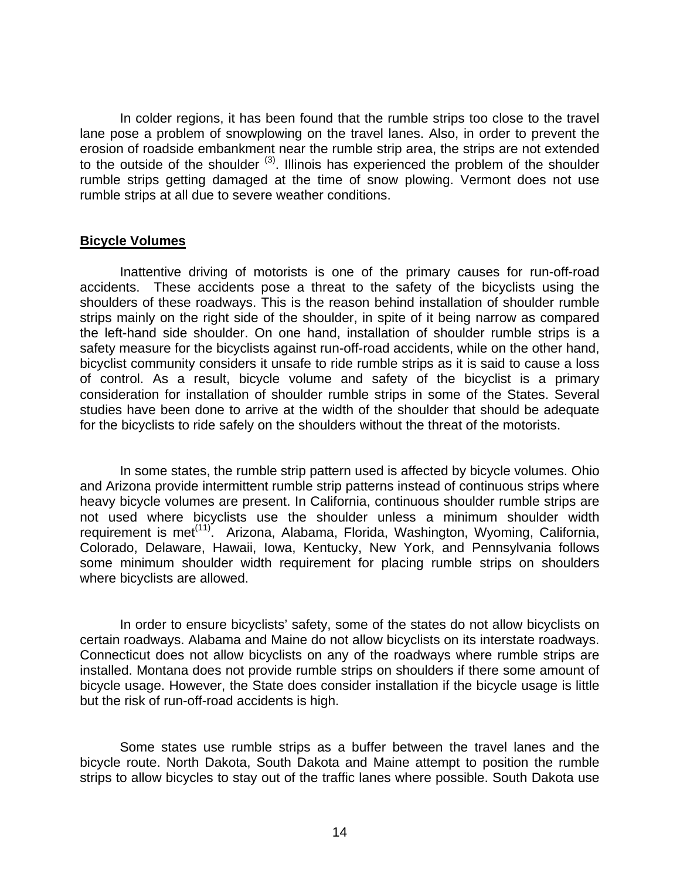In colder regions, it has been found that the rumble strips too close to the travel lane pose a problem of snowplowing on the travel lanes. Also, in order to prevent the erosion of roadside embankment near the rumble strip area, the strips are not extended to the outside of the shoulder [3]. Illinois has experienced the problem of the shoulder rumble strips getting damaged at the time of snow plowing. Vermont does not use rumble strips at all due to severe weather conditions.

## Bicycle Volumes

Inattentive driving of motorists is one of the primary causes for run-off-road accidents. These accidents pose a threat to the safety of the bicyclists using the shoulders of these roadways. This is the reason behind installation of shoulder rumble strips mainly on the right side of the shoulder, in spite of it being narrow as compared the left-hand side shoulder. On one hand, installation of shoulder rumble strips is a safety measure for the bicyclists against run-off-road accidents, while on the other hand, bicyclist community considers it unsafe to ride rumble strips as it is said to cause a loss of control. As a result, bicycle volume and safety of the bicyclist is a primary consideration for installation of shoulder rumble strips in some of the States. Several studies have been done to arrive at the width of the shoulder that should be adequate for the bicyclists to ride safely on the shoulders without the threat of the motorists.

In some states, the rumble strip pattern used is affected by bicycle volumes. Ohio and Arizona provide intermittent rumble strip patterns instead of continuous strips where heavy bicycle volumes are present. In California, continuous shoulder rumble strips are not used where bicyclists use the shoulder unless a minimum shoulder width requirement is met[11]. Arizona, Alabama, Florida, Washington, Wyoming, California, Colorado, Delaware, Hawaii, Iowa, Kentucky, New York, and Pennsylvania follows some minimum shoulder width requirement for placing rumble strips on shoulders where bicyclists are allowed.

In order to ensure bicyclists' safety, some of the states do not allow bicyclists on certain roadways. Alabama and Maine do not allow bicyclists on its interstate roadways. Connecticut does not allow bicyclists on any of the roadways where rumble strips are installed. Montana does not provide rumble strips on shoulders if there some amount of bicycle usage. However, the State does consider installation if the bicycle usage is little but the risk of run-off-road accidents is high.

Some states use rumble strips as a buffer between the travel lanes and the bicycle route. North Dakota, South Dakota and Maine attempt to position the rumble strips to allow bicycles to stay out of the traffic lanes where possible. South Dakota use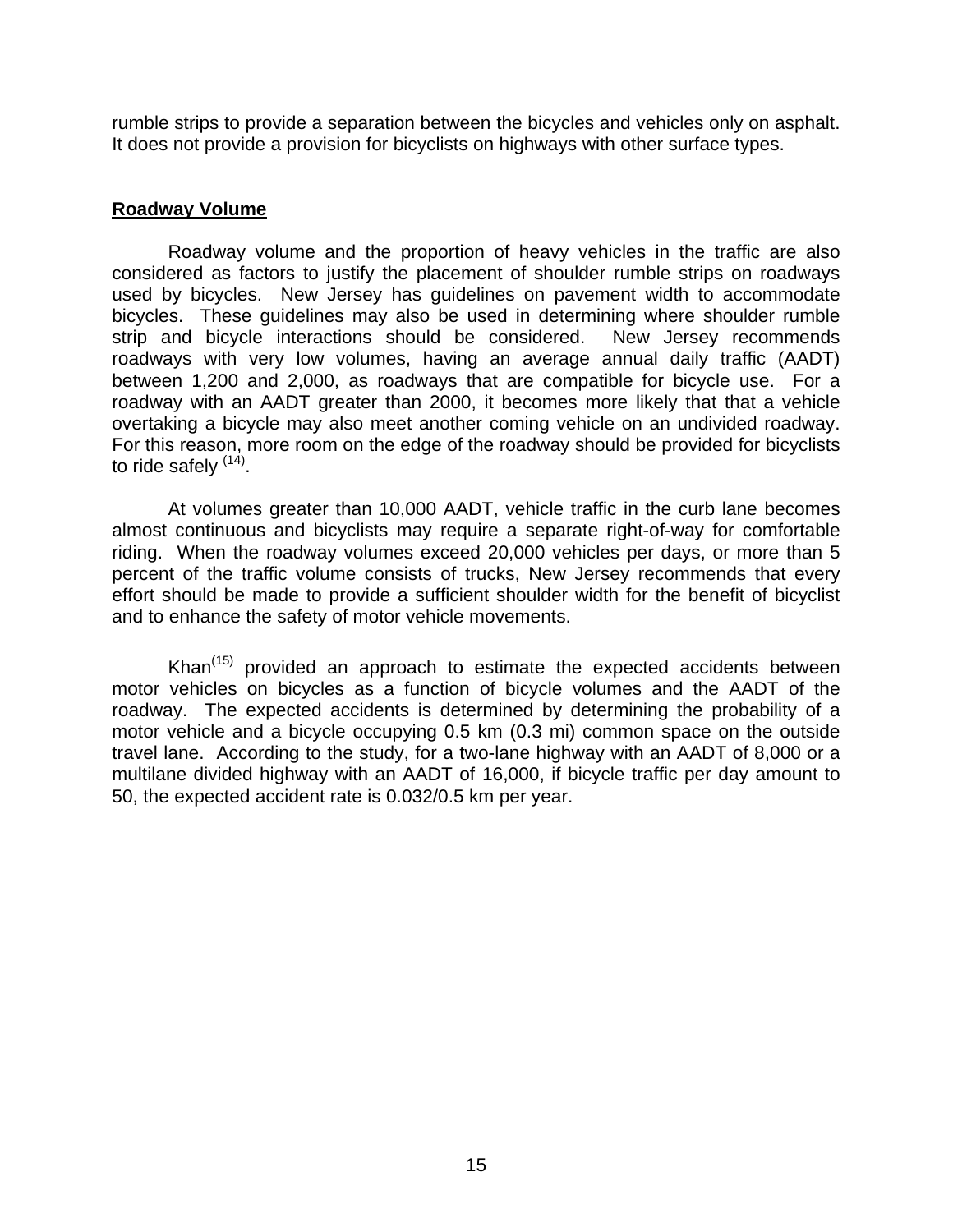rumble strips to provide a separation between the bicycles and vehicles only on asphalt. It does not provide a provision for bicyclists on highways with other surface types.

**Roadway Volume**

Roadway volume and the proportion of heavy vehicles in the traffic are also considered as factors to justify the placement of shoulder rumble strips on roadways used by bicycles. New Jersey has guidelines on pavement width to accommodate bicycles. These guidelines may also be used in determining where shoulder rumble strip and bicycle interactions should be considered. New Jersey recommends roadways with very low volumes, having an average annual daily traffic (AADT) between 1,200 and 2,000, as roadways that are compatible for bicycle use. For a roadway with an AADT greater than 2000, it becomes more likely that that a vehicle overtaking a bicycle may also meet another coming vehicle on an undivided roadway. For this reason, more room on the edge of the roadway should be provided for bicyclists to ride safely [(14)].

At volumes greater than 10,000 AADT, vehicle traffic in the curb lane becomes almost continuous and bicyclists may require a separate right-of-way for comfortable riding. When the roadway volumes exceed 20,000 vehicles per days, or more than 5 percent of the traffic volume consists of trucks, New Jersey recommends that every effort should be made to provide a sufficient shoulder width for the benefit of bicyclist and to enhance the safety of motor vehicle movements.

Khan[(15)] provided an approach to estimate the expected accidents between motor vehicles on bicycles as a function of bicycle volumes and the AADT of the roadway. The expected accidents is determined by determining the probability of a motor vehicle and a bicycle occupying 0.5 km (0.3 mi) common space on the outside travel lane. According to the study, for a two-lane highway with an AADT of 8,000 or a multilane divided highway with an AADT of 16,000, if bicycle traffic per day amount to 50, the expected accident rate is 0.032/0.5 km per year.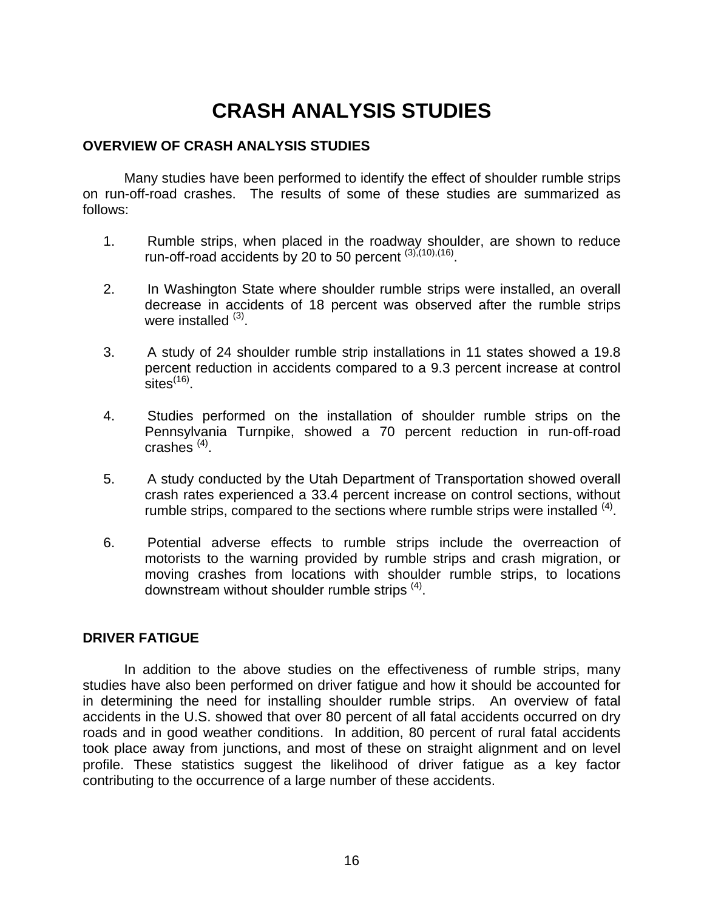# CRASH ANALYSIS STUDIES

## OVERVIEW OF CRASH ANALYSIS STUDIES

Many studies have been performed to identify the effect of shoulder rumble strips on run-off-road crashes. The results of some of these studies are summarized as follows:

1. Rumble strips, when placed in the roadway shoulder, are shown to reduce run-off-road accidents by 20 to 50 percent [(3),(10),(16)].

2. In Washington State where shoulder rumble strips were installed, an overall decrease in accidents of 18 percent was observed after the rumble strips were installed [(3)].

3. A study of 24 shoulder rumble strip installations in 11 states showed a 19.8 percent reduction in accidents compared to a 9.3 percent increase at control sites[(16)].

4. Studies performed on the installation of shoulder rumble strips on the Pennsylvania Turnpike, showed a 70 percent reduction in run-off-road crashes [(4)].

5. A study conducted by the Utah Department of Transportation showed overall crash rates experienced a 33.4 percent increase on control sections, without rumble strips, compared to the sections where rumble strips were installed [(4)].

6. Potential adverse effects to rumble strips include the overreaction of motorists to the warning provided by rumble strips and crash migration, or moving crashes from locations with shoulder rumble strips, to locations downstream without shoulder rumble strips [(4)].

## DRIVER FATIGUE

In addition to the above studies on the effectiveness of rumble strips, many studies have also been performed on driver fatigue and how it should be accounted for in determining the need for installing shoulder rumble strips. An overview of fatal accidents in the U.S. showed that over 80 percent of all fatal accidents occurred on dry roads and in good weather conditions. In addition, 80 percent of rural fatal accidents took place away from junctions, and most of these on straight alignment and on level profile. These statistics suggest the likelihood of driver fatigue as a key factor contributing to the occurrence of a large number of these accidents.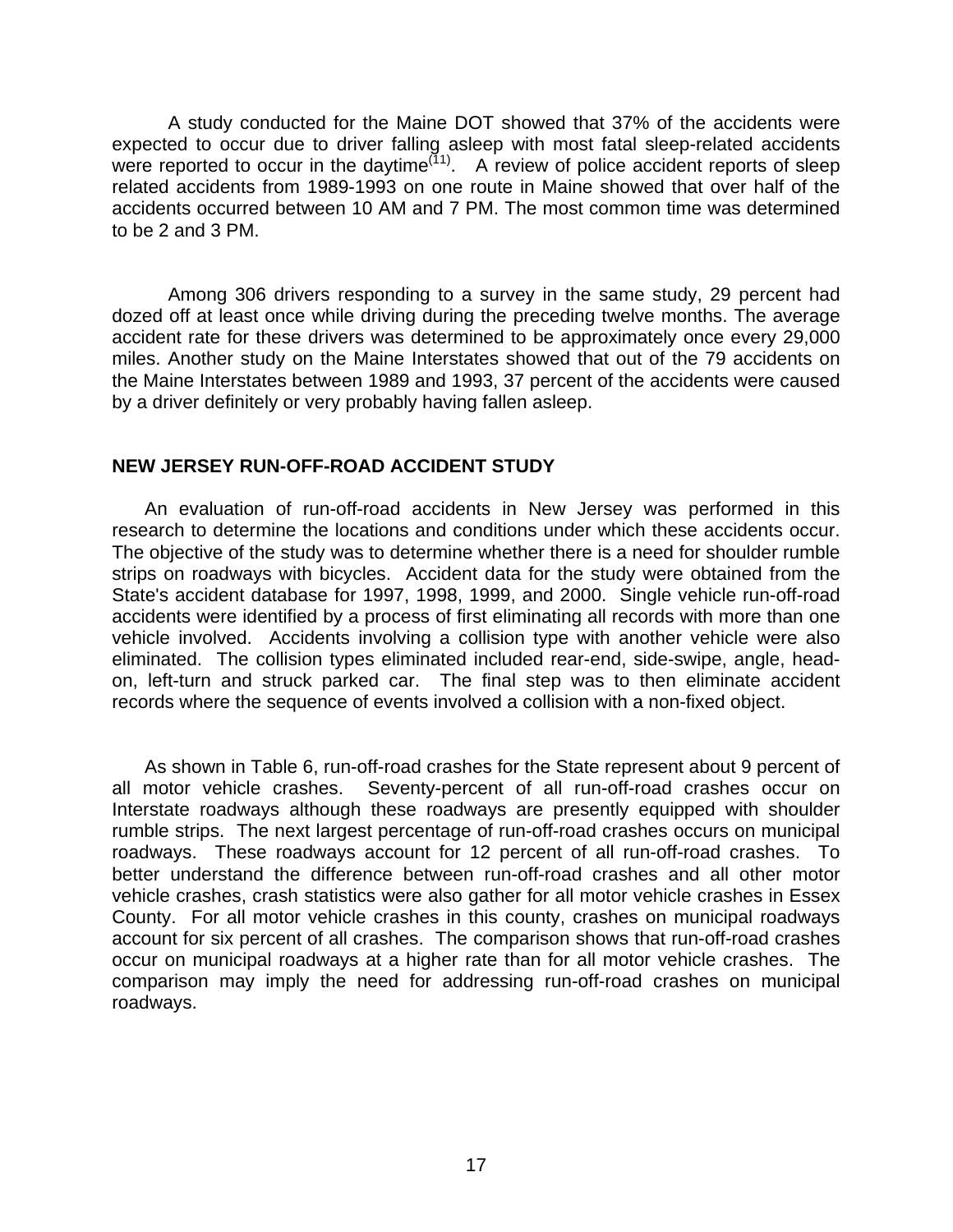A study conducted for the Maine DOT showed that 37% of the accidents were expected to occur due to driver falling asleep with most fatal sleep-related accidents were reported to occur in the daytime[11]. A review of police accident reports of sleep related accidents from 1989-1993 on one route in Maine showed that over half of the accidents occurred between 10 AM and 7 PM. The most common time was determined to be 2 and 3 PM.

Among 306 drivers responding to a survey in the same study, 29 percent had dozed off at least once while driving during the preceding twelve months. The average accident rate for these drivers was determined to be approximately once every 29,000 miles. Another study on the Maine Interstates showed that out of the 79 accidents on the Maine Interstates between 1989 and 1993, 37 percent of the accidents were caused by a driver definitely or very probably having fallen asleep.

## NEW JERSEY RUN-OFF-ROAD ACCIDENT STUDY

An evaluation of run-off-road accidents in New Jersey was performed in this research to determine the locations and conditions under which these accidents occur. The objective of the study was to determine whether there is a need for shoulder rumble strips on roadways with bicycles. Accident data for the study were obtained from the State's accident database for 1997, 1998, 1999, and 2000. Single vehicle run-off-road accidents were identified by a process of first eliminating all records with more than one vehicle involved. Accidents involving a collision type with another vehicle were also eliminated. The collision types eliminated included rear-end, side-swipe, angle, head-on, left-turn and struck parked car. The final step was to then eliminate accident records where the sequence of events involved a collision with a non-fixed object.

As shown in Table 6, run-off-road crashes for the State represent about 9 percent of all motor vehicle crashes. Seventy-percent of all run-off-road crashes occur on Interstate roadways although these roadways are presently equipped with shoulder rumble strips. The next largest percentage of run-off-road crashes occurs on municipal roadways. These roadways account for 12 percent of all run-off-road crashes. To better understand the difference between run-off-road crashes and all other motor vehicle crashes, crash statistics were also gather for all motor vehicle crashes in Essex County. For all motor vehicle crashes in this county, crashes on municipal roadways account for six percent of all crashes. The comparison shows that run-off-road crashes occur on municipal roadways at a higher rate than for all motor vehicle crashes. The comparison may imply the need for addressing run-off-road crashes on municipal roadways.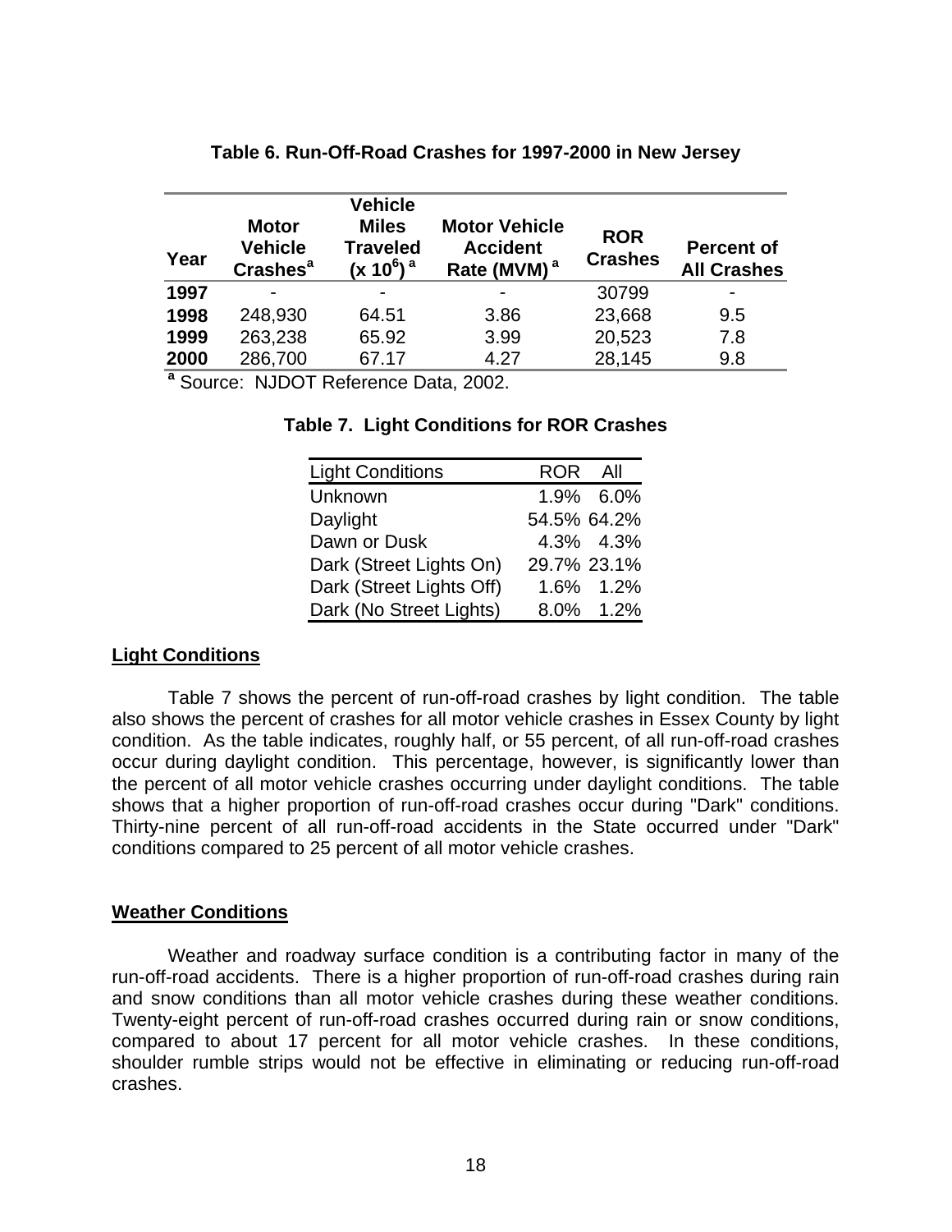**Table 6. Run-Off-Road Crashes for 1997-2000 in New Jersey**

| Year | Motor Vehicle Crashes[a] | Vehicle Miles Traveled ($x 10^6$)[a] | Motor Vehicle Accident Rate (MVM)[a] | ROR Crashes | Percent of All Crashes |
|---|---|---|---|---|---|
| **1997** | - | - | - | 30799 | - |
| **1998** | 248,930 | 64.51 | 3.86 | 23,668 | 9.5 |
| **1999** | 263,238 | 65.92 | 3.99 | 20,523 | 7.8 |
| **2000** | 286,700 | 67.17 | 4.27 | 28,145 | 9.8 |

[a] Source: NJDOT Reference Data, 2002.

**Table 7. Light Conditions for ROR Crashes**

| Light Conditions | ROR | All |
|---|---|---|
| Unknown | 1.9% | 6.0% |
| Daylight | 54.5% | 64.2% |
| Dawn or Dusk | 4.3% | 4.3% |
| Dark (Street Lights On) | 29.7% | 23.1% |
| Dark (Street Lights Off) | 1.6% | 1.2% |
| Dark (No Street Lights) | 8.0% | 1.2% |

## Light Conditions

Table 7 shows the percent of run-off-road crashes by light condition. The table also shows the percent of crashes for all motor vehicle crashes in Essex County by light condition. As the table indicates, roughly half, or 55 percent, of all run-off-road crashes occur during daylight condition. This percentage, however, is significantly lower than the percent of all motor vehicle crashes occurring under daylight conditions. The table shows that a higher proportion of run-off-road crashes occur during "Dark" conditions. Thirty-nine percent of all run-off-road accidents in the State occurred under "Dark" conditions compared to 25 percent of all motor vehicle crashes.

## Weather Conditions

Weather and roadway surface condition is a contributing factor in many of the run-off-road accidents. There is a higher proportion of run-off-road crashes during rain and snow conditions than all motor vehicle crashes during these weather conditions. Twenty-eight percent of run-off-road crashes occurred during rain or snow conditions, compared to about 17 percent for all motor vehicle crashes. In these conditions, shoulder rumble strips would not be effective in eliminating or reducing run-off-road crashes.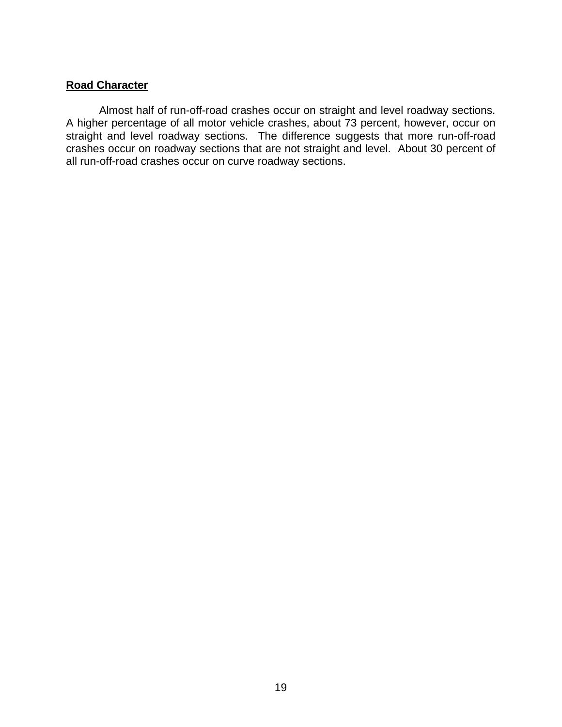## Road Character

Almost half of run-off-road crashes occur on straight and level roadway sections. A higher percentage of all motor vehicle crashes, about 73 percent, however, occur on straight and level roadway sections. The difference suggests that more run-off-road crashes occur on roadway sections that are not straight and level. About 30 percent of all run-off-road crashes occur on curve roadway sections.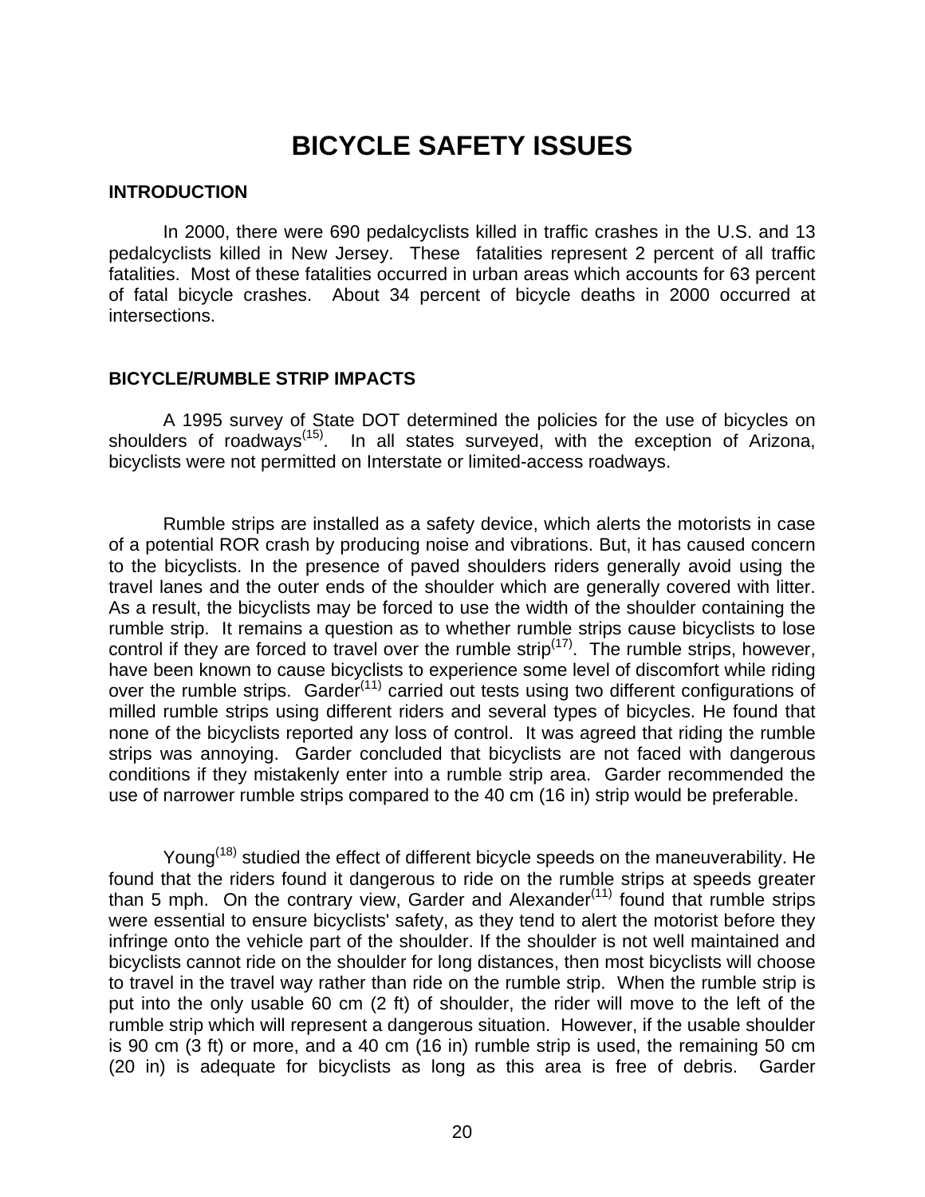# BICYCLE SAFETY ISSUES

## INTRODUCTION

In 2000, there were 690 pedalcyclists killed in traffic crashes in the U.S. and 13 pedalcyclists killed in New Jersey. These fatalities represent 2 percent of all traffic fatalities. Most of these fatalities occurred in urban areas which accounts for 63 percent of fatal bicycle crashes. About 34 percent of bicycle deaths in 2000 occurred at intersections.

## BICYCLE/RUMBLE STRIP IMPACTS

A 1995 survey of State DOT determined the policies for the use of bicycles on shoulders of roadways[(15)]. In all states surveyed, with the exception of Arizona, bicyclists were not permitted on Interstate or limited-access roadways.

Rumble strips are installed as a safety device, which alerts the motorists in case of a potential ROR crash by producing noise and vibrations. But, it has caused concern to the bicyclists. In the presence of paved shoulders riders generally avoid using the travel lanes and the outer ends of the shoulder which are generally covered with litter. As a result, the bicyclists may be forced to use the width of the shoulder containing the rumble strip. It remains a question as to whether rumble strips cause bicyclists to lose control if they are forced to travel over the rumble strip[(17)]. The rumble strips, however, have been known to cause bicyclists to experience some level of discomfort while riding over the rumble strips. Garder[(11)] carried out tests using two different configurations of milled rumble strips using different riders and several types of bicycles. He found that none of the bicyclists reported any loss of control. It was agreed that riding the rumble strips was annoying. Garder concluded that bicyclists are not faced with dangerous conditions if they mistakenly enter into a rumble strip area. Garder recommended the use of narrower rumble strips compared to the 40 cm (16 in) strip would be preferable.

Young[(18)] studied the effect of different bicycle speeds on the maneuverability. He found that the riders found it dangerous to ride on the rumble strips at speeds greater than 5 mph. On the contrary view, Garder and Alexander[(11)] found that rumble strips were essential to ensure bicyclists' safety, as they tend to alert the motorist before they infringe onto the vehicle part of the shoulder. If the shoulder is not well maintained and bicyclists cannot ride on the shoulder for long distances, then most bicyclists will choose to travel in the travel way rather than ride on the rumble strip. When the rumble strip is put into the only usable 60 cm (2 ft) of shoulder, the rider will move to the left of the rumble strip which will represent a dangerous situation. However, if the usable shoulder is 90 cm (3 ft) or more, and a 40 cm (16 in) rumble strip is used, the remaining 50 cm (20 in) is adequate for bicyclists as long as this area is free of debris. Garder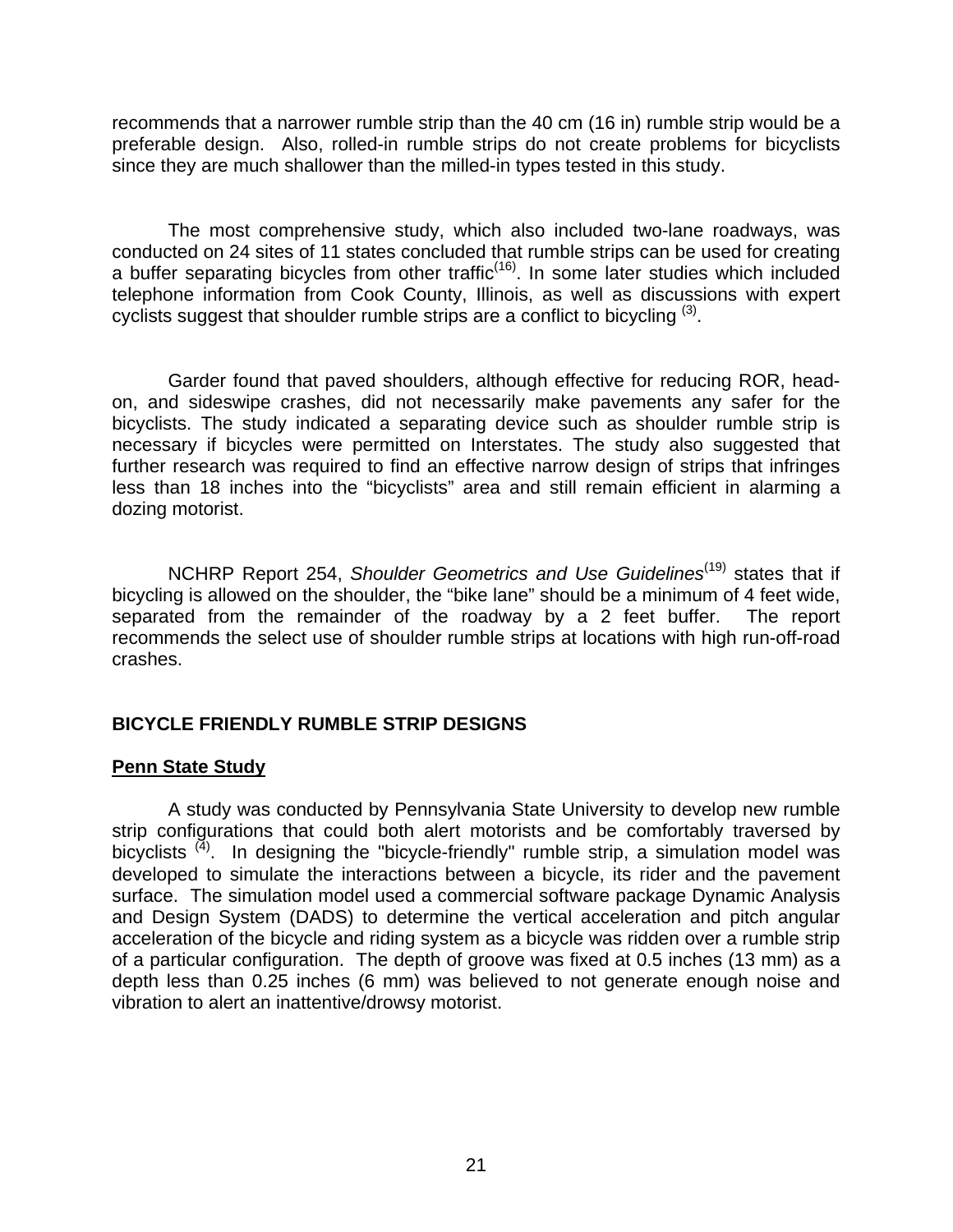recommends that a narrower rumble strip than the 40 cm (16 in) rumble strip would be a preferable design. Also, rolled-in rumble strips do not create problems for bicyclists since they are much shallower than the milled-in types tested in this study.

The most comprehensive study, which also included two-lane roadways, was conducted on 24 sites of 11 states concluded that rumble strips can be used for creating a buffer separating bicycles from other traffic[16]. In some later studies which included telephone information from Cook County, Illinois, as well as discussions with expert cyclists suggest that shoulder rumble strips are a conflict to bicycling [3].

Garder found that paved shoulders, although effective for reducing ROR, head-on, and sideswipe crashes, did not necessarily make pavements any safer for the bicyclists. The study indicated a separating device such as shoulder rumble strip is necessary if bicycles were permitted on Interstates. The study also suggested that further research was required to find an effective narrow design of strips that infringes less than 18 inches into the "bicyclists" area and still remain efficient in alarming a dozing motorist.

NCHRP Report 254, *Shoulder Geometrics and Use Guidelines*[19] states that if bicycling is allowed on the shoulder, the "bike lane" should be a minimum of 4 feet wide, separated from the remainder of the roadway by a 2 feet buffer. The report recommends the select use of shoulder rumble strips at locations with high run-off-road crashes.

## BICYCLE FRIENDLY RUMBLE STRIP DESIGNS

### Penn State Study

A study was conducted by Pennsylvania State University to develop new rumble strip configurations that could both alert motorists and be comfortably traversed by bicyclists [4]. In designing the "bicycle-friendly" rumble strip, a simulation model was developed to simulate the interactions between a bicycle, its rider and the pavement surface. The simulation model used a commercial software package Dynamic Analysis and Design System (DADS) to determine the vertical acceleration and pitch angular acceleration of the bicycle and riding system as a bicycle was ridden over a rumble strip of a particular configuration. The depth of groove was fixed at 0.5 inches (13 mm) as a depth less than 0.25 inches (6 mm) was believed to not generate enough noise and vibration to alert an inattentive/drowsy motorist.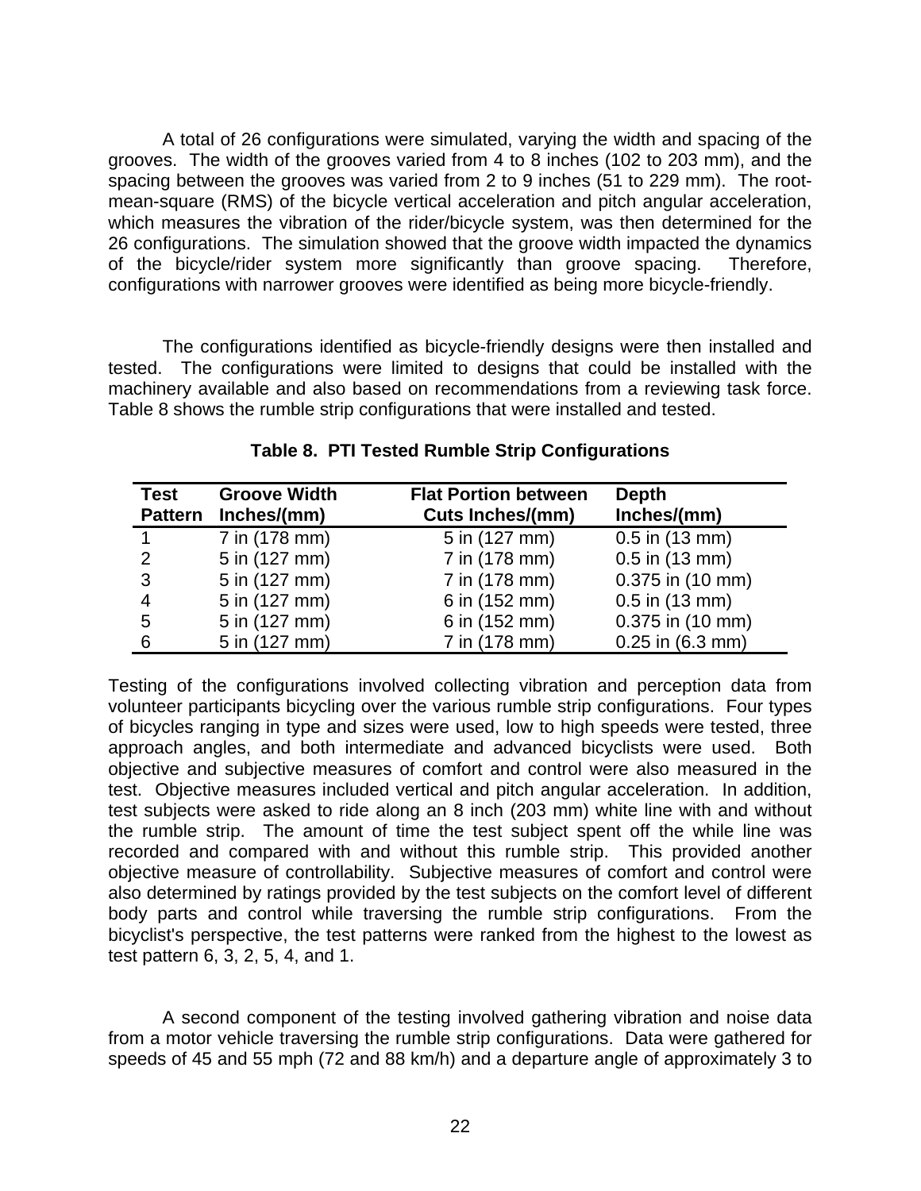A total of 26 configurations were simulated, varying the width and spacing of the grooves. The width of the grooves varied from 4 to 8 inches (102 to 203 mm), and the spacing between the grooves was varied from 2 to 9 inches (51 to 229 mm). The root-mean-square (RMS) of the bicycle vertical acceleration and pitch angular acceleration, which measures the vibration of the rider/bicycle system, was then determined for the 26 configurations. The simulation showed that the groove width impacted the dynamics of the bicycle/rider system more significantly than groove spacing. Therefore, configurations with narrower grooves were identified as being more bicycle-friendly.

The configurations identified as bicycle-friendly designs were then installed and tested. The configurations were limited to designs that could be installed with the machinery available and also based on recommendations from a reviewing task force. Table 8 shows the rumble strip configurations that were installed and tested.

**Table 8. PTI Tested Rumble Strip Configurations**

| Test Pattern | Groove Width Inches/(mm) | Flat Portion between Cuts Inches/(mm) | Depth Inches/(mm) |
|---|---|---|---|
| 1 | 7 in (178 mm) | 5 in (127 mm) | 0.5 in (13 mm) |
| 2 | 5 in (127 mm) | 7 in (178 mm) | 0.5 in (13 mm) |
| 3 | 5 in (127 mm) | 7 in (178 mm) | 0.375 in (10 mm) |
| 4 | 5 in (127 mm) | 6 in (152 mm) | 0.5 in (13 mm) |
| 5 | 5 in (127 mm) | 6 in (152 mm) | 0.375 in (10 mm) |
| 6 | 5 in (127 mm) | 7 in (178 mm) | 0.25 in (6.3 mm) |

Testing of the configurations involved collecting vibration and perception data from volunteer participants bicycling over the various rumble strip configurations. Four types of bicycles ranging in type and sizes were used, low to high speeds were tested, three approach angles, and both intermediate and advanced bicyclists were used. Both objective and subjective measures of comfort and control were also measured in the test. Objective measures included vertical and pitch angular acceleration. In addition, test subjects were asked to ride along an 8 inch (203 mm) white line with and without the rumble strip. The amount of time the test subject spent off the while line was recorded and compared with and without this rumble strip. This provided another objective measure of controllability. Subjective measures of comfort and control were also determined by ratings provided by the test subjects on the comfort level of different body parts and control while traversing the rumble strip configurations. From the bicyclist's perspective, the test patterns were ranked from the highest to the lowest as test pattern 6, 3, 2, 5, 4, and 1.

A second component of the testing involved gathering vibration and noise data from a motor vehicle traversing the rumble strip configurations. Data were gathered for speeds of 45 and 55 mph (72 and 88 km/h) and a departure angle of approximately 3 to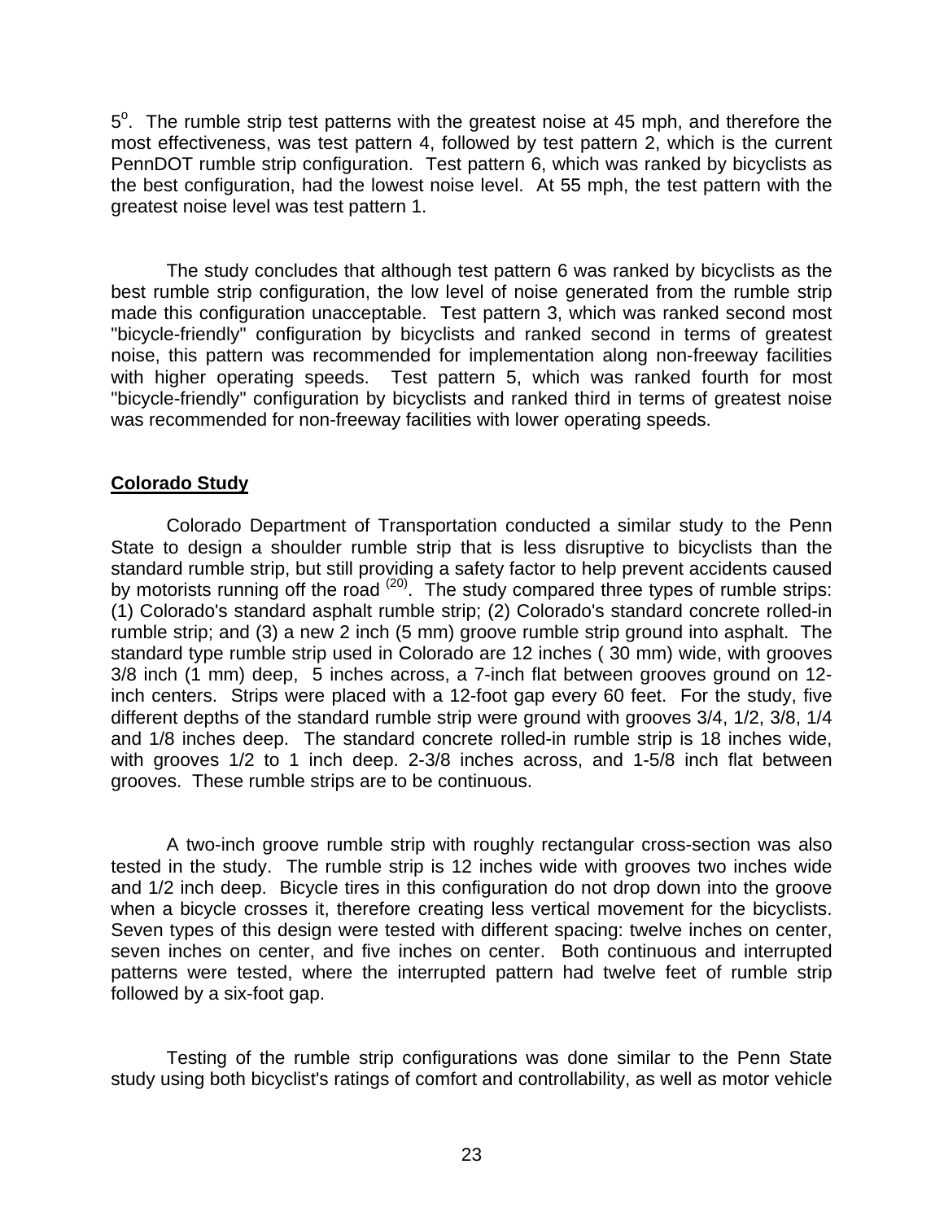$5^o$. The rumble strip test patterns with the greatest noise at 45 mph, and therefore the most effectiveness, was test pattern 4, followed by test pattern 2, which is the current PennDOT rumble strip configuration. Test pattern 6, which was ranked by bicyclists as the best configuration, had the lowest noise level. At 55 mph, the test pattern with the greatest noise level was test pattern 1.

The study concludes that although test pattern 6 was ranked by bicyclists as the best rumble strip configuration, the low level of noise generated from the rumble strip made this configuration unacceptable. Test pattern 3, which was ranked second most "bicycle-friendly" configuration by bicyclists and ranked second in terms of greatest noise, this pattern was recommended for implementation along non-freeway facilities with higher operating speeds. Test pattern 5, which was ranked fourth for most "bicycle-friendly" configuration by bicyclists and ranked third in terms of greatest noise was recommended for non-freeway facilities with lower operating speeds.

## Colorado Study

Colorado Department of Transportation conducted a similar study to the Penn State to design a shoulder rumble strip that is less disruptive to bicyclists than the standard rumble strip, but still providing a safety factor to help prevent accidents caused by motorists running off the road [20]. The study compared three types of rumble strips: (1) Colorado's standard asphalt rumble strip; (2) Colorado's standard concrete rolled-in rumble strip; and (3) a new 2 inch (5 mm) groove rumble strip ground into asphalt. The standard type rumble strip used in Colorado are 12 inches ( 30 mm) wide, with grooves 3/8 inch (1 mm) deep, 5 inches across, a 7-inch flat between grooves ground on 12-inch centers. Strips were placed with a 12-foot gap every 60 feet. For the study, five different depths of the standard rumble strip were ground with grooves 3/4, 1/2, 3/8, 1/4 and 1/8 inches deep. The standard concrete rolled-in rumble strip is 18 inches wide, with grooves 1/2 to 1 inch deep. 2-3/8 inches across, and 1-5/8 inch flat between grooves. These rumble strips are to be continuous.

A two-inch groove rumble strip with roughly rectangular cross-section was also tested in the study. The rumble strip is 12 inches wide with grooves two inches wide and 1/2 inch deep. Bicycle tires in this configuration do not drop down into the groove when a bicycle crosses it, therefore creating less vertical movement for the bicyclists. Seven types of this design were tested with different spacing: twelve inches on center, seven inches on center, and five inches on center. Both continuous and interrupted patterns were tested, where the interrupted pattern had twelve feet of rumble strip followed by a six-foot gap.

Testing of the rumble strip configurations was done similar to the Penn State study using both bicyclist's ratings of comfort and controllability, as well as motor vehicle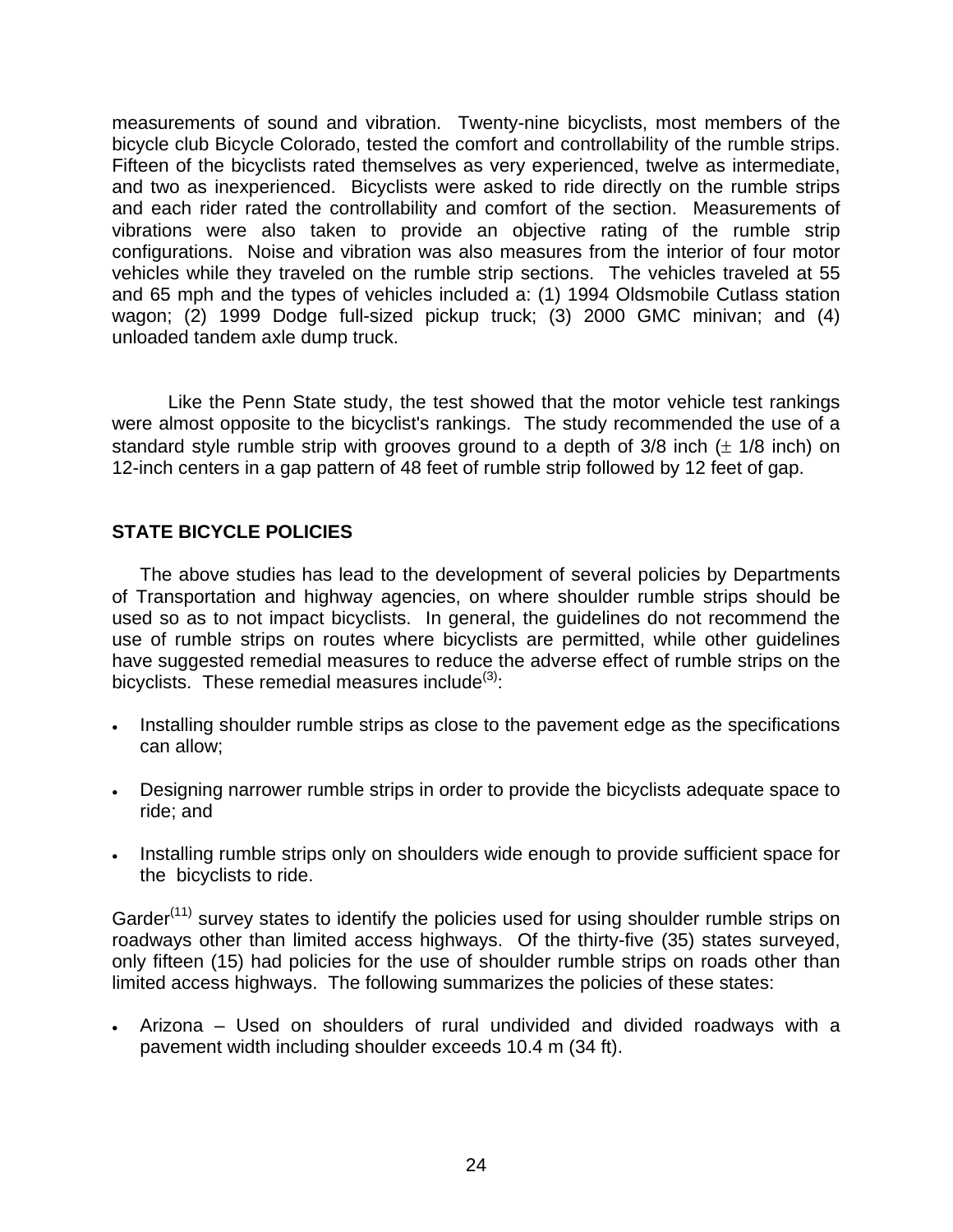measurements of sound and vibration. Twenty-nine bicyclists, most members of the bicycle club Bicycle Colorado, tested the comfort and controllability of the rumble strips. Fifteen of the bicyclists rated themselves as very experienced, twelve as intermediate, and two as inexperienced. Bicyclists were asked to ride directly on the rumble strips and each rider rated the controllability and comfort of the section. Measurements of vibrations were also taken to provide an objective rating of the rumble strip configurations. Noise and vibration was also measures from the interior of four motor vehicles while they traveled on the rumble strip sections. The vehicles traveled at 55 and 65 mph and the types of vehicles included a: (1) 1994 Oldsmobile Cutlass station wagon; (2) 1999 Dodge full-sized pickup truck; (3) 2000 GMC minivan; and (4) unloaded tandem axle dump truck.

Like the Penn State study, the test showed that the motor vehicle test rankings were almost opposite to the bicyclist's rankings. The study recommended the use of a standard style rumble strip with grooves ground to a depth of 3/8 inch ($\pm$ 1/8 inch) on 12-inch centers in a gap pattern of 48 feet of rumble strip followed by 12 feet of gap.

## STATE BICYCLE POLICIES

The above studies has lead to the development of several policies by Departments of Transportation and highway agencies, on where shoulder rumble strips should be used so as to not impact bicyclists. In general, the guidelines do not recommend the use of rumble strips on routes where bicyclists are permitted, while other guidelines have suggested remedial measures to reduce the adverse effect of rumble strips on the bicyclists. These remedial measures include[(3)]:

- Installing shoulder rumble strips as close to the pavement edge as the specifications can allow;
- Designing narrower rumble strips in order to provide the bicyclists adequate space to ride; and
- Installing rumble strips only on shoulders wide enough to provide sufficient space for the bicyclists to ride.

Garder[(11)] survey states to identify the policies used for using shoulder rumble strips on roadways other than limited access highways. Of the thirty-five (35) states surveyed, only fifteen (15) had policies for the use of shoulder rumble strips on roads other than limited access highways. The following summarizes the policies of these states:

- Arizona – Used on shoulders of rural undivided and divided roadways with a pavement width including shoulder exceeds 10.4 m (34 ft).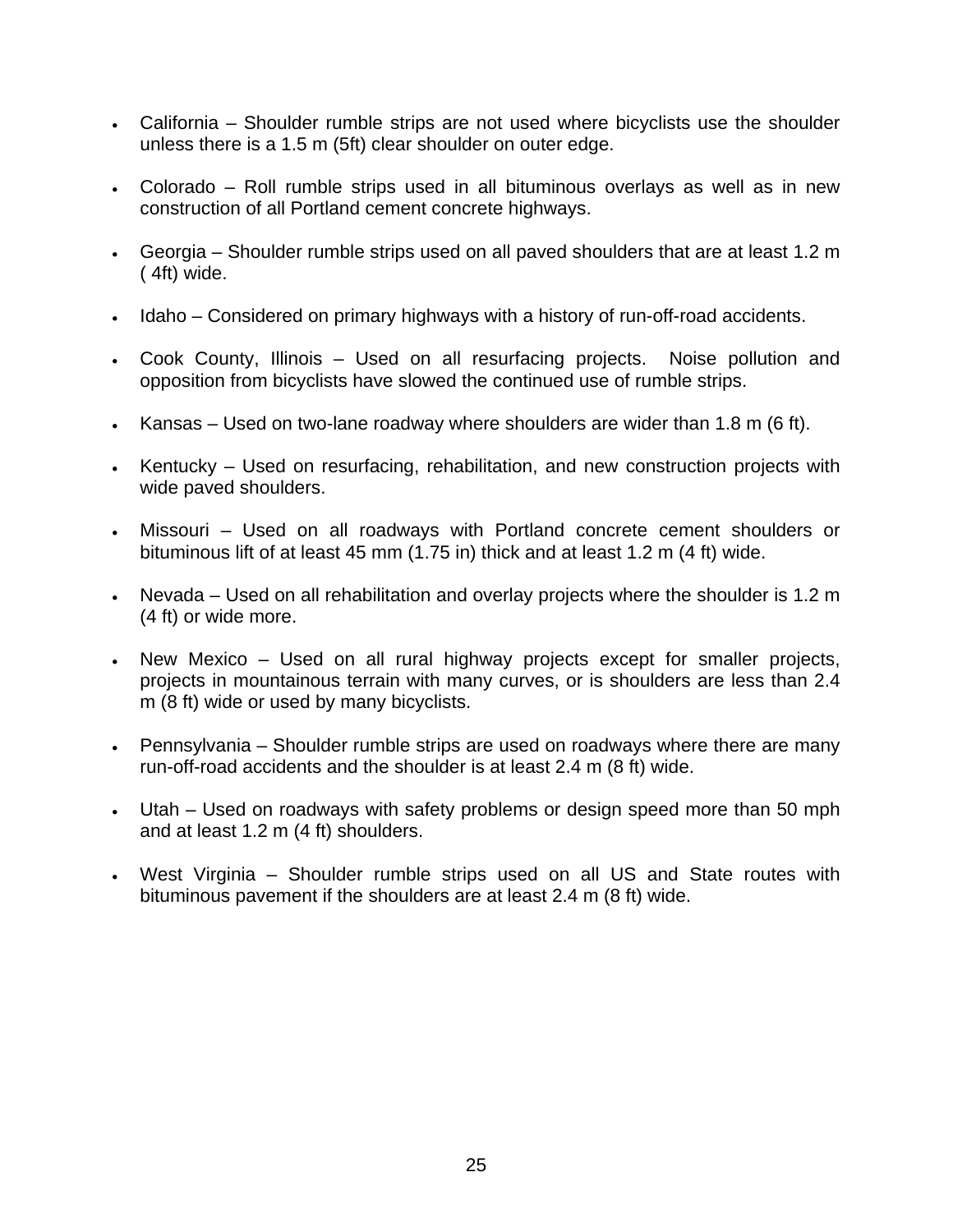- California – Shoulder rumble strips are not used where bicyclists use the shoulder unless there is a 1.5 m (5ft) clear shoulder on outer edge.
- Colorado – Roll rumble strips used in all bituminous overlays as well as in new construction of all Portland cement concrete highways.
- Georgia – Shoulder rumble strips used on all paved shoulders that are at least 1.2 m ( 4ft) wide.
- Idaho – Considered on primary highways with a history of run-off-road accidents.
- Cook County, Illinois – Used on all resurfacing projects. Noise pollution and opposition from bicyclists have slowed the continued use of rumble strips.
- Kansas – Used on two-lane roadway where shoulders are wider than 1.8 m (6 ft).
- Kentucky – Used on resurfacing, rehabilitation, and new construction projects with wide paved shoulders.
- Missouri – Used on all roadways with Portland concrete cement shoulders or bituminous lift of at least 45 mm (1.75 in) thick and at least 1.2 m (4 ft) wide.
- Nevada – Used on all rehabilitation and overlay projects where the shoulder is 1.2 m (4 ft) or wide more.
- New Mexico – Used on all rural highway projects except for smaller projects, projects in mountainous terrain with many curves, or is shoulders are less than 2.4 m (8 ft) wide or used by many bicyclists.
- Pennsylvania – Shoulder rumble strips are used on roadways where there are many run-off-road accidents and the shoulder is at least 2.4 m (8 ft) wide.
- Utah – Used on roadways with safety problems or design speed more than 50 mph and at least 1.2 m (4 ft) shoulders.
- West Virginia – Shoulder rumble strips used on all US and State routes with bituminous pavement if the shoulders are at least 2.4 m (8 ft) wide.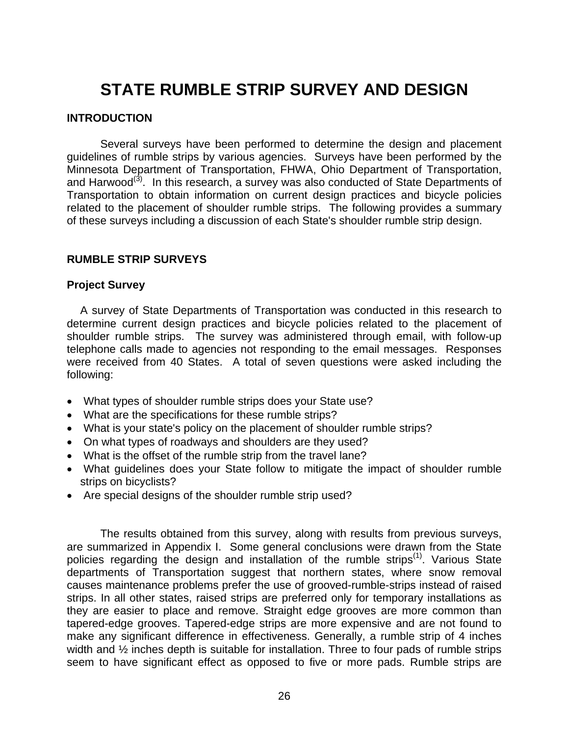# STATE RUMBLE STRIP SURVEY AND DESIGN

## INTRODUCTION

Several surveys have been performed to determine the design and placement guidelines of rumble strips by various agencies. Surveys have been performed by the Minnesota Department of Transportation, FHWA, Ohio Department of Transportation, and Harwood[3]. In this research, a survey was also conducted of State Departments of Transportation to obtain information on current design practices and bicycle policies related to the placement of shoulder rumble strips. The following provides a summary of these surveys including a discussion of each State's shoulder rumble strip design.

## RUMBLE STRIP SURVEYS

### Project Survey

A survey of State Departments of Transportation was conducted in this research to determine current design practices and bicycle policies related to the placement of shoulder rumble strips. The survey was administered through email, with follow-up telephone calls made to agencies not responding to the email messages. Responses were received from 40 States. A total of seven questions were asked including the following:

- What types of shoulder rumble strips does your State use?
- What are the specifications for these rumble strips?
- What is your state's policy on the placement of shoulder rumble strips?
- On what types of roadways and shoulders are they used?
- What is the offset of the rumble strip from the travel lane?
- What guidelines does your State follow to mitigate the impact of shoulder rumble strips on bicyclists?
- Are special designs of the shoulder rumble strip used?

The results obtained from this survey, along with results from previous surveys, are summarized in Appendix I. Some general conclusions were drawn from the State policies regarding the design and installation of the rumble strips[1]. Various State departments of Transportation suggest that northern states, where snow removal causes maintenance problems prefer the use of grooved-rumble-strips instead of raised strips. In all other states, raised strips are preferred only for temporary installations as they are easier to place and remove. Straight edge grooves are more common than tapered-edge grooves. Tapered-edge strips are more expensive and are not found to make any significant difference in effectiveness. Generally, a rumble strip of 4 inches width and ½ inches depth is suitable for installation. Three to four pads of rumble strips seem to have significant effect as opposed to five or more pads. Rumble strips are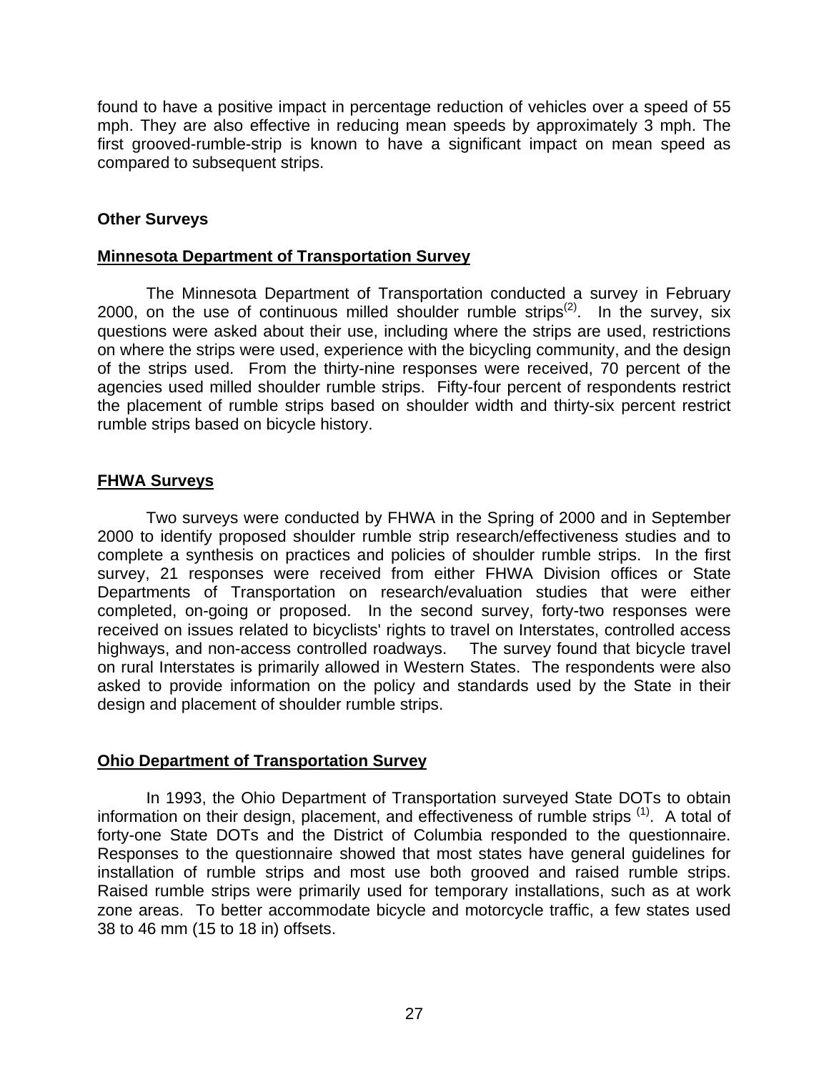found to have a positive impact in percentage reduction of vehicles over a speed of 55 mph. They are also effective in reducing mean speeds by approximately 3 mph. The first grooved-rumble-strip is known to have a significant impact on mean speed as compared to subsequent strips.

### Other Surveys

#### Minnesota Department of Transportation Survey

The Minnesota Department of Transportation conducted a survey in February 2000, on the use of continuous milled shoulder rumble strips[(2)]. In the survey, six questions were asked about their use, including where the strips are used, restrictions on where the strips were used, experience with the bicycling community, and the design of the strips used. From the thirty-nine responses were received, 70 percent of the agencies used milled shoulder rumble strips. Fifty-four percent of respondents restrict the placement of rumble strips based on shoulder width and thirty-six percent restrict rumble strips based on bicycle history.

#### FHWA Surveys

Two surveys were conducted by FHWA in the Spring of 2000 and in September 2000 to identify proposed shoulder rumble strip research/effectiveness studies and to complete a synthesis on practices and policies of shoulder rumble strips. In the first survey, 21 responses were received from either FHWA Division offices or State Departments of Transportation on research/evaluation studies that were either completed, on-going or proposed. In the second survey, forty-two responses were received on issues related to bicyclists' rights to travel on Interstates, controlled access highways, and non-access controlled roadways. The survey found that bicycle travel on rural Interstates is primarily allowed in Western States. The respondents were also asked to provide information on the policy and standards used by the State in their design and placement of shoulder rumble strips.

#### Ohio Department of Transportation Survey

In 1993, the Ohio Department of Transportation surveyed State DOTs to obtain information on their design, placement, and effectiveness of rumble strips [(1)]. A total of forty-one State DOTs and the District of Columbia responded to the questionnaire. Responses to the questionnaire showed that most states have general guidelines for installation of rumble strips and most use both grooved and raised rumble strips. Raised rumble strips were primarily used for temporary installations, such as at work zone areas. To better accommodate bicycle and motorcycle traffic, a few states used 38 to 46 mm (15 to 18 in) offsets.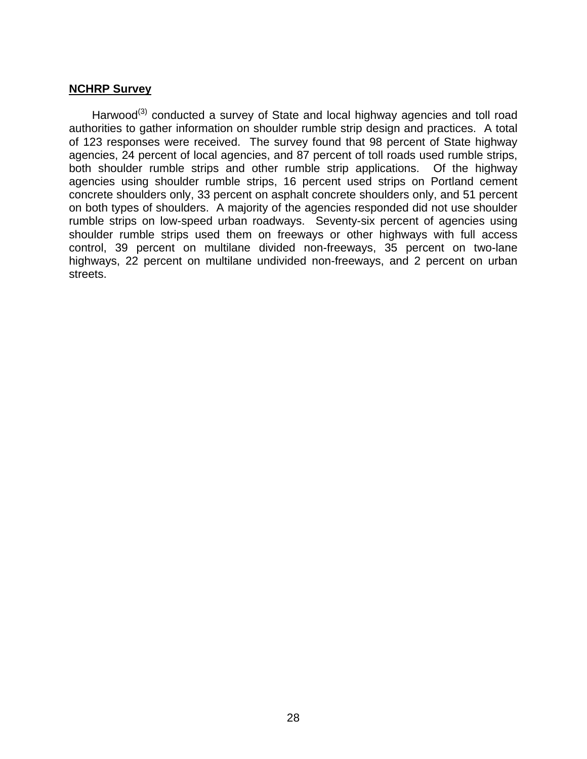## NCHRP Survey

Harwood[3] conducted a survey of State and local highway agencies and toll road authorities to gather information on shoulder rumble strip design and practices. A total of 123 responses were received. The survey found that 98 percent of State highway agencies, 24 percent of local agencies, and 87 percent of toll roads used rumble strips, both shoulder rumble strips and other rumble strip applications. Of the highway agencies using shoulder rumble strips, 16 percent used strips on Portland cement concrete shoulders only, 33 percent on asphalt concrete shoulders only, and 51 percent on both types of shoulders. A majority of the agencies responded did not use shoulder rumble strips on low-speed urban roadways. Seventy-six percent of agencies using shoulder rumble strips used them on freeways or other highways with full access control, 39 percent on multilane divided non-freeways, 35 percent on two-lane highways, 22 percent on multilane undivided non-freeways, and 2 percent on urban streets.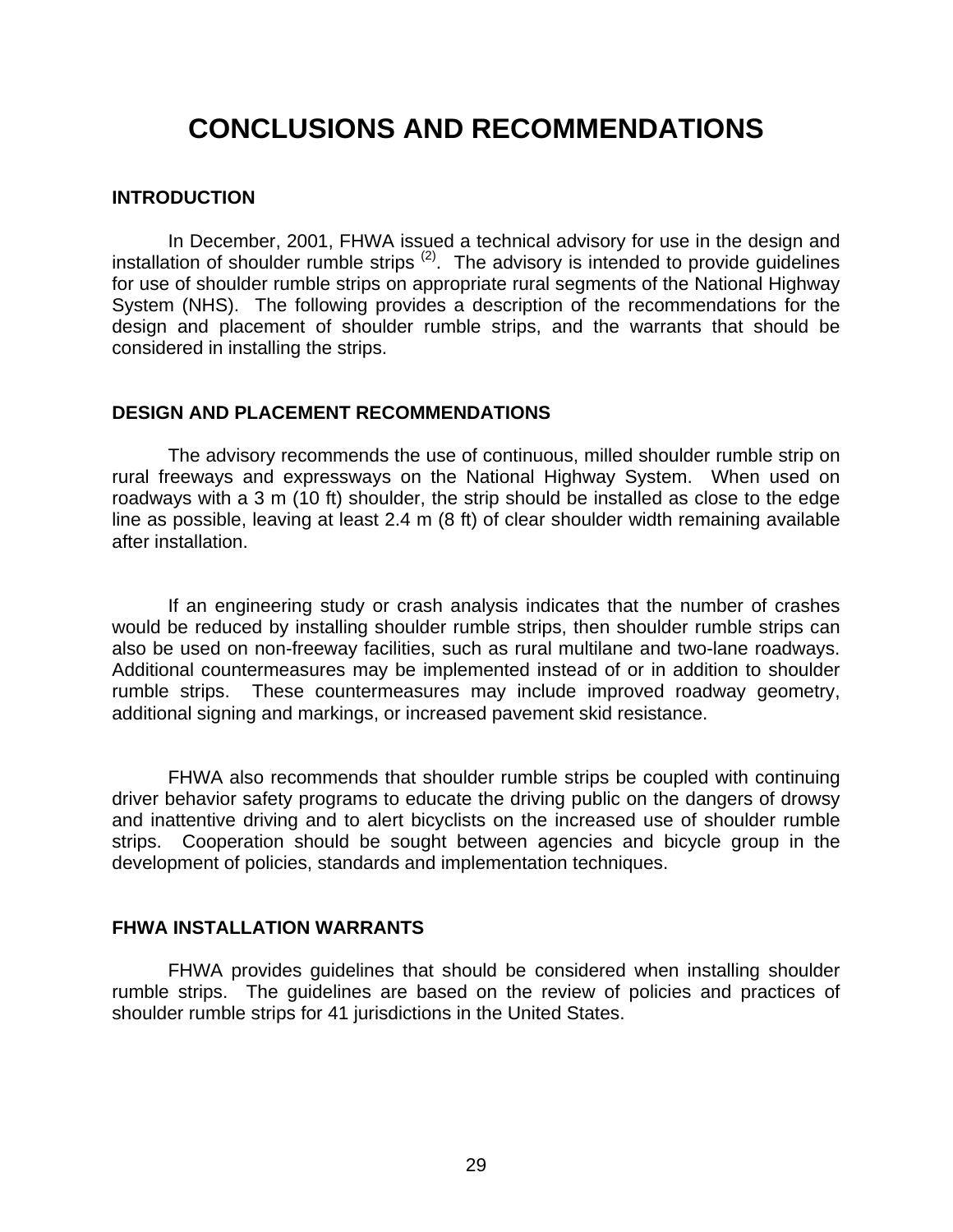# CONCLUSIONS AND RECOMMENDATIONS

## INTRODUCTION

In December, 2001, FHWA issued a technical advisory for use in the design and installation of shoulder rumble strips [(2)]. The advisory is intended to provide guidelines for use of shoulder rumble strips on appropriate rural segments of the National Highway System (NHS). The following provides a description of the recommendations for the design and placement of shoulder rumble strips, and the warrants that should be considered in installing the strips.

## DESIGN AND PLACEMENT RECOMMENDATIONS

The advisory recommends the use of continuous, milled shoulder rumble strip on rural freeways and expressways on the National Highway System. When used on roadways with a 3 m (10 ft) shoulder, the strip should be installed as close to the edge line as possible, leaving at least 2.4 m (8 ft) of clear shoulder width remaining available after installation.

If an engineering study or crash analysis indicates that the number of crashes would be reduced by installing shoulder rumble strips, then shoulder rumble strips can also be used on non-freeway facilities, such as rural multilane and two-lane roadways. Additional countermeasures may be implemented instead of or in addition to shoulder rumble strips. These countermeasures may include improved roadway geometry, additional signing and markings, or increased pavement skid resistance.

FHWA also recommends that shoulder rumble strips be coupled with continuing driver behavior safety programs to educate the driving public on the dangers of drowsy and inattentive driving and to alert bicyclists on the increased use of shoulder rumble strips. Cooperation should be sought between agencies and bicycle group in the development of policies, standards and implementation techniques.

## FHWA INSTALLATION WARRANTS

FHWA provides guidelines that should be considered when installing shoulder rumble strips. The guidelines are based on the review of policies and practices of shoulder rumble strips for 41 jurisdictions in the United States.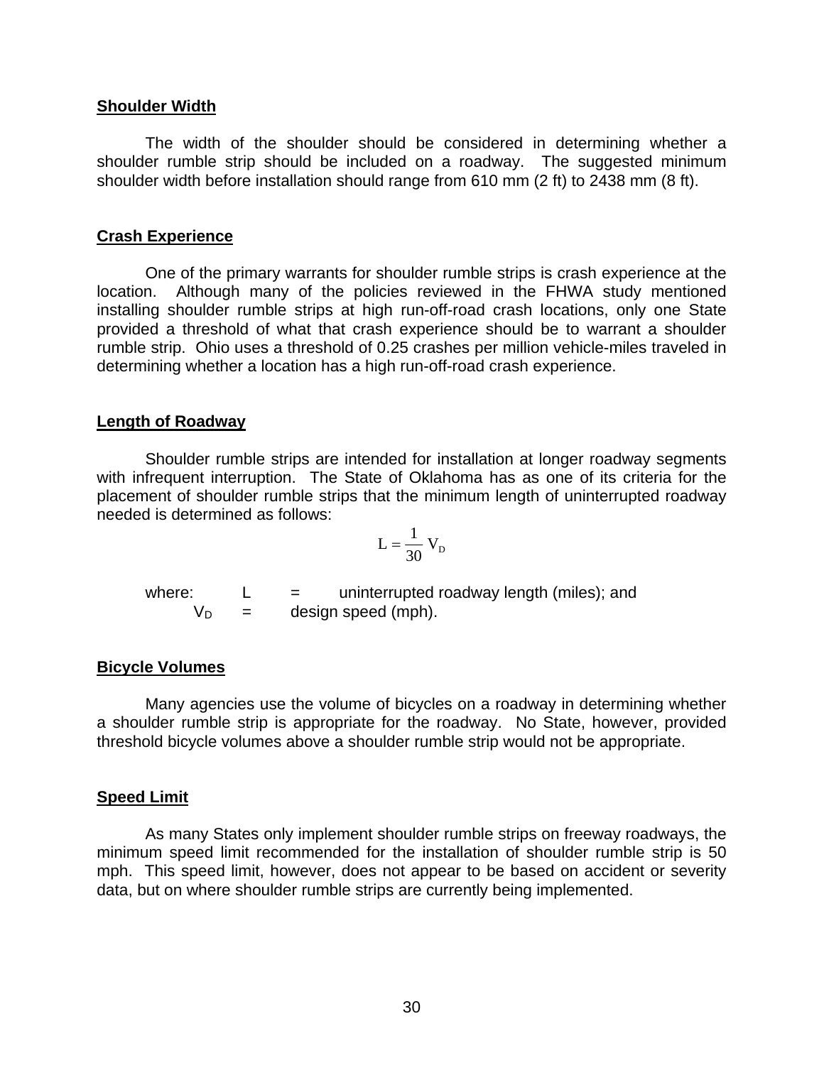**Shoulder Width**

The width of the shoulder should be considered in determining whether a shoulder rumble strip should be included on a roadway. The suggested minimum shoulder width before installation should range from 610 mm (2 ft) to 2438 mm (8 ft).

**Crash Experience**

One of the primary warrants for shoulder rumble strips is crash experience at the location. Although many of the policies reviewed in the FHWA study mentioned installing shoulder rumble strips at high run-off-road crash locations, only one State provided a threshold of what that crash experience should be to warrant a shoulder rumble strip. Ohio uses a threshold of 0.25 crashes per million vehicle-miles traveled in determining whether a location has a high run-off-road crash experience.

**Length of Roadway**

Shoulder rumble strips are intended for installation at longer roadway segments with infrequent interruption. The State of Oklahoma has as one of its criteria for the placement of shoulder rumble strips that the minimum length of uninterrupted roadway needed is determined as follows:

$$L = \frac{1}{30} V_D$$

where: $L$ = uninterrupted roadway length (miles); and
$V_D$ = design speed (mph).

**Bicycle Volumes**

Many agencies use the volume of bicycles on a roadway in determining whether a shoulder rumble strip is appropriate for the roadway. No State, however, provided threshold bicycle volumes above a shoulder rumble strip would not be appropriate.

**Speed Limit**

As many States only implement shoulder rumble strips on freeway roadways, the minimum speed limit recommended for the installation of shoulder rumble strip is 50 mph. This speed limit, however, does not appear to be based on accident or severity data, but on where shoulder rumble strips are currently being implemented.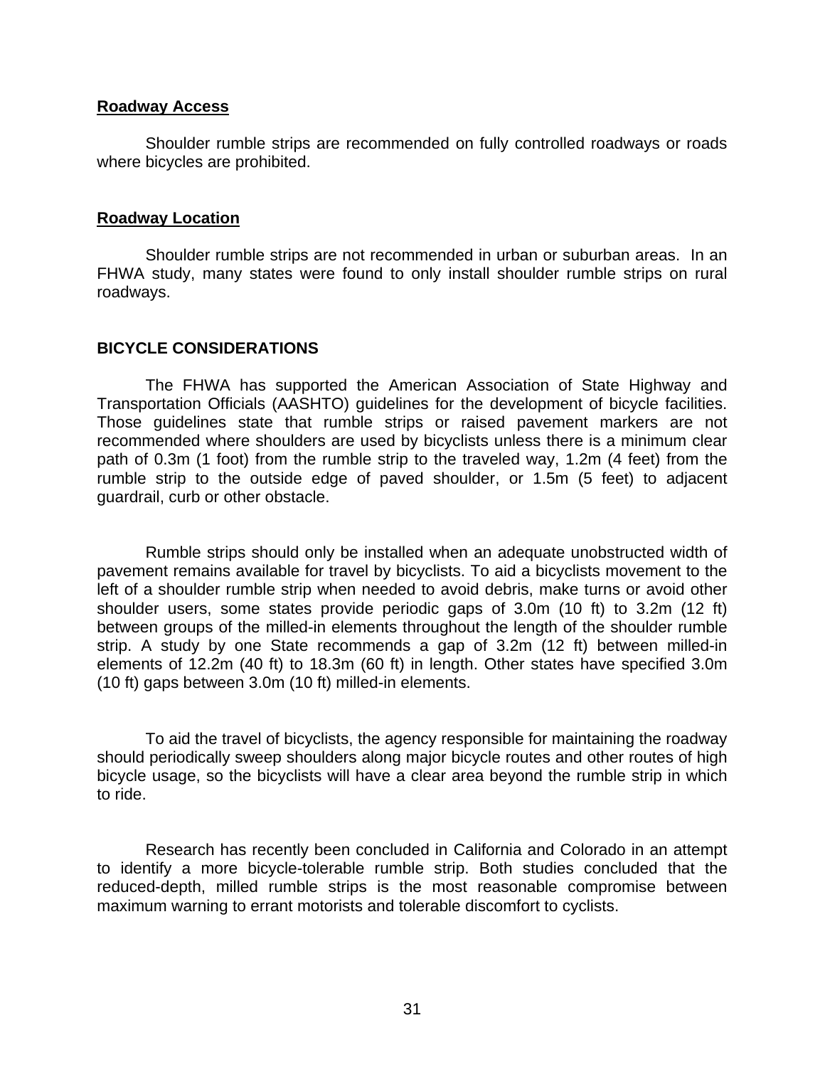**Roadway Access**

Shoulder rumble strips are recommended on fully controlled roadways or roads where bicycles are prohibited.

**Roadway Location**

Shoulder rumble strips are not recommended in urban or suburban areas. In an FHWA study, many states were found to only install shoulder rumble strips on rural roadways.

## BICYCLE CONSIDERATIONS

The FHWA has supported the American Association of State Highway and Transportation Officials (AASHTO) guidelines for the development of bicycle facilities. Those guidelines state that rumble strips or raised pavement markers are not recommended where shoulders are used by bicyclists unless there is a minimum clear path of 0.3m (1 foot) from the rumble strip to the traveled way, 1.2m (4 feet) from the rumble strip to the outside edge of paved shoulder, or 1.5m (5 feet) to adjacent guardrail, curb or other obstacle.

Rumble strips should only be installed when an adequate unobstructed width of pavement remains available for travel by bicyclists. To aid a bicyclists movement to the left of a shoulder rumble strip when needed to avoid debris, make turns or avoid other shoulder users, some states provide periodic gaps of 3.0m (10 ft) to 3.2m (12 ft) between groups of the milled-in elements throughout the length of the shoulder rumble strip. A study by one State recommends a gap of 3.2m (12 ft) between milled-in elements of 12.2m (40 ft) to 18.3m (60 ft) in length. Other states have specified 3.0m (10 ft) gaps between 3.0m (10 ft) milled-in elements.

To aid the travel of bicyclists, the agency responsible for maintaining the roadway should periodically sweep shoulders along major bicycle routes and other routes of high bicycle usage, so the bicyclists will have a clear area beyond the rumble strip in which to ride.

Research has recently been concluded in California and Colorado in an attempt to identify a more bicycle-tolerable rumble strip. Both studies concluded that the reduced-depth, milled rumble strips is the most reasonable compromise between maximum warning to errant motorists and tolerable discomfort to cyclists.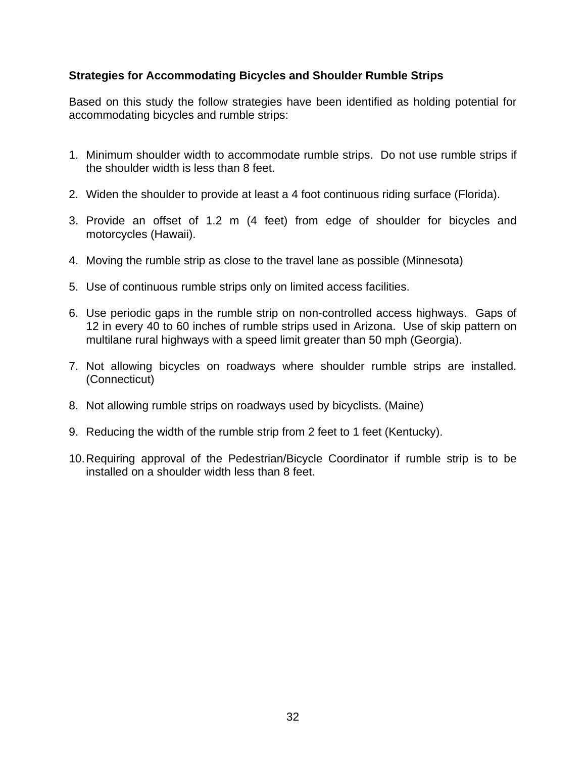**Strategies for Accommodating Bicycles and Shoulder Rumble Strips**

Based on this study the follow strategies have been identified as holding potential for accommodating bicycles and rumble strips:

1. Minimum shoulder width to accommodate rumble strips. Do not use rumble strips if the shoulder width is less than 8 feet.

2. Widen the shoulder to provide at least a 4 foot continuous riding surface (Florida).

3. Provide an offset of 1.2 m (4 feet) from edge of shoulder for bicycles and motorcycles (Hawaii).

4. Moving the rumble strip as close to the travel lane as possible (Minnesota)

5. Use of continuous rumble strips only on limited access facilities.

6. Use periodic gaps in the rumble strip on non-controlled access highways. Gaps of 12 in every 40 to 60 inches of rumble strips used in Arizona. Use of skip pattern on multilane rural highways with a speed limit greater than 50 mph (Georgia).

7. Not allowing bicycles on roadways where shoulder rumble strips are installed. (Connecticut)

8. Not allowing rumble strips on roadways used by bicyclists. (Maine)

9. Reducing the width of the rumble strip from 2 feet to 1 feet (Kentucky).

10. Requiring approval of the Pedestrian/Bicycle Coordinator if rumble strip is to be installed on a shoulder width less than 8 feet.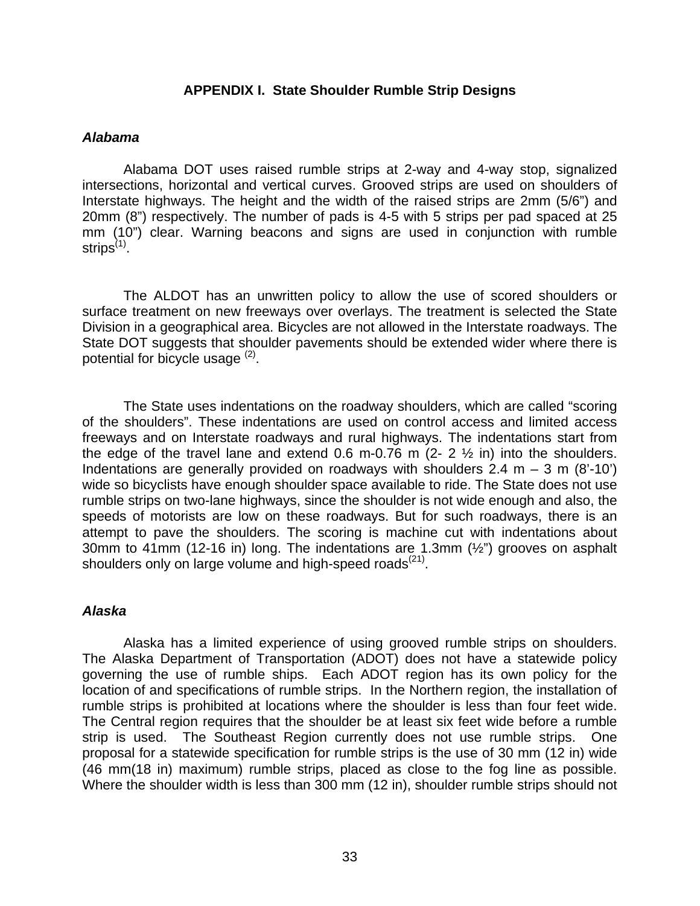# APPENDIX I. State Shoulder Rumble Strip Designs

## *Alabama*

Alabama DOT uses raised rumble strips at 2-way and 4-way stop, signalized intersections, horizontal and vertical curves. Grooved strips are used on shoulders of Interstate highways. The height and the width of the raised strips are 2mm (5/6") and 20mm (8") respectively. The number of pads is 4-5 with 5 strips per pad spaced at 25 mm (10") clear. Warning beacons and signs are used in conjunction with rumble strips[(1)].

The ALDOT has an unwritten policy to allow the use of scored shoulders or surface treatment on new freeways over overlays. The treatment is selected the State Division in a geographical area. Bicycles are not allowed in the Interstate roadways. The State DOT suggests that shoulder pavements should be extended wider where there is potential for bicycle usage [(2)].

The State uses indentations on the roadway shoulders, which are called "scoring of the shoulders". These indentations are used on control access and limited access freeways and on Interstate roadways and rural highways. The indentations start from the edge of the travel lane and extend 0.6 m-0.76 m (2- 2 ½ in) into the shoulders. Indentations are generally provided on roadways with shoulders 2.4 m – 3 m (8'-10') wide so bicyclists have enough shoulder space available to ride. The State does not use rumble strips on two-lane highways, since the shoulder is not wide enough and also, the speeds of motorists are low on these roadways. But for such roadways, there is an attempt to pave the shoulders. The scoring is machine cut with indentations about 30mm to 41mm (12-16 in) long. The indentations are 1.3mm (½") grooves on asphalt shoulders only on large volume and high-speed roads[(21)].

## *Alaska*

Alaska has a limited experience of using grooved rumble strips on shoulders. The Alaska Department of Transportation (ADOT) does not have a statewide policy governing the use of rumble ships. Each ADOT region has its own policy for the location of and specifications of rumble strips. In the Northern region, the installation of rumble strips is prohibited at locations where the shoulder is less than four feet wide. The Central region requires that the shoulder be at least six feet wide before a rumble strip is used. The Southeast Region currently does not use rumble strips. One proposal for a statewide specification for rumble strips is the use of 30 mm (12 in) wide (46 mm(18 in) maximum) rumble strips, placed as close to the fog line as possible. Where the shoulder width is less than 300 mm (12 in), shoulder rumble strips should not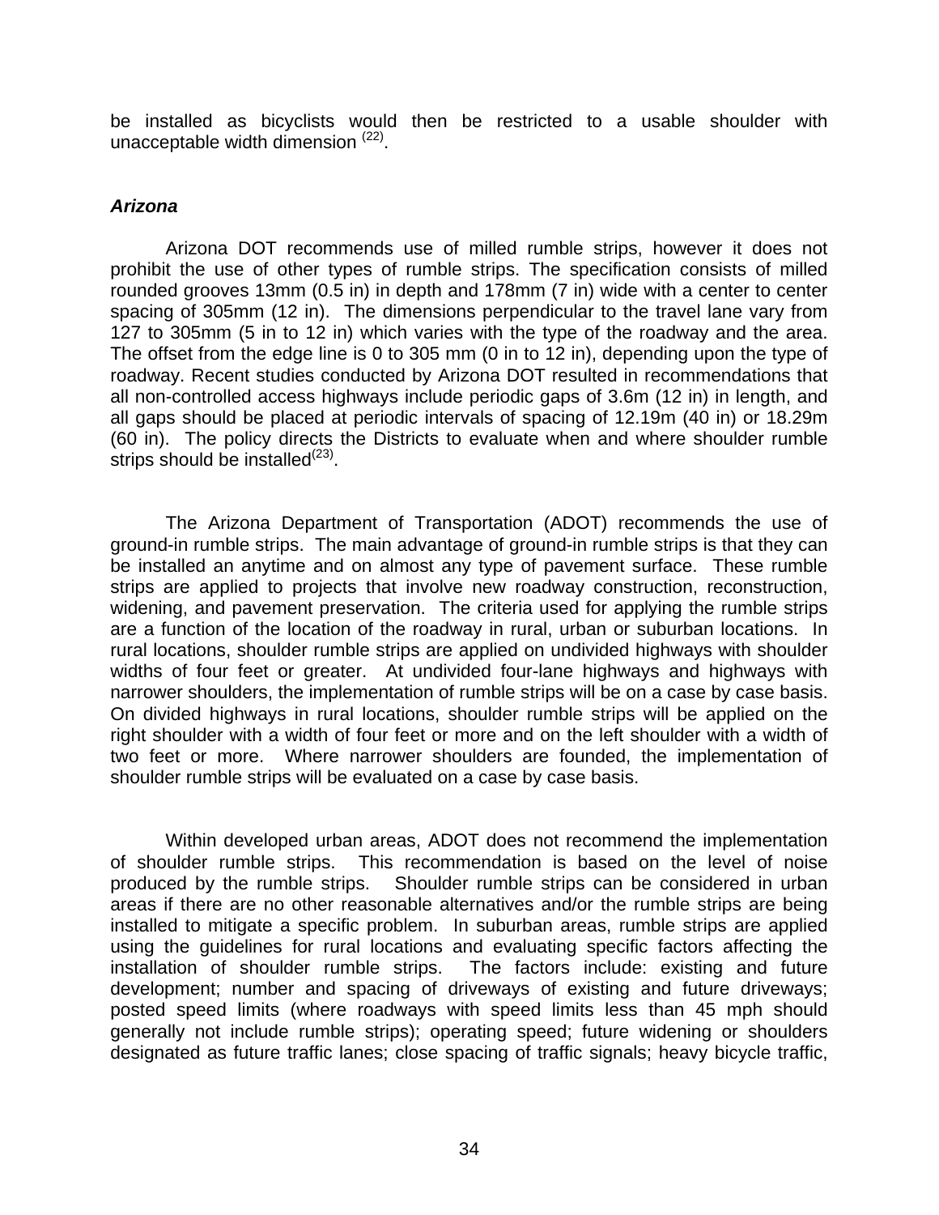be installed as bicyclists would then be restricted to a usable shoulder with unacceptable width dimension [22].

### *Arizona*

Arizona DOT recommends use of milled rumble strips, however it does not prohibit the use of other types of rumble strips. The specification consists of milled rounded grooves 13mm (0.5 in) in depth and 178mm (7 in) wide with a center to center spacing of 305mm (12 in). The dimensions perpendicular to the travel lane vary from 127 to 305mm (5 in to 12 in) which varies with the type of the roadway and the area. The offset from the edge line is 0 to 305 mm (0 in to 12 in), depending upon the type of roadway. Recent studies conducted by Arizona DOT resulted in recommendations that all non-controlled access highways include periodic gaps of 3.6m (12 in) in length, and all gaps should be placed at periodic intervals of spacing of 12.19m (40 in) or 18.29m (60 in). The policy directs the Districts to evaluate when and where shoulder rumble strips should be installed[23].

The Arizona Department of Transportation (ADOT) recommends the use of ground-in rumble strips. The main advantage of ground-in rumble strips is that they can be installed an anytime and on almost any type of pavement surface. These rumble strips are applied to projects that involve new roadway construction, reconstruction, widening, and pavement preservation. The criteria used for applying the rumble strips are a function of the location of the roadway in rural, urban or suburban locations. In rural locations, shoulder rumble strips are applied on undivided highways with shoulder widths of four feet or greater. At undivided four-lane highways and highways with narrower shoulders, the implementation of rumble strips will be on a case by case basis. On divided highways in rural locations, shoulder rumble strips will be applied on the right shoulder with a width of four feet or more and on the left shoulder with a width of two feet or more. Where narrower shoulders are founded, the implementation of shoulder rumble strips will be evaluated on a case by case basis.

Within developed urban areas, ADOT does not recommend the implementation of shoulder rumble strips. This recommendation is based on the level of noise produced by the rumble strips. Shoulder rumble strips can be considered in urban areas if there are no other reasonable alternatives and/or the rumble strips are being installed to mitigate a specific problem. In suburban areas, rumble strips are applied using the guidelines for rural locations and evaluating specific factors affecting the installation of shoulder rumble strips. The factors include: existing and future development; number and spacing of driveways of existing and future driveways; posted speed limits (where roadways with speed limits less than 45 mph should generally not include rumble strips); operating speed; future widening or shoulders designated as future traffic lanes; close spacing of traffic signals; heavy bicycle traffic,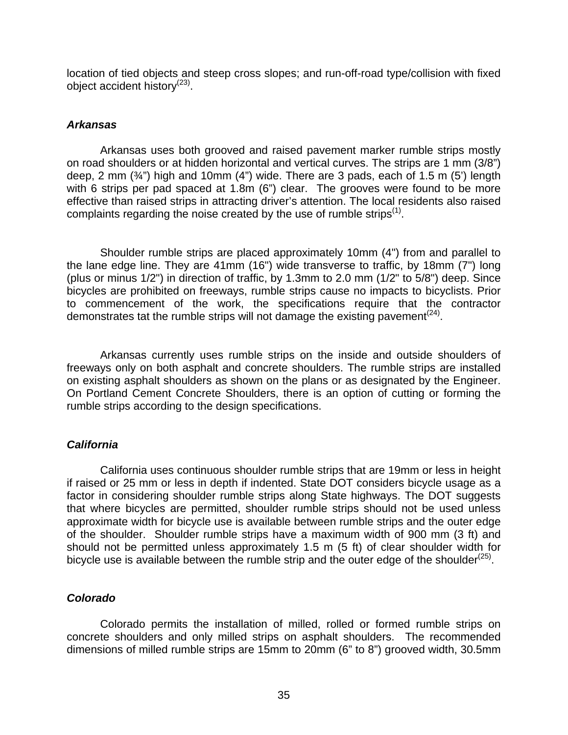location of tied objects and steep cross slopes; and run-off-road type/collision with fixed object accident history[23].

### *Arkansas*

Arkansas uses both grooved and raised pavement marker rumble strips mostly on road shoulders or at hidden horizontal and vertical curves. The strips are 1 mm (3/8") deep, 2 mm (¾") high and 10mm (4") wide. There are 3 pads, each of 1.5 m (5') length with 6 strips per pad spaced at 1.8m (6") clear. The grooves were found to be more effective than raised strips in attracting driver's attention. The local residents also raised complaints regarding the noise created by the use of rumble strips[1].

Shoulder rumble strips are placed approximately 10mm (4") from and parallel to the lane edge line. They are 41mm (16") wide transverse to traffic, by 18mm (7") long (plus or minus 1/2") in direction of traffic, by 1.3mm to 2.0 mm (1/2" to 5/8") deep. Since bicycles are prohibited on freeways, rumble strips cause no impacts to bicyclists. Prior to commencement of the work, the specifications require that the contractor demonstrates tat the rumble strips will not damage the existing pavement[24].

Arkansas currently uses rumble strips on the inside and outside shoulders of freeways only on both asphalt and concrete shoulders. The rumble strips are installed on existing asphalt shoulders as shown on the plans or as designated by the Engineer. On Portland Cement Concrete Shoulders, there is an option of cutting or forming the rumble strips according to the design specifications.

### *California*

California uses continuous shoulder rumble strips that are 19mm or less in height if raised or 25 mm or less in depth if indented. State DOT considers bicycle usage as a factor in considering shoulder rumble strips along State highways. The DOT suggests that where bicycles are permitted, shoulder rumble strips should not be used unless approximate width for bicycle use is available between rumble strips and the outer edge of the shoulder. Shoulder rumble strips have a maximum width of 900 mm (3 ft) and should not be permitted unless approximately 1.5 m (5 ft) of clear shoulder width for bicycle use is available between the rumble strip and the outer edge of the shoulder[25].

### *Colorado*

Colorado permits the installation of milled, rolled or formed rumble strips on concrete shoulders and only milled strips on asphalt shoulders. The recommended dimensions of milled rumble strips are 15mm to 20mm (6" to 8") grooved width, 30.5mm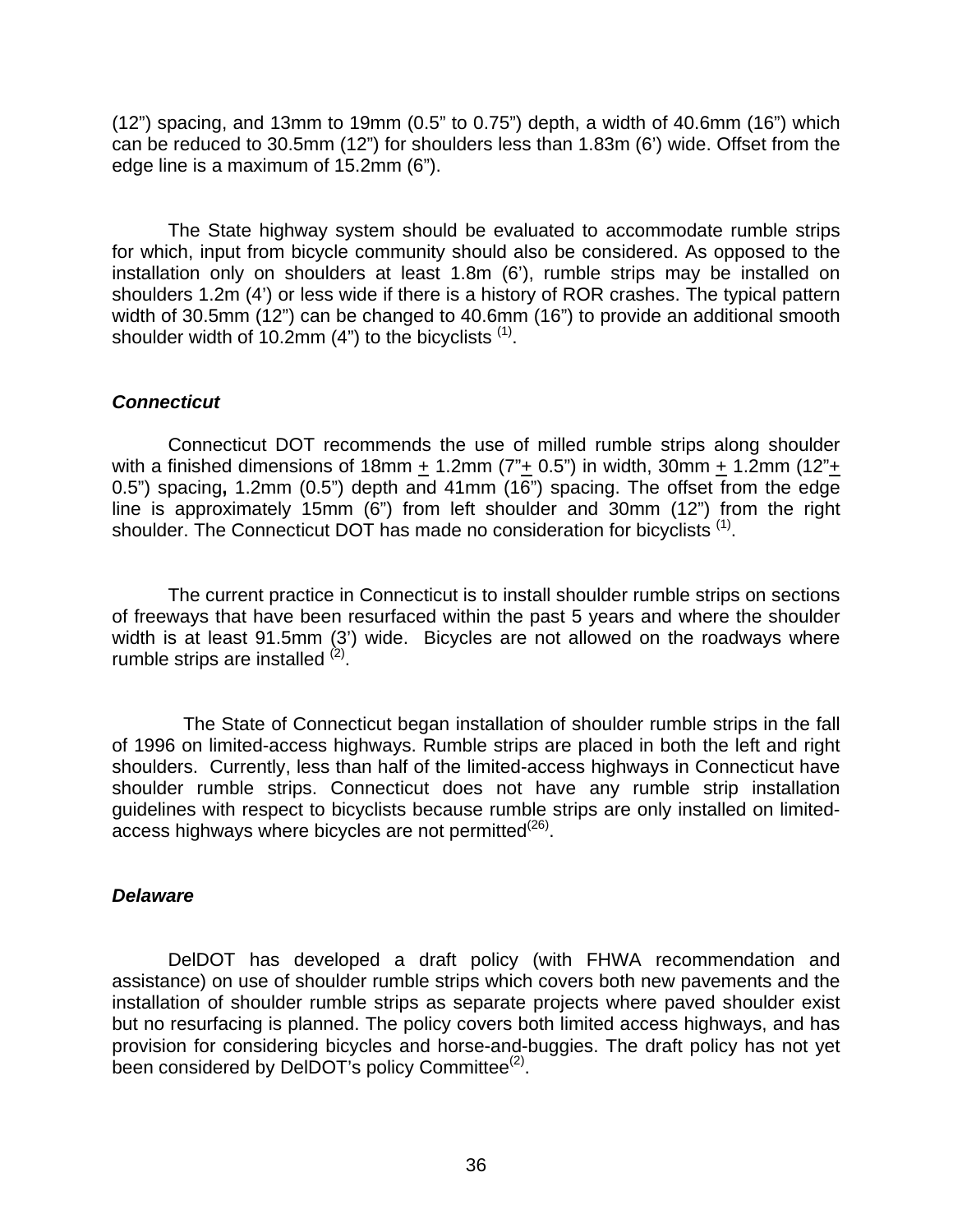(12") spacing, and 13mm to 19mm (0.5" to 0.75") depth, a width of 40.6mm (16") which can be reduced to 30.5mm (12") for shoulders less than 1.83m (6') wide. Offset from the edge line is a maximum of 15.2mm (6").

The State highway system should be evaluated to accommodate rumble strips for which, input from bicycle community should also be considered. As opposed to the installation only on shoulders at least 1.8m (6'), rumble strips may be installed on shoulders 1.2m (4') or less wide if there is a history of ROR crashes. The typical pattern width of 30.5mm (12") can be changed to 40.6mm (16") to provide an additional smooth shoulder width of 10.2mm (4") to the bicyclists [1].

### *Connecticut*

Connecticut DOT recommends the use of milled rumble strips along shoulder with a finished dimensions of 18mm ± 1.2mm (7"± 0.5") in width, 30mm ± 1.2mm (12"± 0.5") spacing**,** 1.2mm (0.5") depth and 41mm (16") spacing. The offset from the edge line is approximately 15mm (6") from left shoulder and 30mm (12") from the right shoulder. The Connecticut DOT has made no consideration for bicyclists [1].

The current practice in Connecticut is to install shoulder rumble strips on sections of freeways that have been resurfaced within the past 5 years and where the shoulder width is at least 91.5mm (3') wide. Bicycles are not allowed on the roadways where rumble strips are installed [2].

The State of Connecticut began installation of shoulder rumble strips in the fall of 1996 on limited-access highways. Rumble strips are placed in both the left and right shoulders. Currently, less than half of the limited-access highways in Connecticut have shoulder rumble strips. Connecticut does not have any rumble strip installation guidelines with respect to bicyclists because rumble strips are only installed on limited-access highways where bicycles are not permitted[26].

### *Delaware*

DelDOT has developed a draft policy (with FHWA recommendation and assistance) on use of shoulder rumble strips which covers both new pavements and the installation of shoulder rumble strips as separate projects where paved shoulder exist but no resurfacing is planned. The policy covers both limited access highways, and has provision for considering bicycles and horse-and-buggies. The draft policy has not yet been considered by DelDOT's policy Committee[2].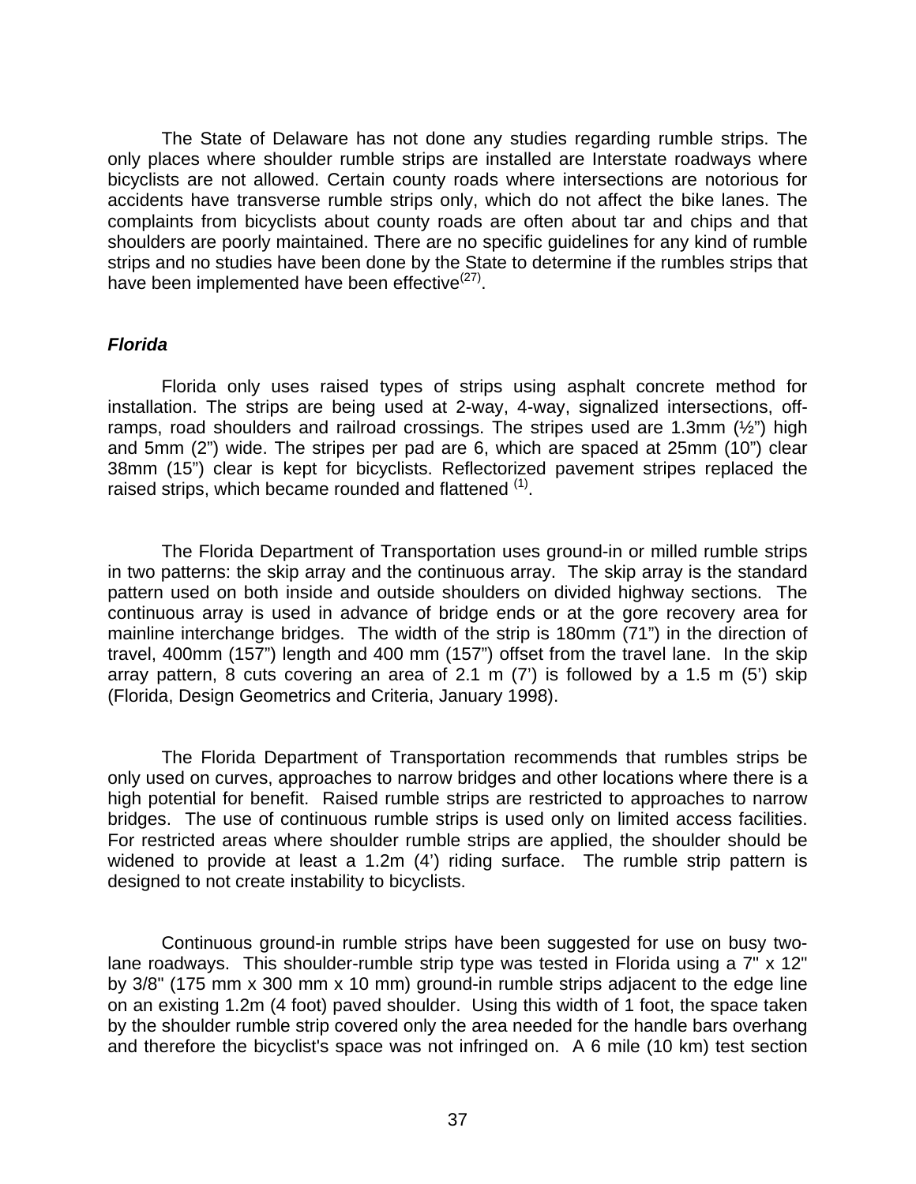The State of Delaware has not done any studies regarding rumble strips. The only places where shoulder rumble strips are installed are Interstate roadways where bicyclists are not allowed. Certain county roads where intersections are notorious for accidents have transverse rumble strips only, which do not affect the bike lanes. The complaints from bicyclists about county roads are often about tar and chips and that shoulders are poorly maintained. There are no specific guidelines for any kind of rumble strips and no studies have been done by the State to determine if the rumbles strips that have been implemented have been effective[(27)].

### *Florida*

Florida only uses raised types of strips using asphalt concrete method for installation. The strips are being used at 2-way, 4-way, signalized intersections, off-ramps, road shoulders and railroad crossings. The stripes used are 1.3mm (½") high and 5mm (2") wide. The stripes per pad are 6, which are spaced at 25mm (10") clear 38mm (15") clear is kept for bicyclists. Reflectorized pavement stripes replaced the raised strips, which became rounded and flattened [(1)].

The Florida Department of Transportation uses ground-in or milled rumble strips in two patterns: the skip array and the continuous array. The skip array is the standard pattern used on both inside and outside shoulders on divided highway sections. The continuous array is used in advance of bridge ends or at the gore recovery area for mainline interchange bridges. The width of the strip is 180mm (71") in the direction of travel, 400mm (157") length and 400 mm (157") offset from the travel lane. In the skip array pattern, 8 cuts covering an area of 2.1 m (7') is followed by a 1.5 m (5') skip (Florida, Design Geometrics and Criteria, January 1998).

The Florida Department of Transportation recommends that rumbles strips be only used on curves, approaches to narrow bridges and other locations where there is a high potential for benefit. Raised rumble strips are restricted to approaches to narrow bridges. The use of continuous rumble strips is used only on limited access facilities. For restricted areas where shoulder rumble strips are applied, the shoulder should be widened to provide at least a 1.2m (4') riding surface. The rumble strip pattern is designed to not create instability to bicyclists.

Continuous ground-in rumble strips have been suggested for use on busy two-lane roadways. This shoulder-rumble strip type was tested in Florida using a 7" x 12" by 3/8" (175 mm x 300 mm x 10 mm) ground-in rumble strips adjacent to the edge line on an existing 1.2m (4 foot) paved shoulder. Using this width of 1 foot, the space taken by the shoulder rumble strip covered only the area needed for the handle bars overhang and therefore the bicyclist's space was not infringed on. A 6 mile (10 km) test section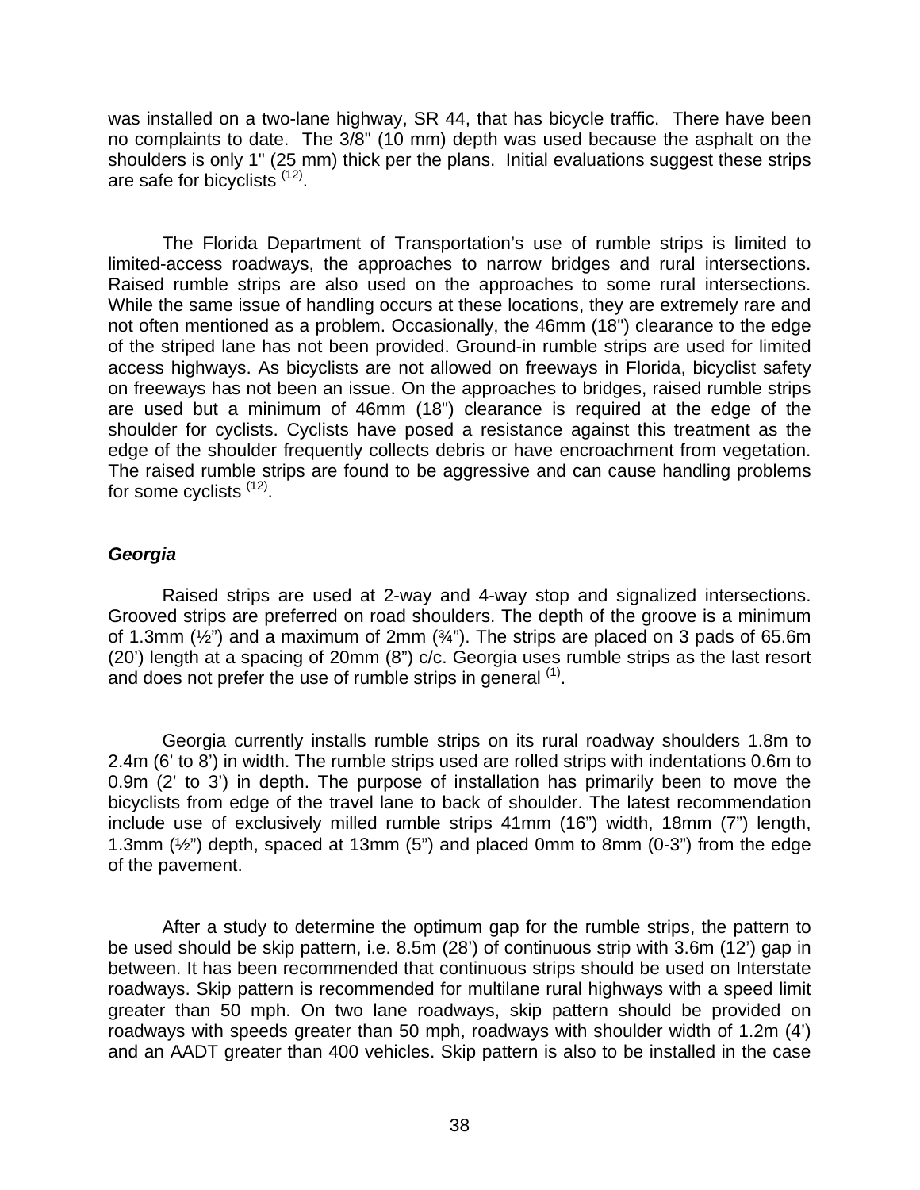was installed on a two-lane highway, SR 44, that has bicycle traffic. There have been no complaints to date. The 3/8" (10 mm) depth was used because the asphalt on the shoulders is only 1" (25 mm) thick per the plans. Initial evaluations suggest these strips are safe for bicyclists [12].

The Florida Department of Transportation's use of rumble strips is limited to limited-access roadways, the approaches to narrow bridges and rural intersections. Raised rumble strips are also used on the approaches to some rural intersections. While the same issue of handling occurs at these locations, they are extremely rare and not often mentioned as a problem. Occasionally, the 46mm (18") clearance to the edge of the striped lane has not been provided. Ground-in rumble strips are used for limited access highways. As bicyclists are not allowed on freeways in Florida, bicyclist safety on freeways has not been an issue. On the approaches to bridges, raised rumble strips are used but a minimum of 46mm (18") clearance is required at the edge of the shoulder for cyclists. Cyclists have posed a resistance against this treatment as the edge of the shoulder frequently collects debris or have encroachment from vegetation. The raised rumble strips are found to be aggressive and can cause handling problems for some cyclists [12].

### *Georgia*

Raised strips are used at 2-way and 4-way stop and signalized intersections. Grooved strips are preferred on road shoulders. The depth of the groove is a minimum of 1.3mm (½") and a maximum of 2mm (¾"). The strips are placed on 3 pads of 65.6m (20') length at a spacing of 20mm (8") c/c. Georgia uses rumble strips as the last resort and does not prefer the use of rumble strips in general [1].

Georgia currently installs rumble strips on its rural roadway shoulders 1.8m to 2.4m (6' to 8') in width. The rumble strips used are rolled strips with indentations 0.6m to 0.9m (2' to 3') in depth. The purpose of installation has primarily been to move the bicyclists from edge of the travel lane to back of shoulder. The latest recommendation include use of exclusively milled rumble strips 41mm (16") width, 18mm (7") length, 1.3mm (½") depth, spaced at 13mm (5") and placed 0mm to 8mm (0-3") from the edge of the pavement.

After a study to determine the optimum gap for the rumble strips, the pattern to be used should be skip pattern, i.e. 8.5m (28') of continuous strip with 3.6m (12') gap in between. It has been recommended that continuous strips should be used on Interstate roadways. Skip pattern is recommended for multilane rural highways with a speed limit greater than 50 mph. On two lane roadways, skip pattern should be provided on roadways with speeds greater than 50 mph, roadways with shoulder width of 1.2m (4') and an AADT greater than 400 vehicles. Skip pattern is also to be installed in the case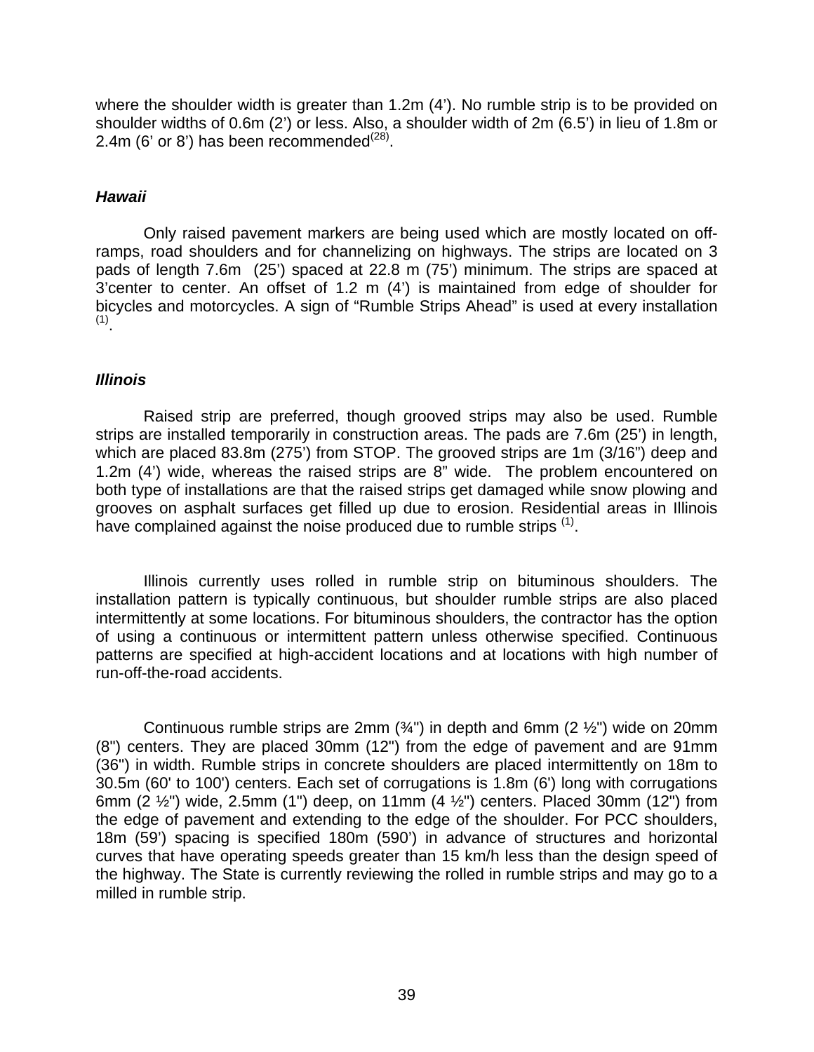where the shoulder width is greater than 1.2m (4'). No rumble strip is to be provided on shoulder widths of 0.6m (2') or less. Also, a shoulder width of 2m (6.5') in lieu of 1.8m or 2.4m (6' or 8') has been recommended[28].

### *Hawaii*

Only raised pavement markers are being used which are mostly located on off-ramps, road shoulders and for channelizing on highways. The strips are located on 3 pads of length 7.6m (25') spaced at 22.8 m (75') minimum. The strips are spaced at 3'center to center. An offset of 1.2 m (4') is maintained from edge of shoulder for bicycles and motorcycles. A sign of "Rumble Strips Ahead" is used at every installation [1].

### *Illinois*

Raised strip are preferred, though grooved strips may also be used. Rumble strips are installed temporarily in construction areas. The pads are 7.6m (25') in length, which are placed 83.8m (275') from STOP. The grooved strips are 1m (3/16") deep and 1.2m (4') wide, whereas the raised strips are 8" wide. The problem encountered on both type of installations are that the raised strips get damaged while snow plowing and grooves on asphalt surfaces get filled up due to erosion. Residential areas in Illinois have complained against the noise produced due to rumble strips [1].

Illinois currently uses rolled in rumble strip on bituminous shoulders. The installation pattern is typically continuous, but shoulder rumble strips are also placed intermittently at some locations. For bituminous shoulders, the contractor has the option of using a continuous or intermittent pattern unless otherwise specified. Continuous patterns are specified at high-accident locations and at locations with high number of run-off-the-road accidents.

Continuous rumble strips are 2mm (¾") in depth and 6mm (2 ½") wide on 20mm (8") centers. They are placed 30mm (12") from the edge of pavement and are 91mm (36") in width. Rumble strips in concrete shoulders are placed intermittently on 18m to 30.5m (60' to 100') centers. Each set of corrugations is 1.8m (6') long with corrugations 6mm (2 ½") wide, 2.5mm (1") deep, on 11mm (4 ½") centers. Placed 30mm (12") from the edge of pavement and extending to the edge of the shoulder. For PCC shoulders, 18m (59') spacing is specified 180m (590') in advance of structures and horizontal curves that have operating speeds greater than 15 km/h less than the design speed of the highway. The State is currently reviewing the rolled in rumble strips and may go to a milled in rumble strip.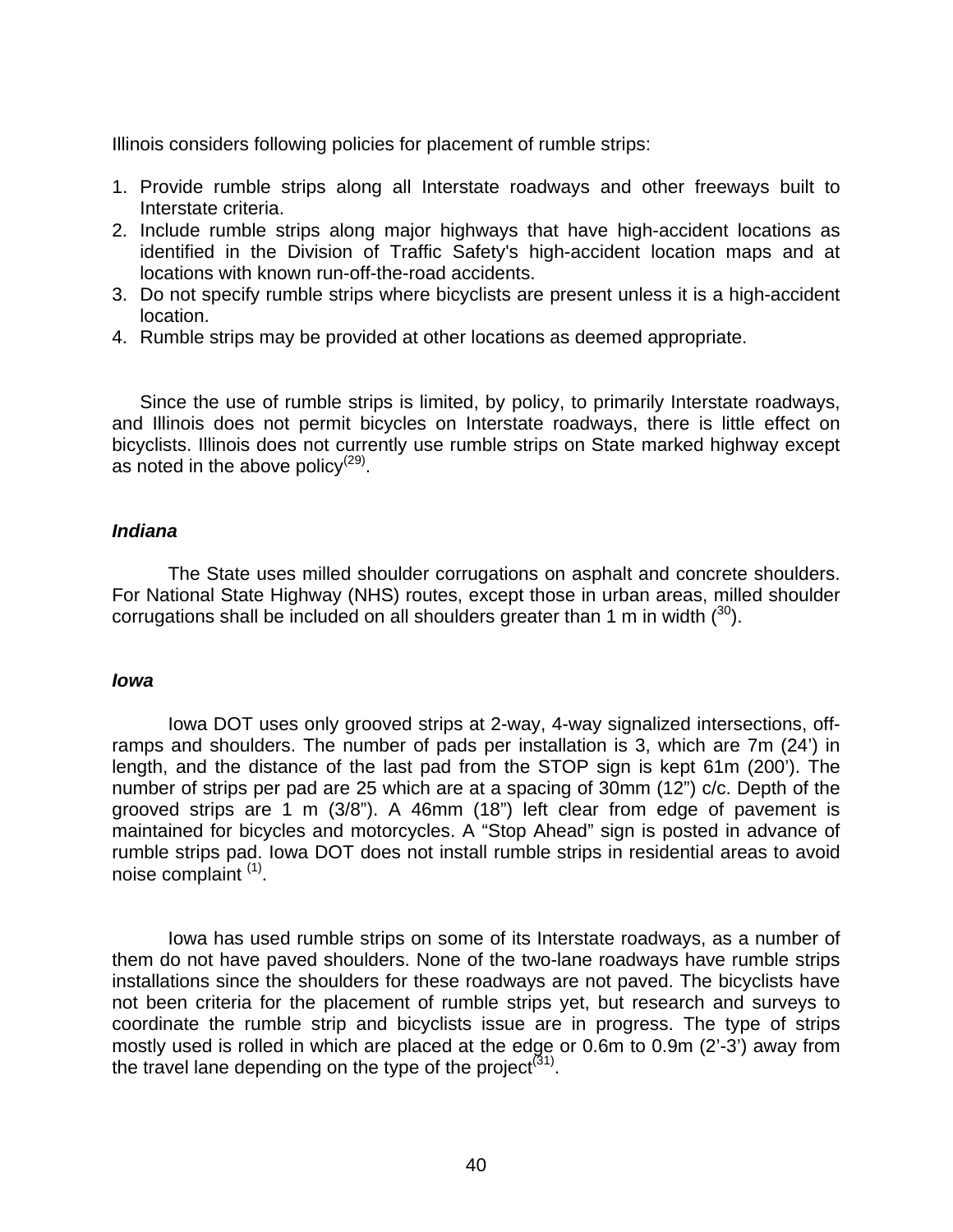Illinois considers following policies for placement of rumble strips:

1. Provide rumble strips along all Interstate roadways and other freeways built to Interstate criteria.
2. Include rumble strips along major highways that have high-accident locations as identified in the Division of Traffic Safety's high-accident location maps and at locations with known run-off-the-road accidents.
3. Do not specify rumble strips where bicyclists are present unless it is a high-accident location.
4. Rumble strips may be provided at other locations as deemed appropriate.

Since the use of rumble strips is limited, by policy, to primarily Interstate roadways, and Illinois does not permit bicycles on Interstate roadways, there is little effect on bicyclists. Illinois does not currently use rumble strips on State marked highway except as noted in the above policy(29).

### *Indiana*

The State uses milled shoulder corrugations on asphalt and concrete shoulders. For National State Highway (NHS) routes, except those in urban areas, milled shoulder corrugations shall be included on all shoulders greater than 1 m in width (30).

### *Iowa*

Iowa DOT uses only grooved strips at 2-way, 4-way signalized intersections, off-ramps and shoulders. The number of pads per installation is 3, which are 7m (24') in length, and the distance of the last pad from the STOP sign is kept 61m (200'). The number of strips per pad are 25 which are at a spacing of 30mm (12") c/c. Depth of the grooved strips are 1 m (3/8"). A 46mm (18") left clear from edge of pavement is maintained for bicycles and motorcycles. A "Stop Ahead" sign is posted in advance of rumble strips pad. Iowa DOT does not install rumble strips in residential areas to avoid noise complaint (1).

Iowa has used rumble strips on some of its Interstate roadways, as a number of them do not have paved shoulders. None of the two-lane roadways have rumble strips installations since the shoulders for these roadways are not paved. The bicyclists have not been criteria for the placement of rumble strips yet, but research and surveys to coordinate the rumble strip and bicyclists issue are in progress. The type of strips mostly used is rolled in which are placed at the edge or 0.6m to 0.9m (2'-3') away from the travel lane depending on the type of the project(31).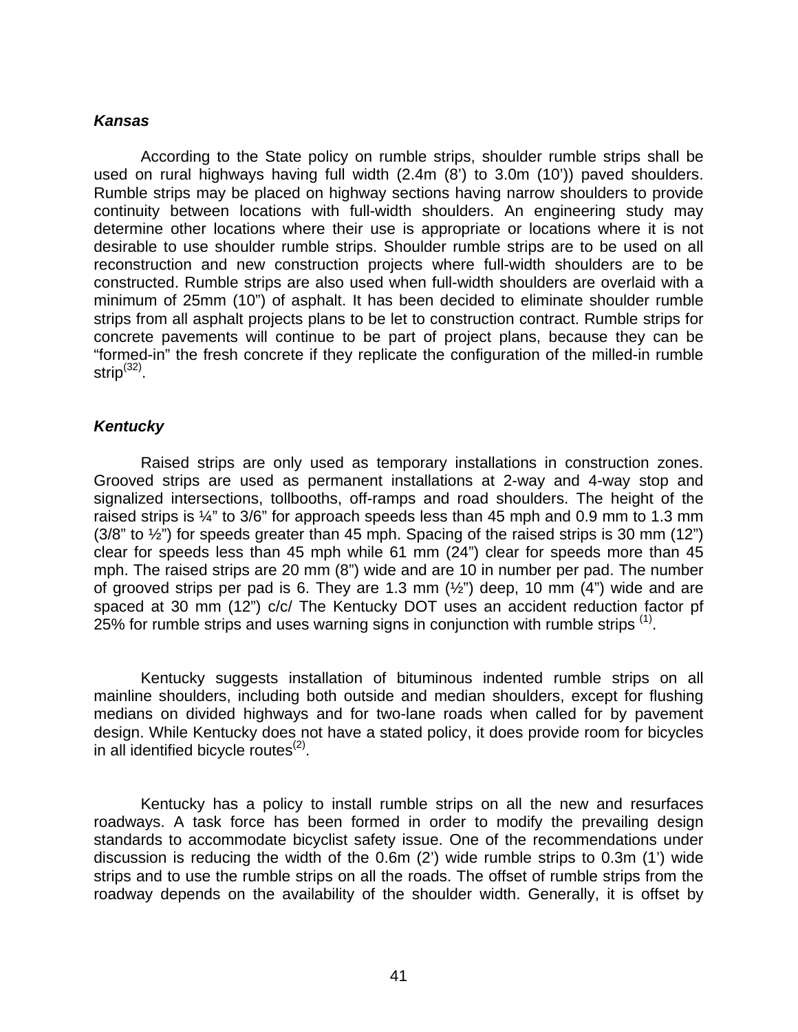***Kansas***

According to the State policy on rumble strips, shoulder rumble strips shall be used on rural highways having full width (2.4m (8') to 3.0m (10')) paved shoulders. Rumble strips may be placed on highway sections having narrow shoulders to provide continuity between locations with full-width shoulders. An engineering study may determine other locations where their use is appropriate or locations where it is not desirable to use shoulder rumble strips. Shoulder rumble strips are to be used on all reconstruction and new construction projects where full-width shoulders are to be constructed. Rumble strips are also used when full-width shoulders are overlaid with a minimum of 25mm (10") of asphalt. It has been decided to eliminate shoulder rumble strips from all asphalt projects plans to be let to construction contract. Rumble strips for concrete pavements will continue to be part of project plans, because they can be "formed-in" the fresh concrete if they replicate the configuration of the milled-in rumble strip[32].

***Kentucky***

Raised strips are only used as temporary installations in construction zones. Grooved strips are used as permanent installations at 2-way and 4-way stop and signalized intersections, tollbooths, off-ramps and road shoulders. The height of the raised strips is ¼" to 3/6" for approach speeds less than 45 mph and 0.9 mm to 1.3 mm (3/8" to ½") for speeds greater than 45 mph. Spacing of the raised strips is 30 mm (12") clear for speeds less than 45 mph while 61 mm (24") clear for speeds more than 45 mph. The raised strips are 20 mm (8") wide and are 10 in number per pad. The number of grooved strips per pad is 6. They are 1.3 mm (½") deep, 10 mm (4") wide and are spaced at 30 mm (12") c/c/ The Kentucky DOT uses an accident reduction factor pf 25% for rumble strips and uses warning signs in conjunction with rumble strips [1].

Kentucky suggests installation of bituminous indented rumble strips on all mainline shoulders, including both outside and median shoulders, except for flushing medians on divided highways and for two-lane roads when called for by pavement design. While Kentucky does not have a stated policy, it does provide room for bicycles in all identified bicycle routes[2].

Kentucky has a policy to install rumble strips on all the new and resurfaces roadways. A task force has been formed in order to modify the prevailing design standards to accommodate bicyclist safety issue. One of the recommendations under discussion is reducing the width of the 0.6m (2') wide rumble strips to 0.3m (1') wide strips and to use the rumble strips on all the roads. The offset of rumble strips from the roadway depends on the availability of the shoulder width. Generally, it is offset by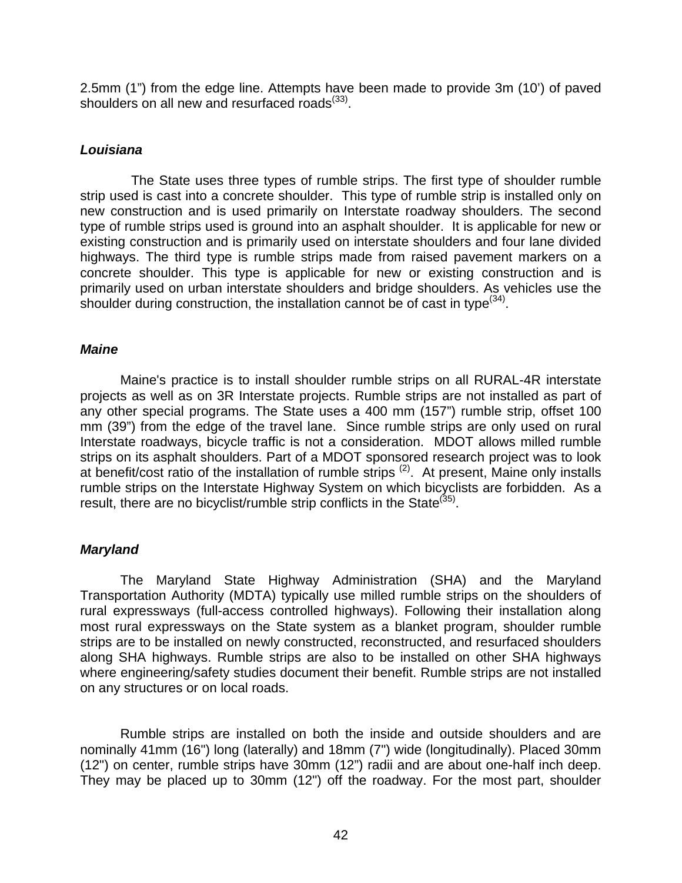2.5mm (1") from the edge line. Attempts have been made to provide 3m (10') of paved shoulders on all new and resurfaced roads[33].

***Louisiana***

The State uses three types of rumble strips. The first type of shoulder rumble strip used is cast into a concrete shoulder. This type of rumble strip is installed only on new construction and is used primarily on Interstate roadway shoulders. The second type of rumble strips used is ground into an asphalt shoulder. It is applicable for new or existing construction and is primarily used on interstate shoulders and four lane divided highways. The third type is rumble strips made from raised pavement markers on a concrete shoulder. This type is applicable for new or existing construction and is primarily used on urban interstate shoulders and bridge shoulders. As vehicles use the shoulder during construction, the installation cannot be of cast in type[34].

***Maine***

Maine's practice is to install shoulder rumble strips on all RURAL-4R interstate projects as well as on 3R Interstate projects. Rumble strips are not installed as part of any other special programs. The State uses a 400 mm (157") rumble strip, offset 100 mm (39") from the edge of the travel lane. Since rumble strips are only used on rural Interstate roadways, bicycle traffic is not a consideration. MDOT allows milled rumble strips on its asphalt shoulders. Part of a MDOT sponsored research project was to look at benefit/cost ratio of the installation of rumble strips [2]. At present, Maine only installs rumble strips on the Interstate Highway System on which bicyclists are forbidden. As a result, there are no bicyclist/rumble strip conflicts in the State[35].

***Maryland***

The Maryland State Highway Administration (SHA) and the Maryland Transportation Authority (MDTA) typically use milled rumble strips on the shoulders of rural expressways (full-access controlled highways). Following their installation along most rural expressways on the State system as a blanket program, shoulder rumble strips are to be installed on newly constructed, reconstructed, and resurfaced shoulders along SHA highways. Rumble strips are also to be installed on other SHA highways where engineering/safety studies document their benefit. Rumble strips are not installed on any structures or on local roads.

Rumble strips are installed on both the inside and outside shoulders and are nominally 41mm (16") long (laterally) and 18mm (7") wide (longitudinally). Placed 30mm (12") on center, rumble strips have 30mm (12") radii and are about one-half inch deep. They may be placed up to 30mm (12") off the roadway. For the most part, shoulder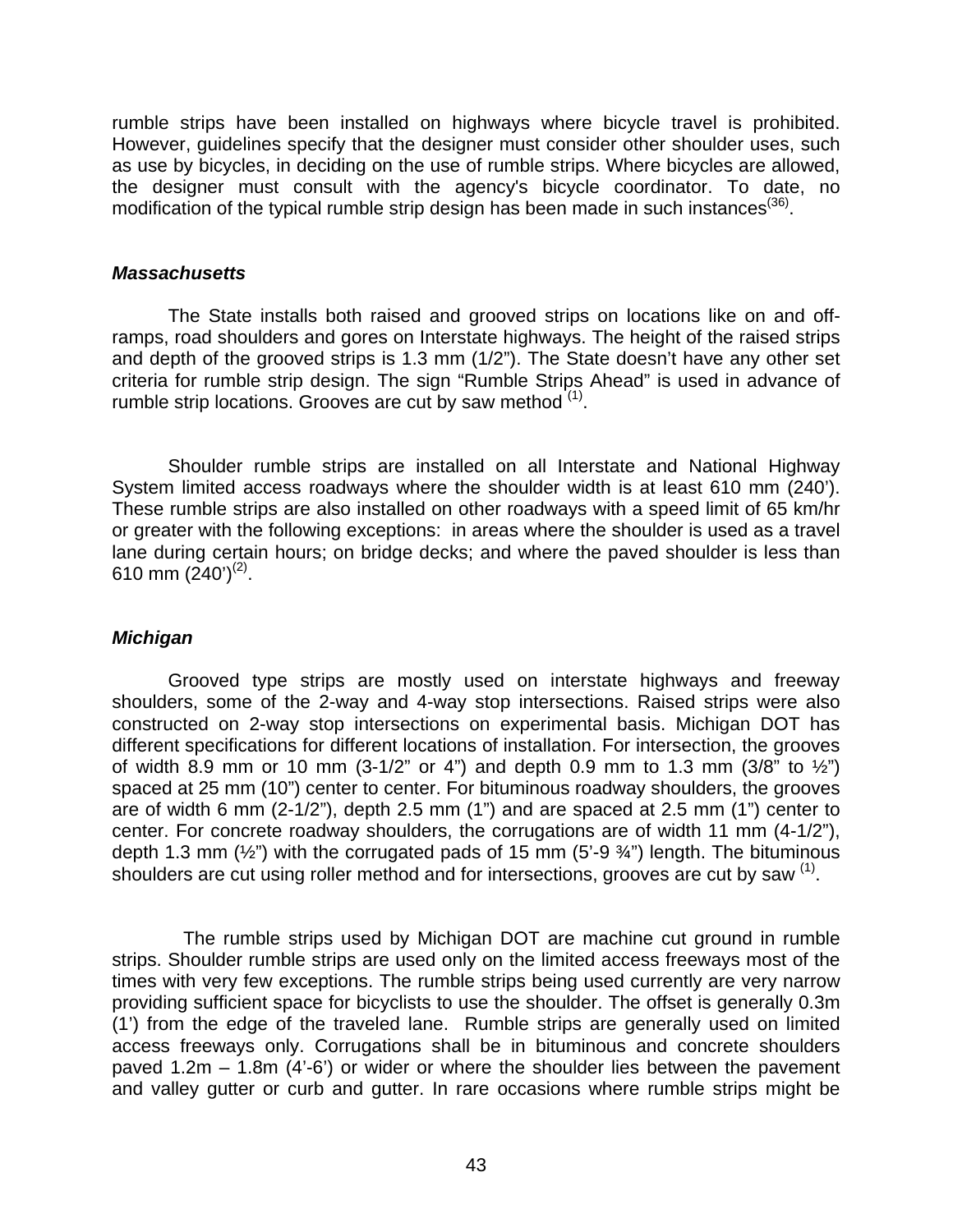rumble strips have been installed on highways where bicycle travel is prohibited. However, guidelines specify that the designer must consider other shoulder uses, such as use by bicycles, in deciding on the use of rumble strips. Where bicycles are allowed, the designer must consult with the agency's bicycle coordinator. To date, no modification of the typical rumble strip design has been made in such instances[(36)].

### *Massachusetts*

The State installs both raised and grooved strips on locations like on and off-ramps, road shoulders and gores on Interstate highways. The height of the raised strips and depth of the grooved strips is 1.3 mm (1/2"). The State doesn't have any other set criteria for rumble strip design. The sign "Rumble Strips Ahead" is used in advance of rumble strip locations. Grooves are cut by saw method [(1)].

Shoulder rumble strips are installed on all Interstate and National Highway System limited access roadways where the shoulder width is at least 610 mm (240'). These rumble strips are also installed on other roadways with a speed limit of 65 km/hr or greater with the following exceptions: in areas where the shoulder is used as a travel lane during certain hours; on bridge decks; and where the paved shoulder is less than 610 mm (240')[(2)].

### *Michigan*

Grooved type strips are mostly used on interstate highways and freeway shoulders, some of the 2-way and 4-way stop intersections. Raised strips were also constructed on 2-way stop intersections on experimental basis. Michigan DOT has different specifications for different locations of installation. For intersection, the grooves of width 8.9 mm or 10 mm (3-1/2" or 4") and depth 0.9 mm to 1.3 mm (3/8" to ½") spaced at 25 mm (10") center to center. For bituminous roadway shoulders, the grooves are of width 6 mm (2-1/2"), depth 2.5 mm (1") and are spaced at 2.5 mm (1") center to center. For concrete roadway shoulders, the corrugations are of width 11 mm (4-1/2"), depth 1.3 mm (½") with the corrugated pads of 15 mm (5'-9 ¾") length. The bituminous shoulders are cut using roller method and for intersections, grooves are cut by saw [(1)].

The rumble strips used by Michigan DOT are machine cut ground in rumble strips. Shoulder rumble strips are used only on the limited access freeways most of the times with very few exceptions. The rumble strips being used currently are very narrow providing sufficient space for bicyclists to use the shoulder. The offset is generally 0.3m (1') from the edge of the traveled lane. Rumble strips are generally used on limited access freeways only. Corrugations shall be in bituminous and concrete shoulders paved 1.2m – 1.8m (4'-6') or wider or where the shoulder lies between the pavement and valley gutter or curb and gutter. In rare occasions where rumble strips might be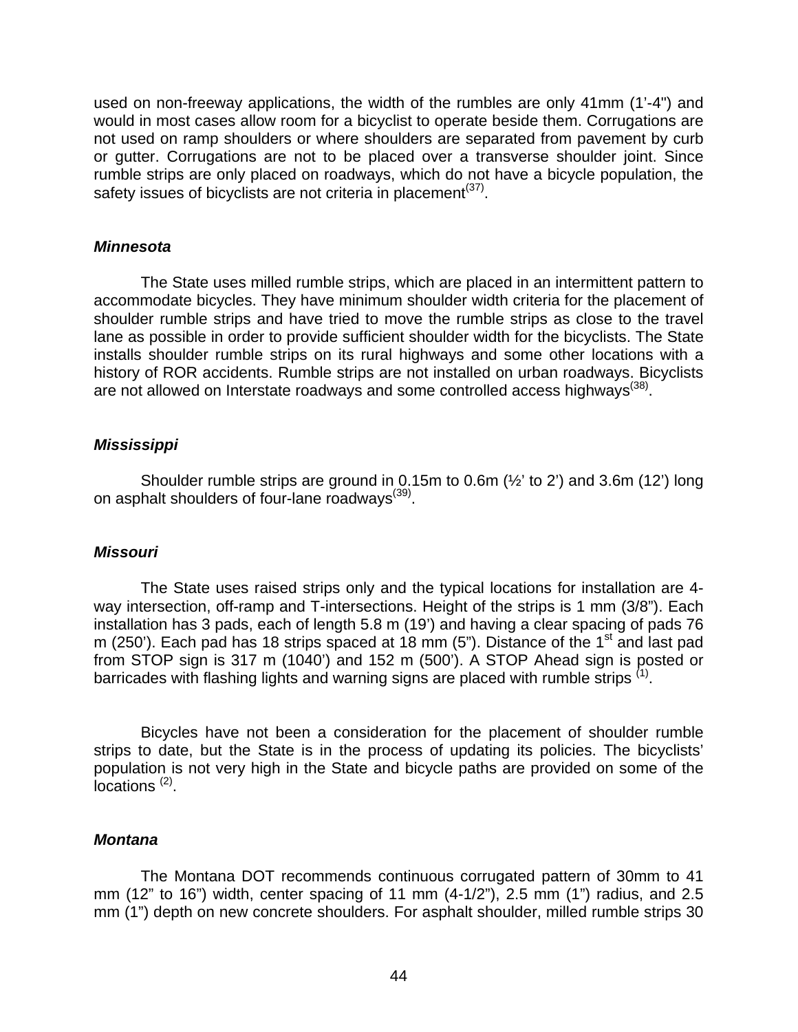used on non-freeway applications, the width of the rumbles are only 41mm (1'-4") and would in most cases allow room for a bicyclist to operate beside them. Corrugations are not used on ramp shoulders or where shoulders are separated from pavement by curb or gutter. Corrugations are not to be placed over a transverse shoulder joint. Since rumble strips are only placed on roadways, which do not have a bicycle population, the safety issues of bicyclists are not criteria in placement[37].

### *Minnesota*

The State uses milled rumble strips, which are placed in an intermittent pattern to accommodate bicycles. They have minimum shoulder width criteria for the placement of shoulder rumble strips and have tried to move the rumble strips as close to the travel lane as possible in order to provide sufficient shoulder width for the bicyclists. The State installs shoulder rumble strips on its rural highways and some other locations with a history of ROR accidents. Rumble strips are not installed on urban roadways. Bicyclists are not allowed on Interstate roadways and some controlled access highways[38].

### *Mississippi*

Shoulder rumble strips are ground in 0.15m to 0.6m (½' to 2') and 3.6m (12') long on asphalt shoulders of four-lane roadways[39].

### *Missouri*

The State uses raised strips only and the typical locations for installation are 4-way intersection, off-ramp and T-intersections. Height of the strips is 1 mm (3/8"). Each installation has 3 pads, each of length 5.8 m (19') and having a clear spacing of pads 76 m (250'). Each pad has 18 strips spaced at 18 mm (5"). Distance of the 1st and last pad from STOP sign is 317 m (1040') and 152 m (500'). A STOP Ahead sign is posted or barricades with flashing lights and warning signs are placed with rumble strips [1].

Bicycles have not been a consideration for the placement of shoulder rumble strips to date, but the State is in the process of updating its policies. The bicyclists' population is not very high in the State and bicycle paths are provided on some of the locations [2].

### *Montana*

The Montana DOT recommends continuous corrugated pattern of 30mm to 41 mm (12" to 16") width, center spacing of 11 mm (4-1/2"), 2.5 mm (1") radius, and 2.5 mm (1") depth on new concrete shoulders. For asphalt shoulder, milled rumble strips 30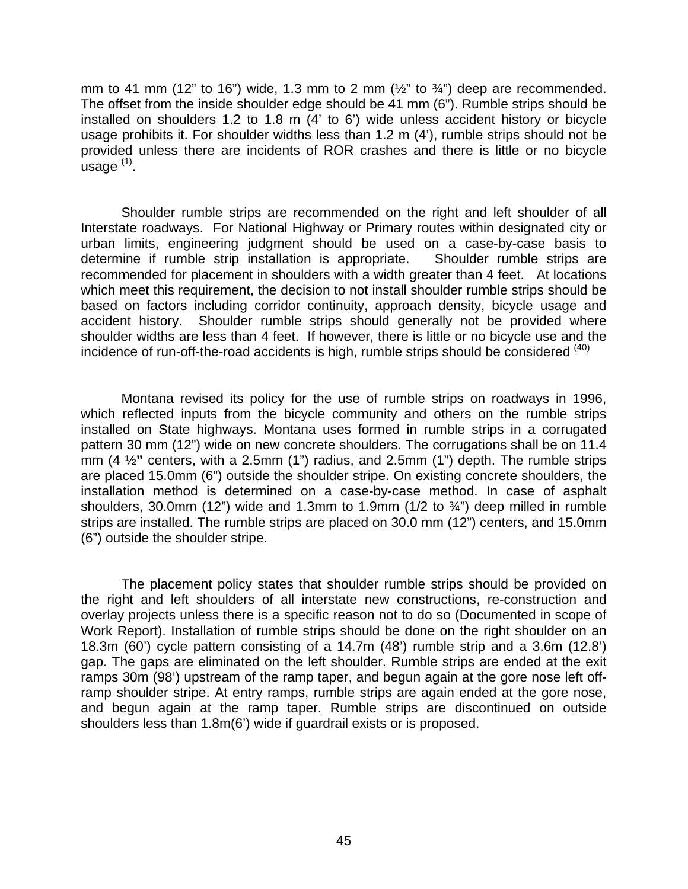mm to 41 mm (12" to 16") wide, 1.3 mm to 2 mm (½" to ¾") deep are recommended. The offset from the inside shoulder edge should be 41 mm (6"). Rumble strips should be installed on shoulders 1.2 to 1.8 m (4' to 6') wide unless accident history or bicycle usage prohibits it. For shoulder widths less than 1.2 m (4'), rumble strips should not be provided unless there are incidents of ROR crashes and there is little or no bicycle usage [(1)].

Shoulder rumble strips are recommended on the right and left shoulder of all Interstate roadways. For National Highway or Primary routes within designated city or urban limits, engineering judgment should be used on a case-by-case basis to determine if rumble strip installation is appropriate. Shoulder rumble strips are recommended for placement in shoulders with a width greater than 4 feet. At locations which meet this requirement, the decision to not install shoulder rumble strips should be based on factors including corridor continuity, approach density, bicycle usage and accident history. Shoulder rumble strips should generally not be provided where shoulder widths are less than 4 feet. If however, there is little or no bicycle use and the incidence of run-off-the-road accidents is high, rumble strips should be considered [(40)]

Montana revised its policy for the use of rumble strips on roadways in 1996, which reflected inputs from the bicycle community and others on the rumble strips installed on State highways. Montana uses formed in rumble strips in a corrugated pattern 30 mm (12") wide on new concrete shoulders. The corrugations shall be on 11.4 mm (4 ½**"** centers, with a 2.5mm (1") radius, and 2.5mm (1") depth. The rumble strips are placed 15.0mm (6") outside the shoulder stripe. On existing concrete shoulders, the installation method is determined on a case-by-case method. In case of asphalt shoulders, 30.0mm (12") wide and 1.3mm to 1.9mm (1/2 to ¾") deep milled in rumble strips are installed. The rumble strips are placed on 30.0 mm (12") centers, and 15.0mm (6") outside the shoulder stripe.

The placement policy states that shoulder rumble strips should be provided on the right and left shoulders of all interstate new constructions, re-construction and overlay projects unless there is a specific reason not to do so (Documented in scope of Work Report). Installation of rumble strips should be done on the right shoulder on an 18.3m (60') cycle pattern consisting of a 14.7m (48') rumble strip and a 3.6m (12.8') gap. The gaps are eliminated on the left shoulder. Rumble strips are ended at the exit ramps 30m (98') upstream of the ramp taper, and begun again at the gore nose left off-ramp shoulder stripe. At entry ramps, rumble strips are again ended at the gore nose, and begun again at the ramp taper. Rumble strips are discontinued on outside shoulders less than 1.8m(6') wide if guardrail exists or is proposed.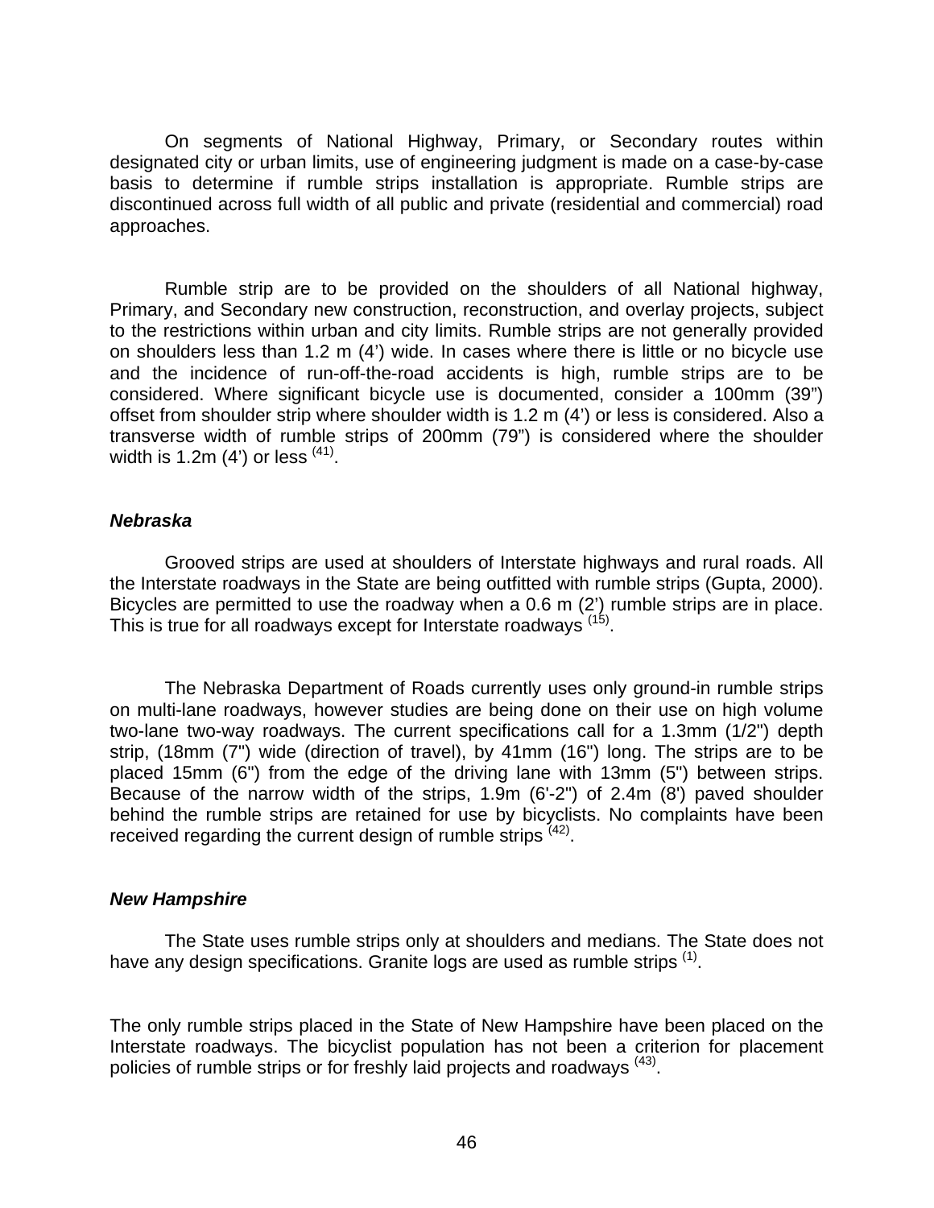On segments of National Highway, Primary, or Secondary routes within designated city or urban limits, use of engineering judgment is made on a case-by-case basis to determine if rumble strips installation is appropriate. Rumble strips are discontinued across full width of all public and private (residential and commercial) road approaches.

Rumble strip are to be provided on the shoulders of all National highway, Primary, and Secondary new construction, reconstruction, and overlay projects, subject to the restrictions within urban and city limits. Rumble strips are not generally provided on shoulders less than 1.2 m (4') wide. In cases where there is little or no bicycle use and the incidence of run-off-the-road accidents is high, rumble strips are to be considered. Where significant bicycle use is documented, consider a 100mm (39") offset from shoulder strip where shoulder width is 1.2 m (4') or less is considered. Also a transverse width of rumble strips of 200mm (79") is considered where the shoulder width is 1.2m (4') or less [41].

### *Nebraska*

Grooved strips are used at shoulders of Interstate highways and rural roads. All the Interstate roadways in the State are being outfitted with rumble strips (Gupta, 2000). Bicycles are permitted to use the roadway when a 0.6 m (2') rumble strips are in place. This is true for all roadways except for Interstate roadways [15].

The Nebraska Department of Roads currently uses only ground-in rumble strips on multi-lane roadways, however studies are being done on their use on high volume two-lane two-way roadways. The current specifications call for a 1.3mm (1/2") depth strip, (18mm (7") wide (direction of travel), by 41mm (16") long. The strips are to be placed 15mm (6") from the edge of the driving lane with 13mm (5") between strips. Because of the narrow width of the strips, 1.9m (6'-2") of 2.4m (8') paved shoulder behind the rumble strips are retained for use by bicyclists. No complaints have been received regarding the current design of rumble strips [42].

### *New Hampshire*

The State uses rumble strips only at shoulders and medians. The State does not have any design specifications. Granite logs are used as rumble strips [1].

The only rumble strips placed in the State of New Hampshire have been placed on the Interstate roadways. The bicyclist population has not been a criterion for placement policies of rumble strips or for freshly laid projects and roadways [43].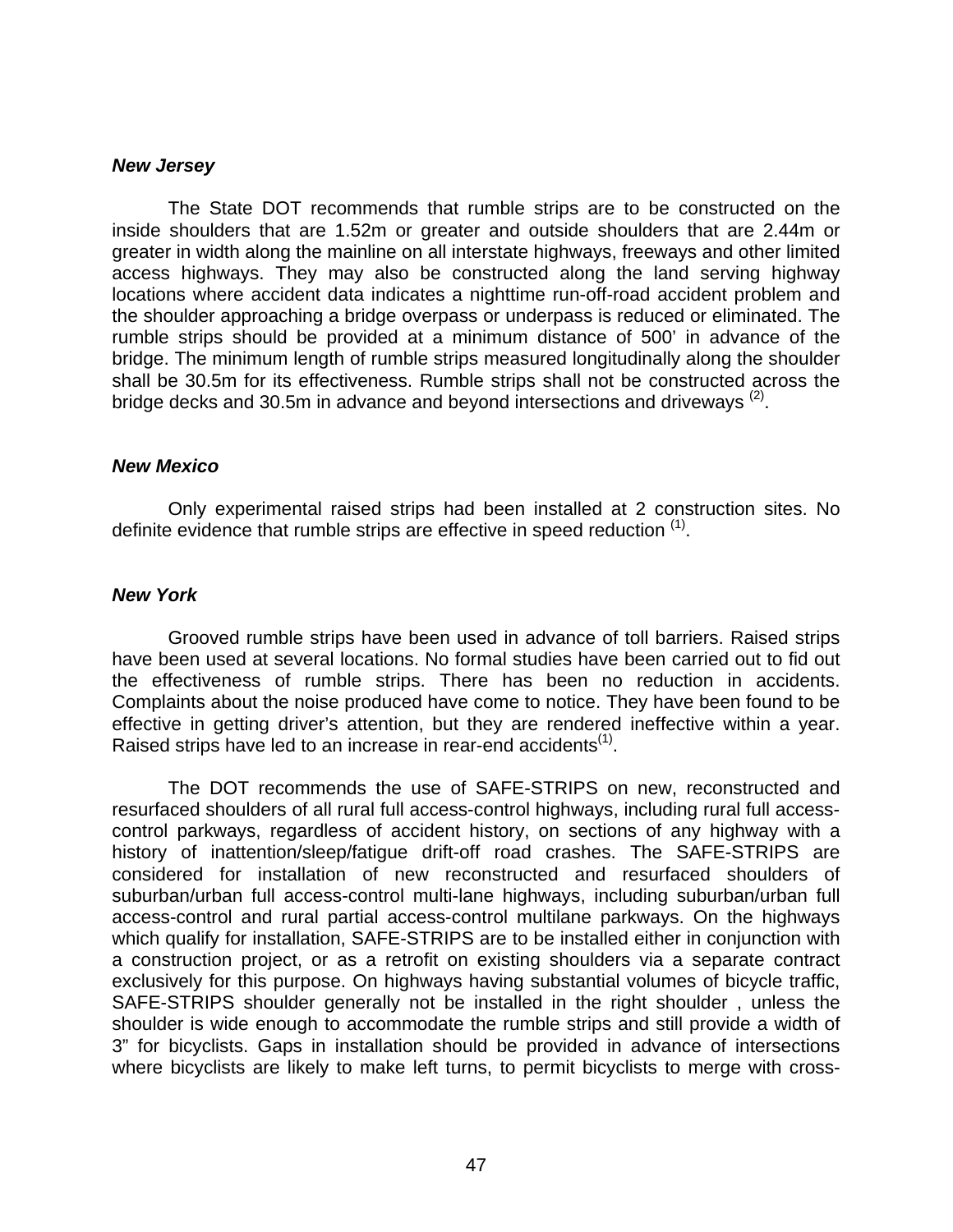***New Jersey***

The State DOT recommends that rumble strips are to be constructed on the inside shoulders that are 1.52m or greater and outside shoulders that are 2.44m or greater in width along the mainline on all interstate highways, freeways and other limited access highways. They may also be constructed along the land serving highway locations where accident data indicates a nighttime run-off-road accident problem and the shoulder approaching a bridge overpass or underpass is reduced or eliminated. The rumble strips should be provided at a minimum distance of 500' in advance of the bridge. The minimum length of rumble strips measured longitudinally along the shoulder shall be 30.5m for its effectiveness. Rumble strips shall not be constructed across the bridge decks and 30.5m in advance and beyond intersections and driveways [(2)].

***New Mexico***

Only experimental raised strips had been installed at 2 construction sites. No definite evidence that rumble strips are effective in speed reduction [(1)].

***New York***

Grooved rumble strips have been used in advance of toll barriers. Raised strips have been used at several locations. No formal studies have been carried out to fid out the effectiveness of rumble strips. There has been no reduction in accidents. Complaints about the noise produced have come to notice. They have been found to be effective in getting driver's attention, but they are rendered ineffective within a year. Raised strips have led to an increase in rear-end accidents[(1)].

The DOT recommends the use of SAFE-STRIPS on new, reconstructed and resurfaced shoulders of all rural full access-control highways, including rural full access-control parkways, regardless of accident history, on sections of any highway with a history of inattention/sleep/fatigue drift-off road crashes. The SAFE-STRIPS are considered for installation of new reconstructed and resurfaced shoulders of suburban/urban full access-control multi-lane highways, including suburban/urban full access-control and rural partial access-control multilane parkways. On the highways which qualify for installation, SAFE-STRIPS are to be installed either in conjunction with a construction project, or as a retrofit on existing shoulders via a separate contract exclusively for this purpose. On highways having substantial volumes of bicycle traffic, SAFE-STRIPS shoulder generally not be installed in the right shoulder , unless the shoulder is wide enough to accommodate the rumble strips and still provide a width of 3" for bicyclists. Gaps in installation should be provided in advance of intersections where bicyclists are likely to make left turns, to permit bicyclists to merge with cross-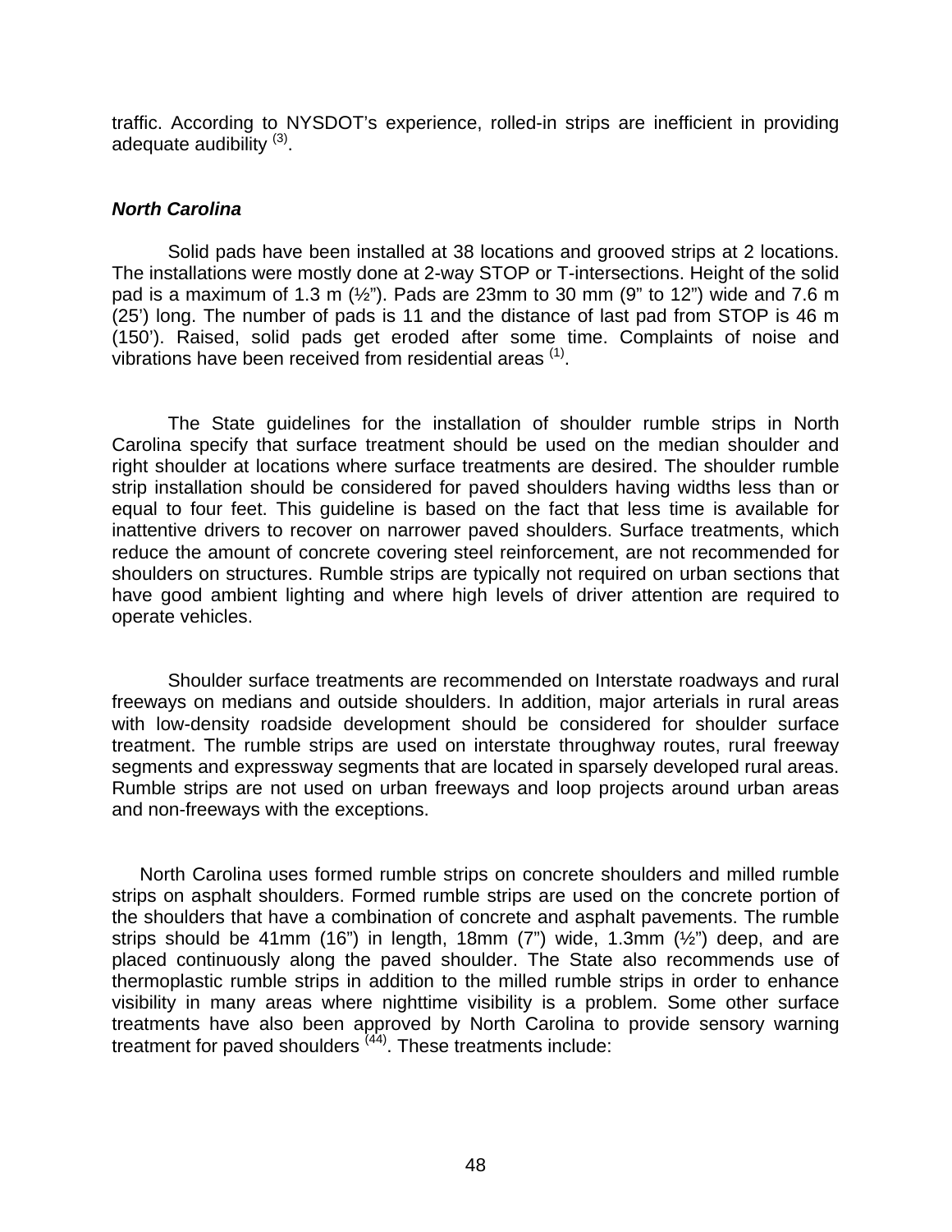traffic. According to NYSDOT's experience, rolled-in strips are inefficient in providing adequate audibility [(3)].

***North Carolina***

Solid pads have been installed at 38 locations and grooved strips at 2 locations. The installations were mostly done at 2-way STOP or T-intersections. Height of the solid pad is a maximum of 1.3 m (½"). Pads are 23mm to 30 mm (9" to 12") wide and 7.6 m (25') long. The number of pads is 11 and the distance of last pad from STOP is 46 m (150'). Raised, solid pads get eroded after some time. Complaints of noise and vibrations have been received from residential areas [(1)].

The State guidelines for the installation of shoulder rumble strips in North Carolina specify that surface treatment should be used on the median shoulder and right shoulder at locations where surface treatments are desired. The shoulder rumble strip installation should be considered for paved shoulders having widths less than or equal to four feet. This guideline is based on the fact that less time is available for inattentive drivers to recover on narrower paved shoulders. Surface treatments, which reduce the amount of concrete covering steel reinforcement, are not recommended for shoulders on structures. Rumble strips are typically not required on urban sections that have good ambient lighting and where high levels of driver attention are required to operate vehicles.

Shoulder surface treatments are recommended on Interstate roadways and rural freeways on medians and outside shoulders. In addition, major arterials in rural areas with low-density roadside development should be considered for shoulder surface treatment. The rumble strips are used on interstate throughway routes, rural freeway segments and expressway segments that are located in sparsely developed rural areas. Rumble strips are not used on urban freeways and loop projects around urban areas and non-freeways with the exceptions.

North Carolina uses formed rumble strips on concrete shoulders and milled rumble strips on asphalt shoulders. Formed rumble strips are used on the concrete portion of the shoulders that have a combination of concrete and asphalt pavements. The rumble strips should be 41mm (16") in length, 18mm (7") wide, 1.3mm (½") deep, and are placed continuously along the paved shoulder. The State also recommends use of thermoplastic rumble strips in addition to the milled rumble strips in order to enhance visibility in many areas where nighttime visibility is a problem. Some other surface treatments have also been approved by North Carolina to provide sensory warning treatment for paved shoulders [(44)]. These treatments include: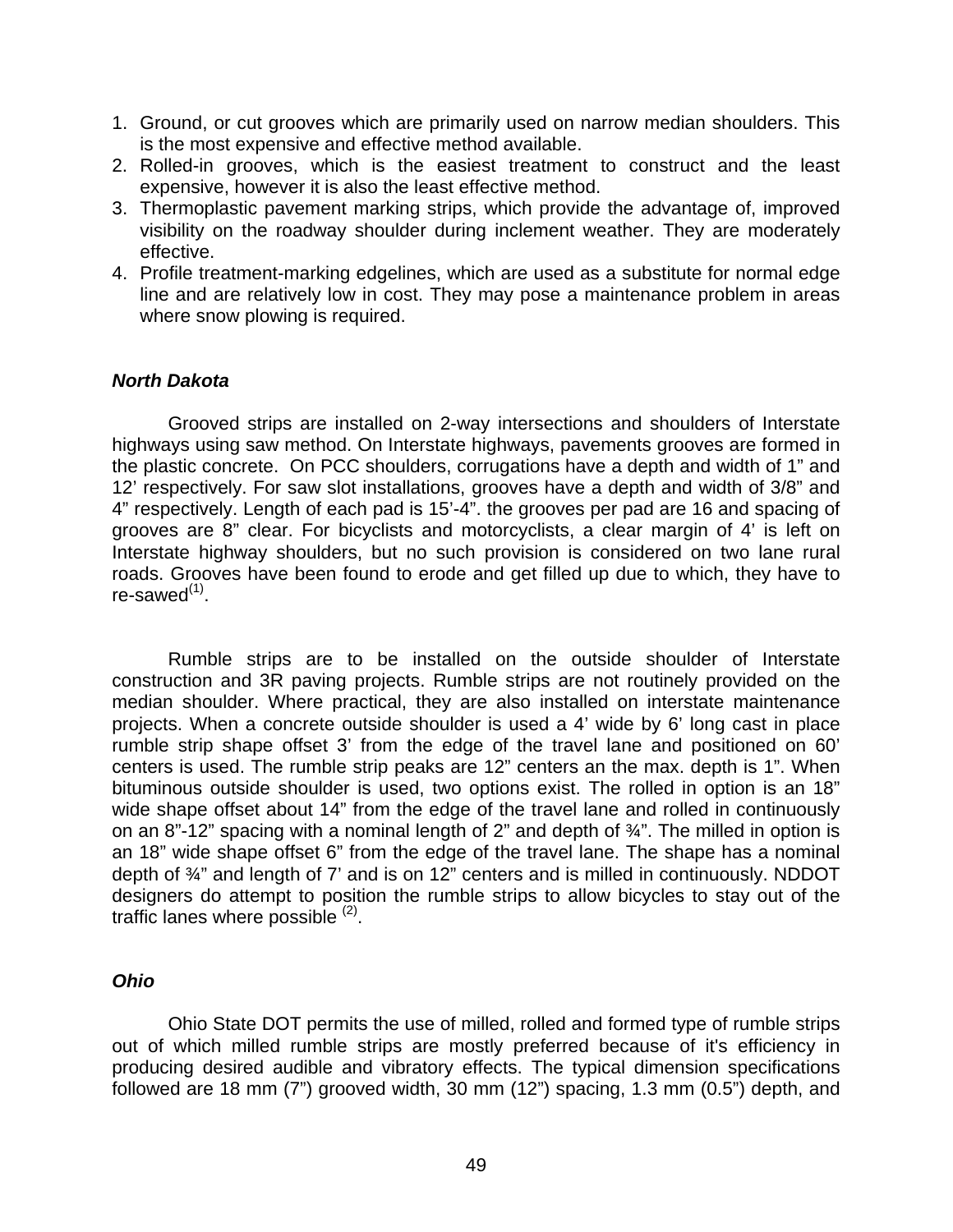1. Ground, or cut grooves which are primarily used on narrow median shoulders. This is the most expensive and effective method available.
2. Rolled-in grooves, which is the easiest treatment to construct and the least expensive, however it is also the least effective method.
3. Thermoplastic pavement marking strips, which provide the advantage of, improved visibility on the roadway shoulder during inclement weather. They are moderately effective.
4. Profile treatment-marking edgelines, which are used as a substitute for normal edge line and are relatively low in cost. They may pose a maintenance problem in areas where snow plowing is required.

### *North Dakota*

Grooved strips are installed on 2-way intersections and shoulders of Interstate highways using saw method. On Interstate highways, pavements grooves are formed in the plastic concrete. On PCC shoulders, corrugations have a depth and width of 1" and 12' respectively. For saw slot installations, grooves have a depth and width of 3/8" and 4" respectively. Length of each pad is 15'-4". the grooves per pad are 16 and spacing of grooves are 8" clear. For bicyclists and motorcyclists, a clear margin of 4' is left on Interstate highway shoulders, but no such provision is considered on two lane rural roads. Grooves have been found to erode and get filled up due to which, they have to re-sawed[(1)].

Rumble strips are to be installed on the outside shoulder of Interstate construction and 3R paving projects. Rumble strips are not routinely provided on the median shoulder. Where practical, they are also installed on interstate maintenance projects. When a concrete outside shoulder is used a 4' wide by 6' long cast in place rumble strip shape offset 3' from the edge of the travel lane and positioned on 60' centers is used. The rumble strip peaks are 12" centers an the max. depth is 1". When bituminous outside shoulder is used, two options exist. The rolled in option is an 18" wide shape offset about 14" from the edge of the travel lane and rolled in continuously on an 8"-12" spacing with a nominal length of 2" and depth of ¾". The milled in option is an 18" wide shape offset 6" from the edge of the travel lane. The shape has a nominal depth of ¾" and length of 7' and is on 12" centers and is milled in continuously. NDDOT designers do attempt to position the rumble strips to allow bicycles to stay out of the traffic lanes where possible [(2)].

### *Ohio*

Ohio State DOT permits the use of milled, rolled and formed type of rumble strips out of which milled rumble strips are mostly preferred because of it's efficiency in producing desired audible and vibratory effects. The typical dimension specifications followed are 18 mm (7") grooved width, 30 mm (12") spacing, 1.3 mm (0.5") depth, and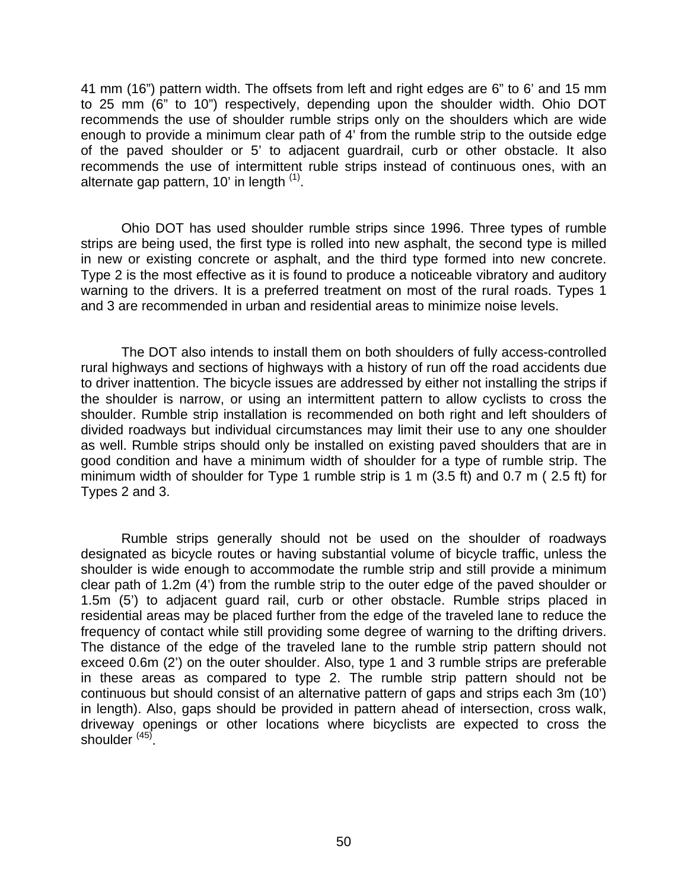41 mm (16") pattern width. The offsets from left and right edges are 6" to 6' and 15 mm to 25 mm (6" to 10") respectively, depending upon the shoulder width. Ohio DOT recommends the use of shoulder rumble strips only on the shoulders which are wide enough to provide a minimum clear path of 4' from the rumble strip to the outside edge of the paved shoulder or 5' to adjacent guardrail, curb or other obstacle. It also recommends the use of intermittent ruble strips instead of continuous ones, with an alternate gap pattern, 10' in length [(1)].

Ohio DOT has used shoulder rumble strips since 1996. Three types of rumble strips are being used, the first type is rolled into new asphalt, the second type is milled in new or existing concrete or asphalt, and the third type formed into new concrete. Type 2 is the most effective as it is found to produce a noticeable vibratory and auditory warning to the drivers. It is a preferred treatment on most of the rural roads. Types 1 and 3 are recommended in urban and residential areas to minimize noise levels.

The DOT also intends to install them on both shoulders of fully access-controlled rural highways and sections of highways with a history of run off the road accidents due to driver inattention. The bicycle issues are addressed by either not installing the strips if the shoulder is narrow, or using an intermittent pattern to allow cyclists to cross the shoulder. Rumble strip installation is recommended on both right and left shoulders of divided roadways but individual circumstances may limit their use to any one shoulder as well. Rumble strips should only be installed on existing paved shoulders that are in good condition and have a minimum width of shoulder for a type of rumble strip. The minimum width of shoulder for Type 1 rumble strip is 1 m (3.5 ft) and 0.7 m ( 2.5 ft) for Types 2 and 3.

Rumble strips generally should not be used on the shoulder of roadways designated as bicycle routes or having substantial volume of bicycle traffic, unless the shoulder is wide enough to accommodate the rumble strip and still provide a minimum clear path of 1.2m (4') from the rumble strip to the outer edge of the paved shoulder or 1.5m (5') to adjacent guard rail, curb or other obstacle. Rumble strips placed in residential areas may be placed further from the edge of the traveled lane to reduce the frequency of contact while still providing some degree of warning to the drifting drivers. The distance of the edge of the traveled lane to the rumble strip pattern should not exceed 0.6m (2') on the outer shoulder. Also, type 1 and 3 rumble strips are preferable in these areas as compared to type 2. The rumble strip pattern should not be continuous but should consist of an alternative pattern of gaps and strips each 3m (10') in length). Also, gaps should be provided in pattern ahead of intersection, cross walk, driveway openings or other locations where bicyclists are expected to cross the shoulder [(45)].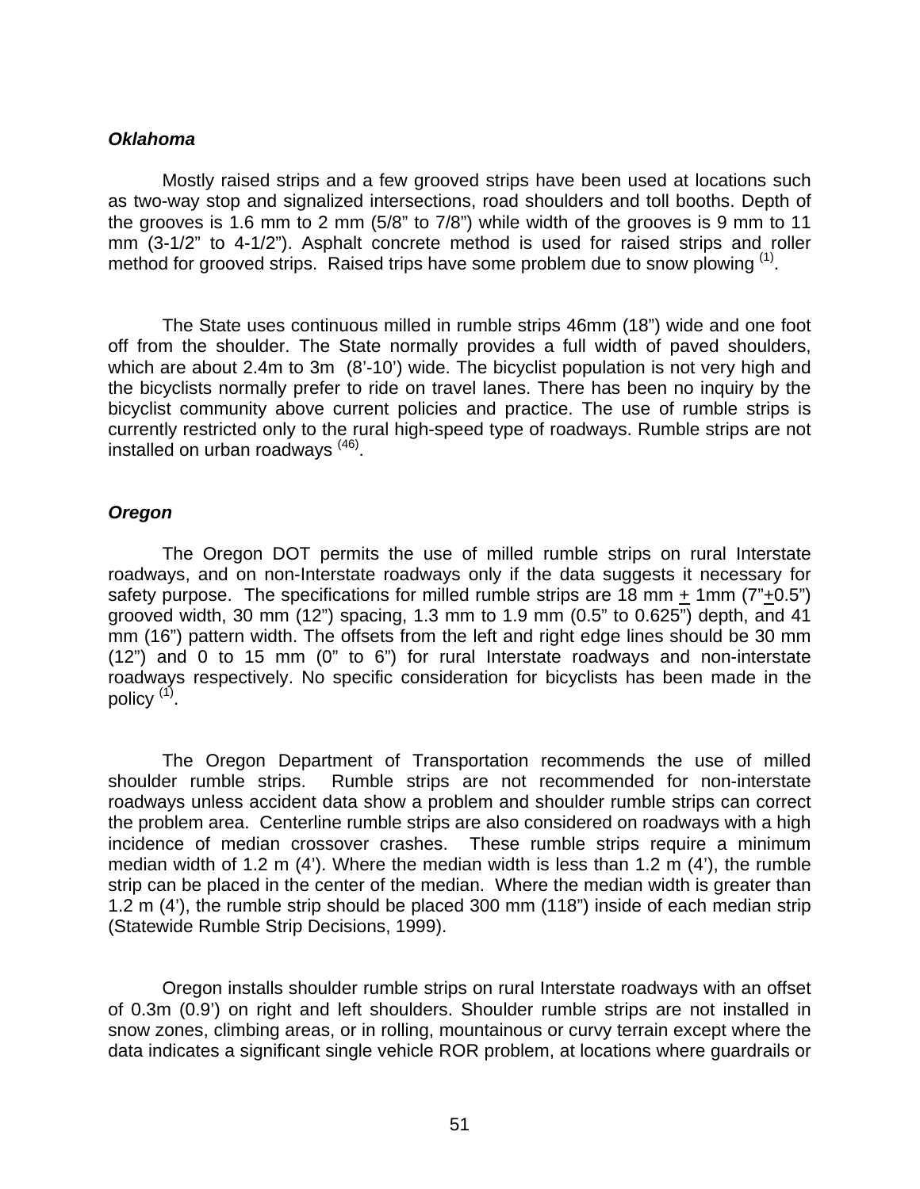### *Oklahoma*

Mostly raised strips and a few grooved strips have been used at locations such as two-way stop and signalized intersections, road shoulders and toll booths. Depth of the grooves is 1.6 mm to 2 mm (5/8" to 7/8") while width of the grooves is 9 mm to 11 mm (3-1/2" to 4-1/2"). Asphalt concrete method is used for raised strips and roller method for grooved strips. Raised trips have some problem due to snow plowing [(1)].

The State uses continuous milled in rumble strips 46mm (18") wide and one foot off from the shoulder. The State normally provides a full width of paved shoulders, which are about 2.4m to 3m (8'-10') wide. The bicyclist population is not very high and the bicyclists normally prefer to ride on travel lanes. There has been no inquiry by the bicyclist community above current policies and practice. The use of rumble strips is currently restricted only to the rural high-speed type of roadways. Rumble strips are not installed on urban roadways [(46)].

### *Oregon*

The Oregon DOT permits the use of milled rumble strips on rural Interstate roadways, and on non-Interstate roadways only if the data suggests it necessary for safety purpose. The specifications for milled rumble strips are 18 mm ± 1mm (7"±0.5") grooved width, 30 mm (12") spacing, 1.3 mm to 1.9 mm (0.5" to 0.625") depth, and 41 mm (16") pattern width. The offsets from the left and right edge lines should be 30 mm (12") and 0 to 15 mm (0" to 6") for rural Interstate roadways and non-interstate roadways respectively. No specific consideration for bicyclists has been made in the policy [(1)].

The Oregon Department of Transportation recommends the use of milled shoulder rumble strips. Rumble strips are not recommended for non-interstate roadways unless accident data show a problem and shoulder rumble strips can correct the problem area. Centerline rumble strips are also considered on roadways with a high incidence of median crossover crashes. These rumble strips require a minimum median width of 1.2 m (4'). Where the median width is less than 1.2 m (4'), the rumble strip can be placed in the center of the median. Where the median width is greater than 1.2 m (4'), the rumble strip should be placed 300 mm (118") inside of each median strip (Statewide Rumble Strip Decisions, 1999).

Oregon installs shoulder rumble strips on rural Interstate roadways with an offset of 0.3m (0.9') on right and left shoulders. Shoulder rumble strips are not installed in snow zones, climbing areas, or in rolling, mountainous or curvy terrain except where the data indicates a significant single vehicle ROR problem, at locations where guardrails or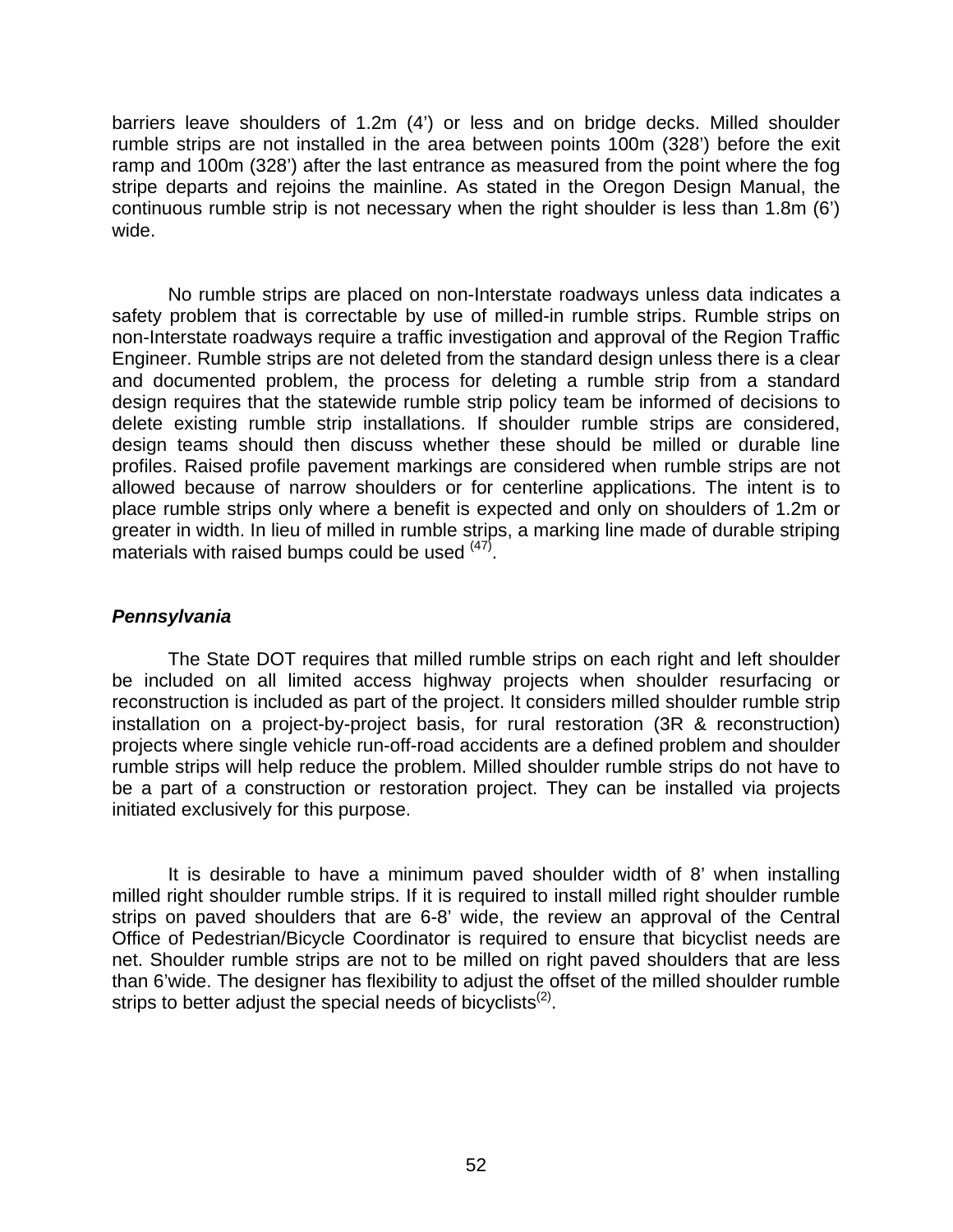barriers leave shoulders of 1.2m (4') or less and on bridge decks. Milled shoulder rumble strips are not installed in the area between points 100m (328') before the exit ramp and 100m (328') after the last entrance as measured from the point where the fog stripe departs and rejoins the mainline. As stated in the Oregon Design Manual, the continuous rumble strip is not necessary when the right shoulder is less than 1.8m (6') wide.

No rumble strips are placed on non-Interstate roadways unless data indicates a safety problem that is correctable by use of milled-in rumble strips. Rumble strips on non-Interstate roadways require a traffic investigation and approval of the Region Traffic Engineer. Rumble strips are not deleted from the standard design unless there is a clear and documented problem, the process for deleting a rumble strip from a standard design requires that the statewide rumble strip policy team be informed of decisions to delete existing rumble strip installations. If shoulder rumble strips are considered, design teams should then discuss whether these should be milled or durable line profiles. Raised profile pavement markings are considered when rumble strips are not allowed because of narrow shoulders or for centerline applications. The intent is to place rumble strips only where a benefit is expected and only on shoulders of 1.2m or greater in width. In lieu of milled in rumble strips, a marking line made of durable striping materials with raised bumps could be used [47].

### *Pennsylvania*

The State DOT requires that milled rumble strips on each right and left shoulder be included on all limited access highway projects when shoulder resurfacing or reconstruction is included as part of the project. It considers milled shoulder rumble strip installation on a project-by-project basis, for rural restoration (3R & reconstruction) projects where single vehicle run-off-road accidents are a defined problem and shoulder rumble strips will help reduce the problem. Milled shoulder rumble strips do not have to be a part of a construction or restoration project. They can be installed via projects initiated exclusively for this purpose.

It is desirable to have a minimum paved shoulder width of 8' when installing milled right shoulder rumble strips. If it is required to install milled right shoulder rumble strips on paved shoulders that are 6-8' wide, the review an approval of the Central Office of Pedestrian/Bicycle Coordinator is required to ensure that bicyclist needs are net. Shoulder rumble strips are not to be milled on right paved shoulders that are less than 6'wide. The designer has flexibility to adjust the offset of the milled shoulder rumble strips to better adjust the special needs of bicyclists[2].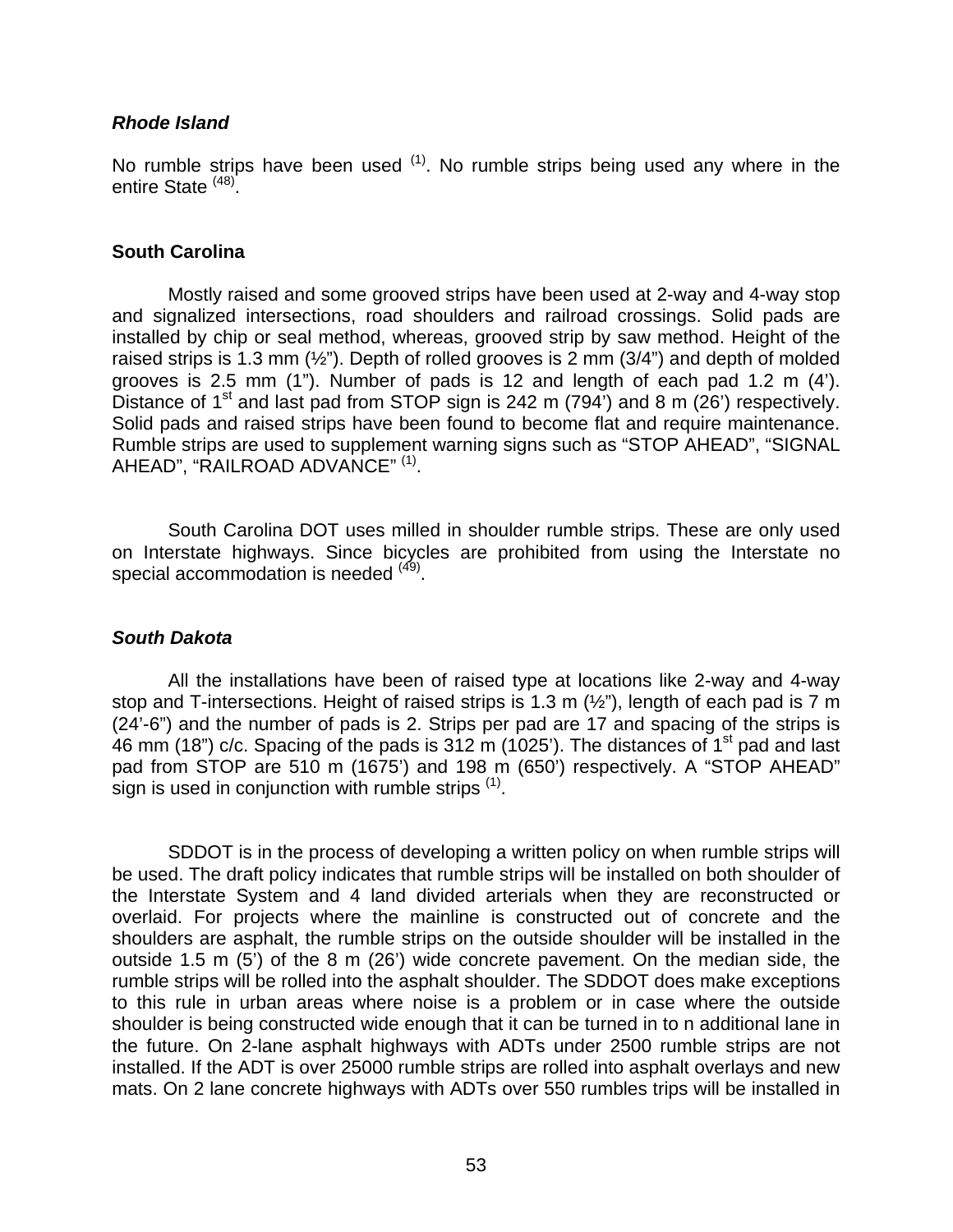### *Rhode Island*

No rumble strips have been used [(1)]. No rumble strips being used any where in the entire State [(48)].

### South Carolina

Mostly raised and some grooved strips have been used at 2-way and 4-way stop and signalized intersections, road shoulders and railroad crossings. Solid pads are installed by chip or seal method, whereas, grooved strip by saw method. Height of the raised strips is 1.3 mm (½”). Depth of rolled grooves is 2 mm (3/4”) and depth of molded grooves is 2.5 mm (1”). Number of pads is 12 and length of each pad 1.2 m (4’). Distance of 1st and last pad from STOP sign is 242 m (794’) and 8 m (26’) respectively. Solid pads and raised strips have been found to become flat and require maintenance. Rumble strips are used to supplement warning signs such as “STOP AHEAD”, “SIGNAL AHEAD”, “RAILROAD ADVANCE” [(1)].

South Carolina DOT uses milled in shoulder rumble strips. These are only used on Interstate highways. Since bicycles are prohibited from using the Interstate no special accommodation is needed [(49)].

### *South Dakota*

All the installations have been of raised type at locations like 2-way and 4-way stop and T-intersections. Height of raised strips is 1.3 m (½”), length of each pad is 7 m (24’-6”) and the number of pads is 2. Strips per pad are 17 and spacing of the strips is 46 mm (18”) c/c. Spacing of the pads is 312 m (1025’). The distances of 1st pad and last pad from STOP are 510 m (1675’) and 198 m (650’) respectively. A “STOP AHEAD” sign is used in conjunction with rumble strips [(1)].

SDDOT is in the process of developing a written policy on when rumble strips will be used. The draft policy indicates that rumble strips will be installed on both shoulder of the Interstate System and 4 land divided arterials when they are reconstructed or overlaid. For projects where the mainline is constructed out of concrete and the shoulders are asphalt, the rumble strips on the outside shoulder will be installed in the outside 1.5 m (5’) of the 8 m (26’) wide concrete pavement. On the median side, the rumble strips will be rolled into the asphalt shoulder. The SDDOT does make exceptions to this rule in urban areas where noise is a problem or in case where the outside shoulder is being constructed wide enough that it can be turned in to n additional lane in the future. On 2-lane asphalt highways with ADTs under 2500 rumble strips are not installed. If the ADT is over 25000 rumble strips are rolled into asphalt overlays and new mats. On 2 lane concrete highways with ADTs over 550 rumbles trips will be installed in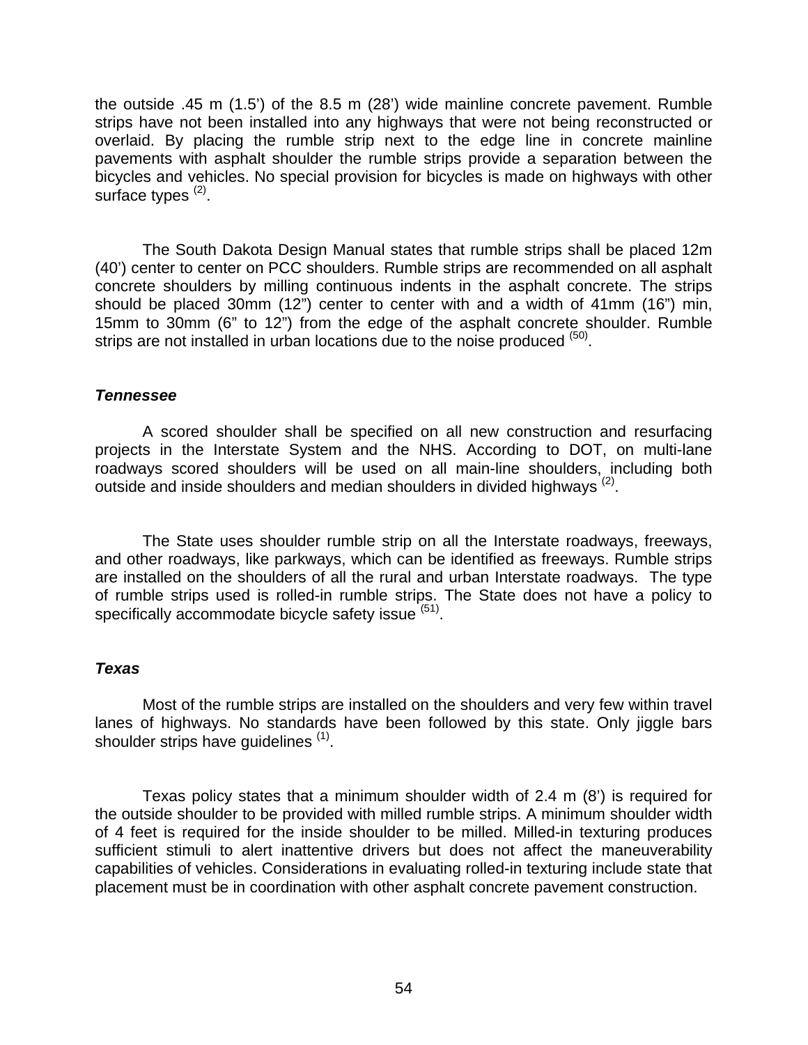the outside .45 m (1.5') of the 8.5 m (28') wide mainline concrete pavement. Rumble strips have not been installed into any highways that were not being reconstructed or overlaid. By placing the rumble strip next to the edge line in concrete mainline pavements with asphalt shoulder the rumble strips provide a separation between the bicycles and vehicles. No special provision for bicycles is made on highways with other surface types [(2)].

The South Dakota Design Manual states that rumble strips shall be placed 12m (40') center to center on PCC shoulders. Rumble strips are recommended on all asphalt concrete shoulders by milling continuous indents in the asphalt concrete. The strips should be placed 30mm (12") center to center with and a width of 41mm (16") min, 15mm to 30mm (6" to 12") from the edge of the asphalt concrete shoulder. Rumble strips are not installed in urban locations due to the noise produced [(50)].

### *Tennessee*

A scored shoulder shall be specified on all new construction and resurfacing projects in the Interstate System and the NHS. According to DOT, on multi-lane roadways scored shoulders will be used on all main-line shoulders, including both outside and inside shoulders and median shoulders in divided highways [(2)].

The State uses shoulder rumble strip on all the Interstate roadways, freeways, and other roadways, like parkways, which can be identified as freeways. Rumble strips are installed on the shoulders of all the rural and urban Interstate roadways. The type of rumble strips used is rolled-in rumble strips. The State does not have a policy to specifically accommodate bicycle safety issue [(51)].

### *Texas*

Most of the rumble strips are installed on the shoulders and very few within travel lanes of highways. No standards have been followed by this state. Only jiggle bars shoulder strips have guidelines [(1)].

Texas policy states that a minimum shoulder width of 2.4 m (8') is required for the outside shoulder to be provided with milled rumble strips. A minimum shoulder width of 4 feet is required for the inside shoulder to be milled. Milled-in texturing produces sufficient stimuli to alert inattentive drivers but does not affect the maneuverability capabilities of vehicles. Considerations in evaluating rolled-in texturing include state that placement must be in coordination with other asphalt concrete pavement construction.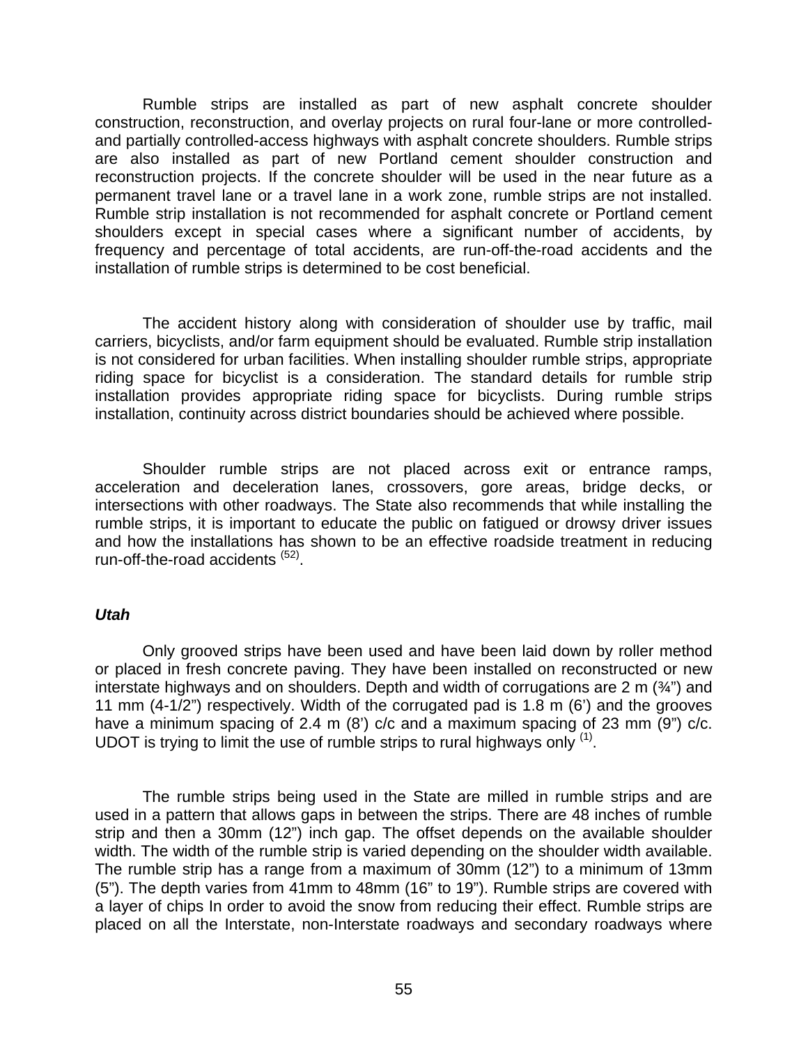Rumble strips are installed as part of new asphalt concrete shoulder construction, reconstruction, and overlay projects on rural four-lane or more controlled- and partially controlled-access highways with asphalt concrete shoulders. Rumble strips are also installed as part of new Portland cement shoulder construction and reconstruction projects. If the concrete shoulder will be used in the near future as a permanent travel lane or a travel lane in a work zone, rumble strips are not installed. Rumble strip installation is not recommended for asphalt concrete or Portland cement shoulders except in special cases where a significant number of accidents, by frequency and percentage of total accidents, are run-off-the-road accidents and the installation of rumble strips is determined to be cost beneficial.

The accident history along with consideration of shoulder use by traffic, mail carriers, bicyclists, and/or farm equipment should be evaluated. Rumble strip installation is not considered for urban facilities. When installing shoulder rumble strips, appropriate riding space for bicyclist is a consideration. The standard details for rumble strip installation provides appropriate riding space for bicyclists. During rumble strips installation, continuity across district boundaries should be achieved where possible.

Shoulder rumble strips are not placed across exit or entrance ramps, acceleration and deceleration lanes, crossovers, gore areas, bridge decks, or intersections with other roadways. The State also recommends that while installing the rumble strips, it is important to educate the public on fatigued or drowsy driver issues and how the installations has shown to be an effective roadside treatment in reducing run-off-the-road accidents [52].

### *Utah*

Only grooved strips have been used and have been laid down by roller method or placed in fresh concrete paving. They have been installed on reconstructed or new interstate highways and on shoulders. Depth and width of corrugations are 2 m (¾") and 11 mm (4-1/2") respectively. Width of the corrugated pad is 1.8 m (6') and the grooves have a minimum spacing of 2.4 m (8') c/c and a maximum spacing of 23 mm (9") c/c. UDOT is trying to limit the use of rumble strips to rural highways only [1].

The rumble strips being used in the State are milled in rumble strips and are used in a pattern that allows gaps in between the strips. There are 48 inches of rumble strip and then a 30mm (12") inch gap. The offset depends on the available shoulder width. The width of the rumble strip is varied depending on the shoulder width available. The rumble strip has a range from a maximum of 30mm (12") to a minimum of 13mm (5"). The depth varies from 41mm to 48mm (16" to 19"). Rumble strips are covered with a layer of chips In order to avoid the snow from reducing their effect. Rumble strips are placed on all the Interstate, non-Interstate roadways and secondary roadways where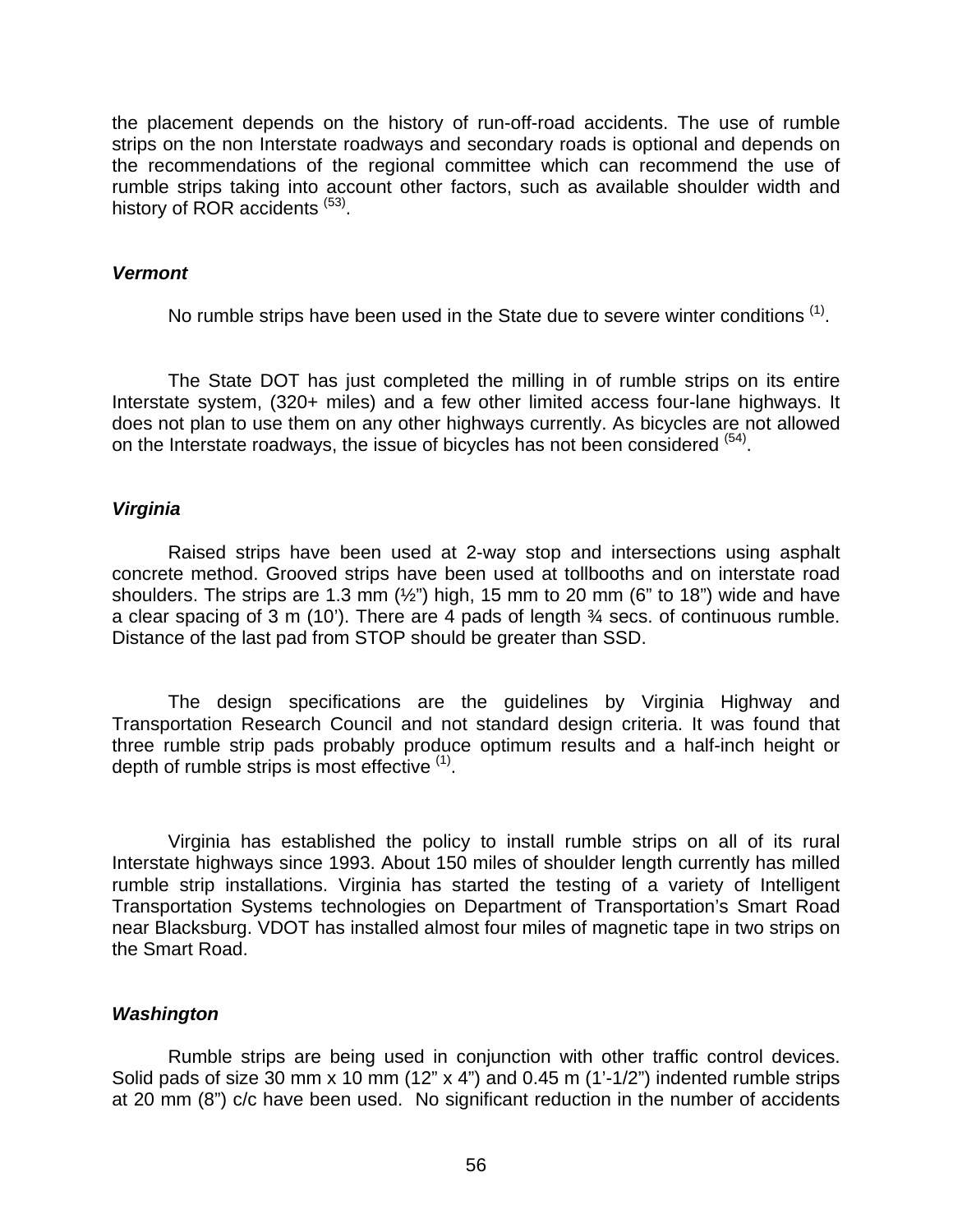the placement depends on the history of run-off-road accidents. The use of rumble strips on the non Interstate roadways and secondary roads is optional and depends on the recommendations of the regional committee which can recommend the use of rumble strips taking into account other factors, such as available shoulder width and history of ROR accidents [53].

### *Vermont*

No rumble strips have been used in the State due to severe winter conditions [1].

The State DOT has just completed the milling in of rumble strips on its entire Interstate system, (320+ miles) and a few other limited access four-lane highways. It does not plan to use them on any other highways currently. As bicycles are not allowed on the Interstate roadways, the issue of bicycles has not been considered [54].

### *Virginia*

Raised strips have been used at 2-way stop and intersections using asphalt concrete method. Grooved strips have been used at tollbooths and on interstate road shoulders. The strips are 1.3 mm (½") high, 15 mm to 20 mm (6" to 18") wide and have a clear spacing of 3 m (10'). There are 4 pads of length ¾ secs. of continuous rumble. Distance of the last pad from STOP should be greater than SSD.

The design specifications are the guidelines by Virginia Highway and Transportation Research Council and not standard design criteria. It was found that three rumble strip pads probably produce optimum results and a half-inch height or depth of rumble strips is most effective [1].

Virginia has established the policy to install rumble strips on all of its rural Interstate highways since 1993. About 150 miles of shoulder length currently has milled rumble strip installations. Virginia has started the testing of a variety of Intelligent Transportation Systems technologies on Department of Transportation's Smart Road near Blacksburg. VDOT has installed almost four miles of magnetic tape in two strips on the Smart Road.

### *Washington*

Rumble strips are being used in conjunction with other traffic control devices. Solid pads of size 30 mm x 10 mm (12" x 4") and 0.45 m (1'-1/2") indented rumble strips at 20 mm (8") c/c have been used. No significant reduction in the number of accidents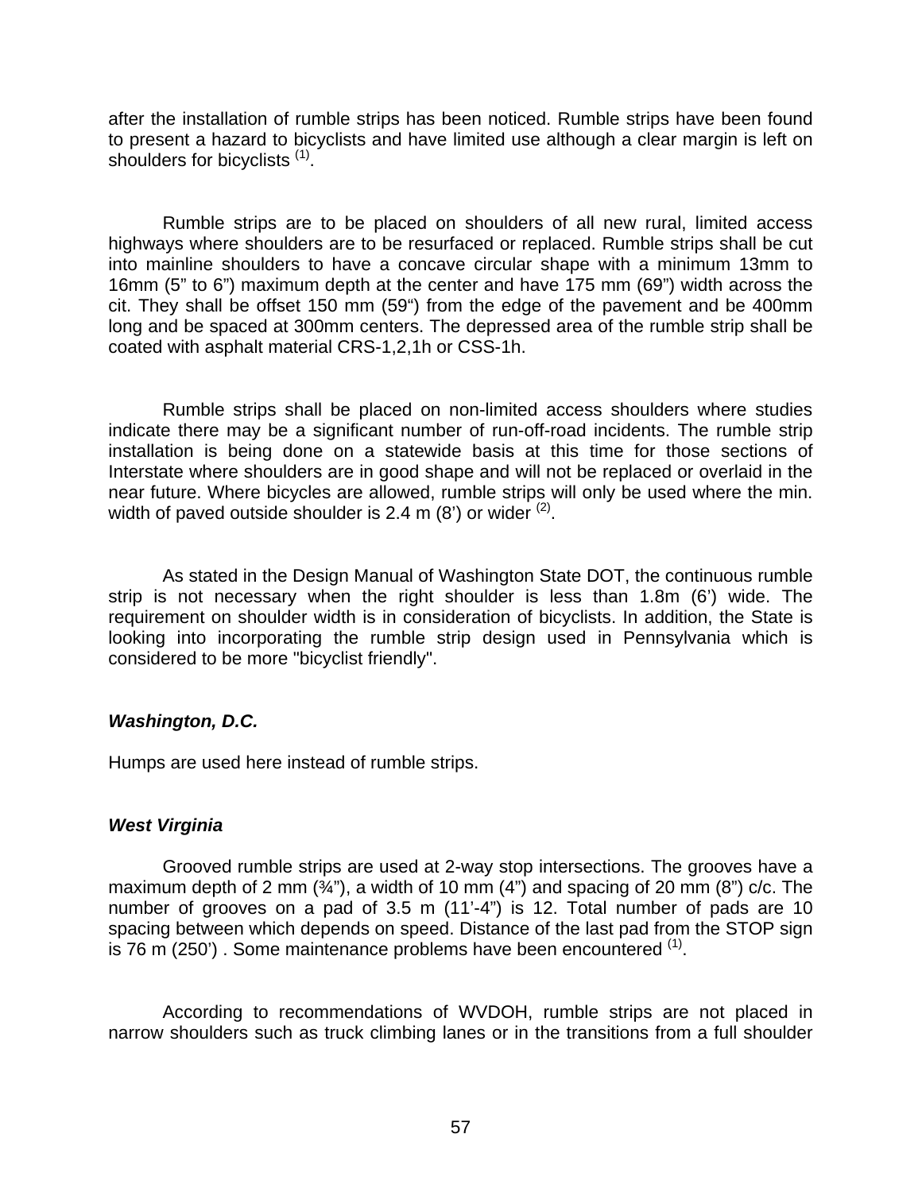after the installation of rumble strips has been noticed. Rumble strips have been found to present a hazard to bicyclists and have limited use although a clear margin is left on shoulders for bicyclists [1].

Rumble strips are to be placed on shoulders of all new rural, limited access highways where shoulders are to be resurfaced or replaced. Rumble strips shall be cut into mainline shoulders to have a concave circular shape with a minimum 13mm to 16mm (5" to 6") maximum depth at the center and have 175 mm (69") width across the cit. They shall be offset 150 mm (59") from the edge of the pavement and be 400mm long and be spaced at 300mm centers. The depressed area of the rumble strip shall be coated with asphalt material CRS-1,2,1h or CSS-1h.

Rumble strips shall be placed on non-limited access shoulders where studies indicate there may be a significant number of run-off-road incidents. The rumble strip installation is being done on a statewide basis at this time for those sections of Interstate where shoulders are in good shape and will not be replaced or overlaid in the near future. Where bicycles are allowed, rumble strips will only be used where the min. width of paved outside shoulder is 2.4 m (8') or wider [2].

As stated in the Design Manual of Washington State DOT, the continuous rumble strip is not necessary when the right shoulder is less than 1.8m (6') wide. The requirement on shoulder width is in consideration of bicyclists. In addition, the State is looking into incorporating the rumble strip design used in Pennsylvania which is considered to be more "bicyclist friendly".

***Washington, D.C.***

Humps are used here instead of rumble strips.

***West Virginia***

Grooved rumble strips are used at 2-way stop intersections. The grooves have a maximum depth of 2 mm (¾"), a width of 10 mm (4") and spacing of 20 mm (8") c/c. The number of grooves on a pad of 3.5 m (11'-4") is 12. Total number of pads are 10 spacing between which depends on speed. Distance of the last pad from the STOP sign is 76 m (250') . Some maintenance problems have been encountered [1].

According to recommendations of WVDOH, rumble strips are not placed in narrow shoulders such as truck climbing lanes or in the transitions from a full shoulder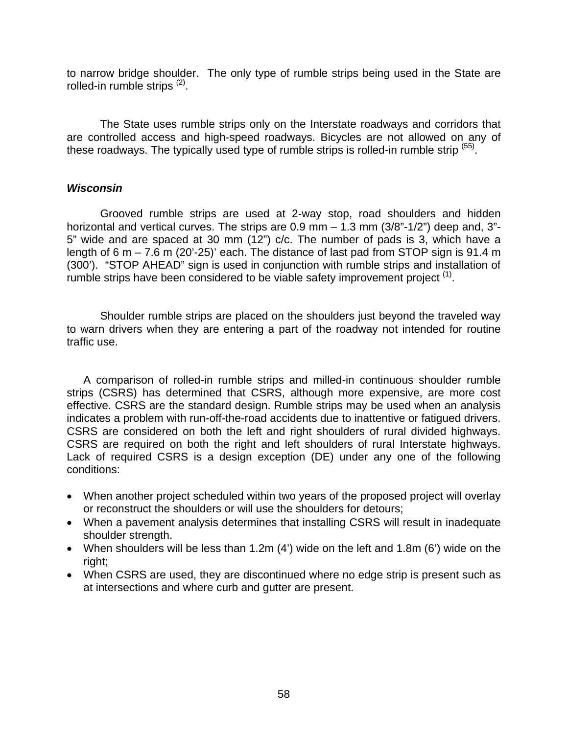to narrow bridge shoulder. The only type of rumble strips being used in the State are rolled-in rumble strips [(2)].

The State uses rumble strips only on the Interstate roadways and corridors that are controlled access and high-speed roadways. Bicycles are not allowed on any of these roadways. The typically used type of rumble strips is rolled-in rumble strip [(55)].

***Wisconsin***

Grooved rumble strips are used at 2-way stop, road shoulders and hidden horizontal and vertical curves. The strips are 0.9 mm – 1.3 mm (3/8"-1/2") deep and, 3"-5" wide and are spaced at 30 mm (12") c/c. The number of pads is 3, which have a length of 6 m – 7.6 m (20'-25)' each. The distance of last pad from STOP sign is 91.4 m (300'). "STOP AHEAD" sign is used in conjunction with rumble strips and installation of rumble strips have been considered to be viable safety improvement project [(1)].

Shoulder rumble strips are placed on the shoulders just beyond the traveled way to warn drivers when they are entering a part of the roadway not intended for routine traffic use.

A comparison of rolled-in rumble strips and milled-in continuous shoulder rumble strips (CSRS) has determined that CSRS, although more expensive, are more cost effective. CSRS are the standard design. Rumble strips may be used when an analysis indicates a problem with run-off-the-road accidents due to inattentive or fatigued drivers. CSRS are considered on both the left and right shoulders of rural divided highways. CSRS are required on both the right and left shoulders of rural Interstate highways. Lack of required CSRS is a design exception (DE) under any one of the following conditions:

- When another project scheduled within two years of the proposed project will overlay or reconstruct the shoulders or will use the shoulders for detours;
- When a pavement analysis determines that installing CSRS will result in inadequate shoulder strength.
- When shoulders will be less than 1.2m (4') wide on the left and 1.8m (6') wide on the right;
- When CSRS are used, they are discontinued where no edge strip is present such as at intersections and where curb and gutter are present.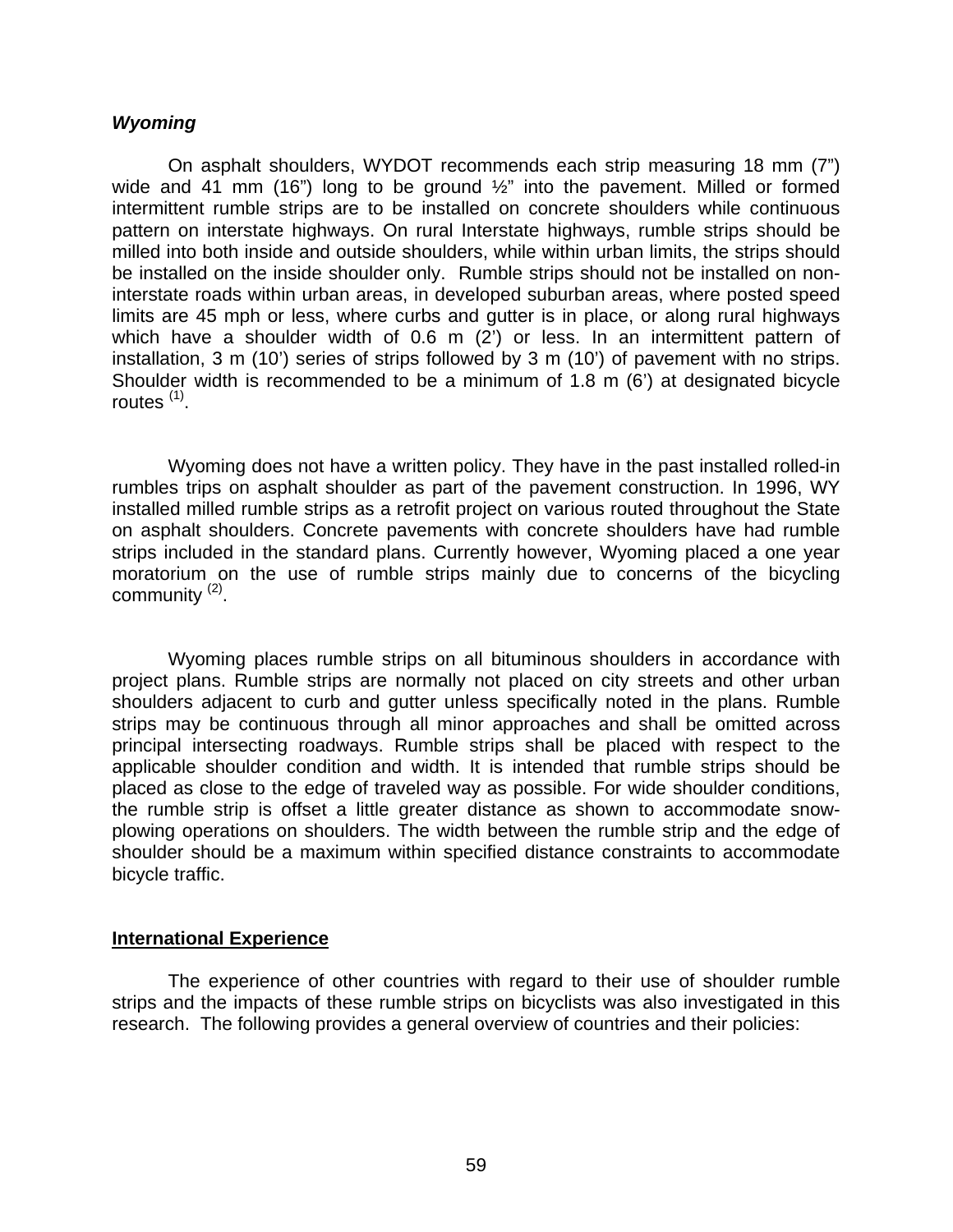### *Wyoming*

On asphalt shoulders, WYDOT recommends each strip measuring 18 mm (7") wide and 41 mm (16") long to be ground ½" into the pavement. Milled or formed intermittent rumble strips are to be installed on concrete shoulders while continuous pattern on interstate highways. On rural Interstate highways, rumble strips should be milled into both inside and outside shoulders, while within urban limits, the strips should be installed on the inside shoulder only. Rumble strips should not be installed on non-interstate roads within urban areas, in developed suburban areas, where posted speed limits are 45 mph or less, where curbs and gutter is in place, or along rural highways which have a shoulder width of 0.6 m (2') or less. In an intermittent pattern of installation, 3 m (10') series of strips followed by 3 m (10') of pavement with no strips. Shoulder width is recommended to be a minimum of 1.8 m (6') at designated bicycle routes (1).

Wyoming does not have a written policy. They have in the past installed rolled-in rumbles trips on asphalt shoulder as part of the pavement construction. In 1996, WY installed milled rumble strips as a retrofit project on various routed throughout the State on asphalt shoulders. Concrete pavements with concrete shoulders have had rumble strips included in the standard plans. Currently however, Wyoming placed a one year moratorium on the use of rumble strips mainly due to concerns of the bicycling community (2).

Wyoming places rumble strips on all bituminous shoulders in accordance with project plans. Rumble strips are normally not placed on city streets and other urban shoulders adjacent to curb and gutter unless specifically noted in the plans. Rumble strips may be continuous through all minor approaches and shall be omitted across principal intersecting roadways. Rumble strips shall be placed with respect to the applicable shoulder condition and width. It is intended that rumble strips should be placed as close to the edge of traveled way as possible. For wide shoulder conditions, the rumble strip is offset a little greater distance as shown to accommodate snow-plowing operations on shoulders. The width between the rumble strip and the edge of shoulder should be a maximum within specified distance constraints to accommodate bicycle traffic.

## International Experience

The experience of other countries with regard to their use of shoulder rumble strips and the impacts of these rumble strips on bicyclists was also investigated in this research. The following provides a general overview of countries and their policies: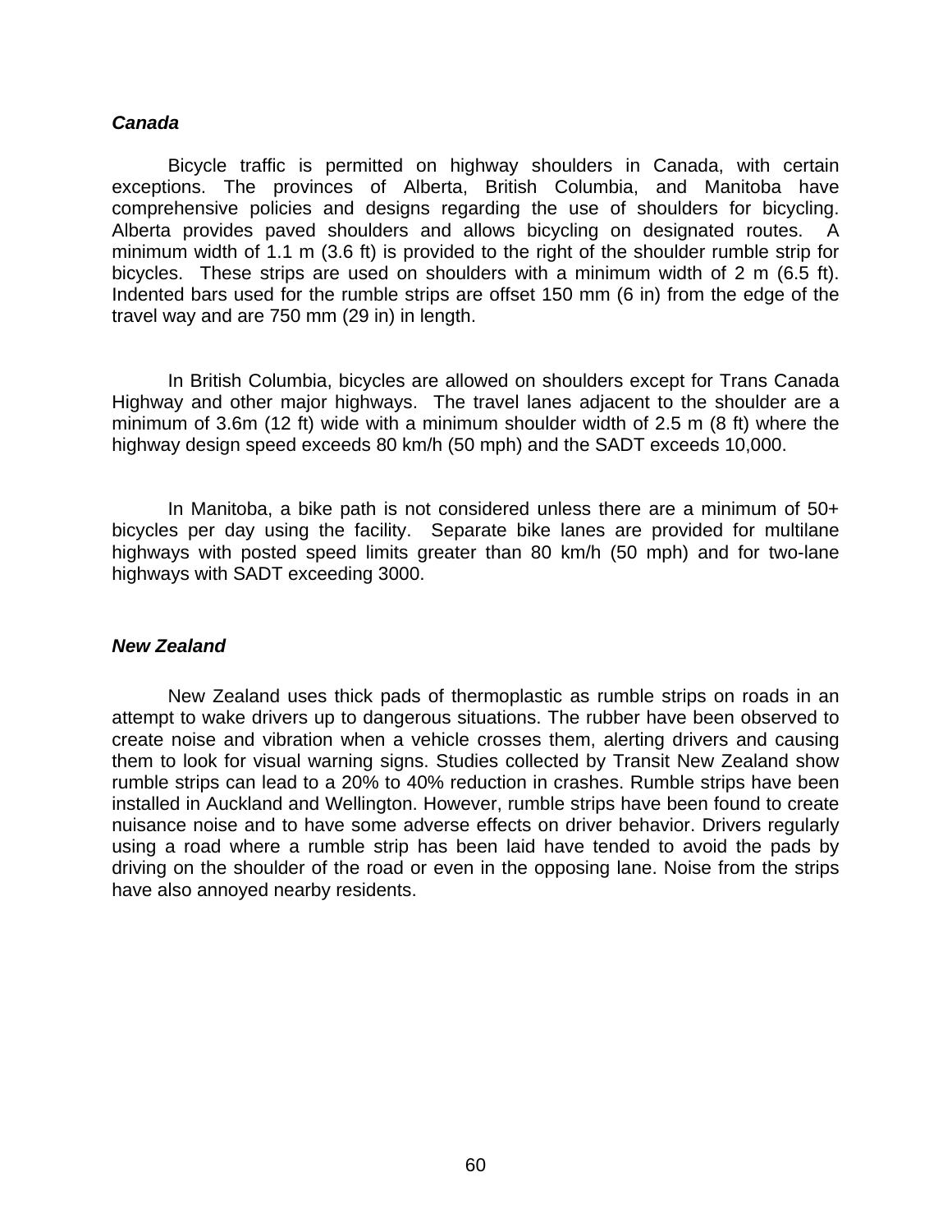### *Canada*

Bicycle traffic is permitted on highway shoulders in Canada, with certain exceptions. The provinces of Alberta, British Columbia, and Manitoba have comprehensive policies and designs regarding the use of shoulders for bicycling. Alberta provides paved shoulders and allows bicycling on designated routes. A minimum width of 1.1 m (3.6 ft) is provided to the right of the shoulder rumble strip for bicycles. These strips are used on shoulders with a minimum width of 2 m (6.5 ft). Indented bars used for the rumble strips are offset 150 mm (6 in) from the edge of the travel way and are 750 mm (29 in) in length.

In British Columbia, bicycles are allowed on shoulders except for Trans Canada Highway and other major highways. The travel lanes adjacent to the shoulder are a minimum of 3.6m (12 ft) wide with a minimum shoulder width of 2.5 m (8 ft) where the highway design speed exceeds 80 km/h (50 mph) and the SADT exceeds 10,000.

In Manitoba, a bike path is not considered unless there are a minimum of 50+ bicycles per day using the facility. Separate bike lanes are provided for multilane highways with posted speed limits greater than 80 km/h (50 mph) and for two-lane highways with SADT exceeding 3000.

### *New Zealand*

New Zealand uses thick pads of thermoplastic as rumble strips on roads in an attempt to wake drivers up to dangerous situations. The rubber have been observed to create noise and vibration when a vehicle crosses them, alerting drivers and causing them to look for visual warning signs. Studies collected by Transit New Zealand show rumble strips can lead to a 20% to 40% reduction in crashes. Rumble strips have been installed in Auckland and Wellington. However, rumble strips have been found to create nuisance noise and to have some adverse effects on driver behavior. Drivers regularly using a road where a rumble strip has been laid have tended to avoid the pads by driving on the shoulder of the road or even in the opposing lane. Noise from the strips have also annoyed nearby residents.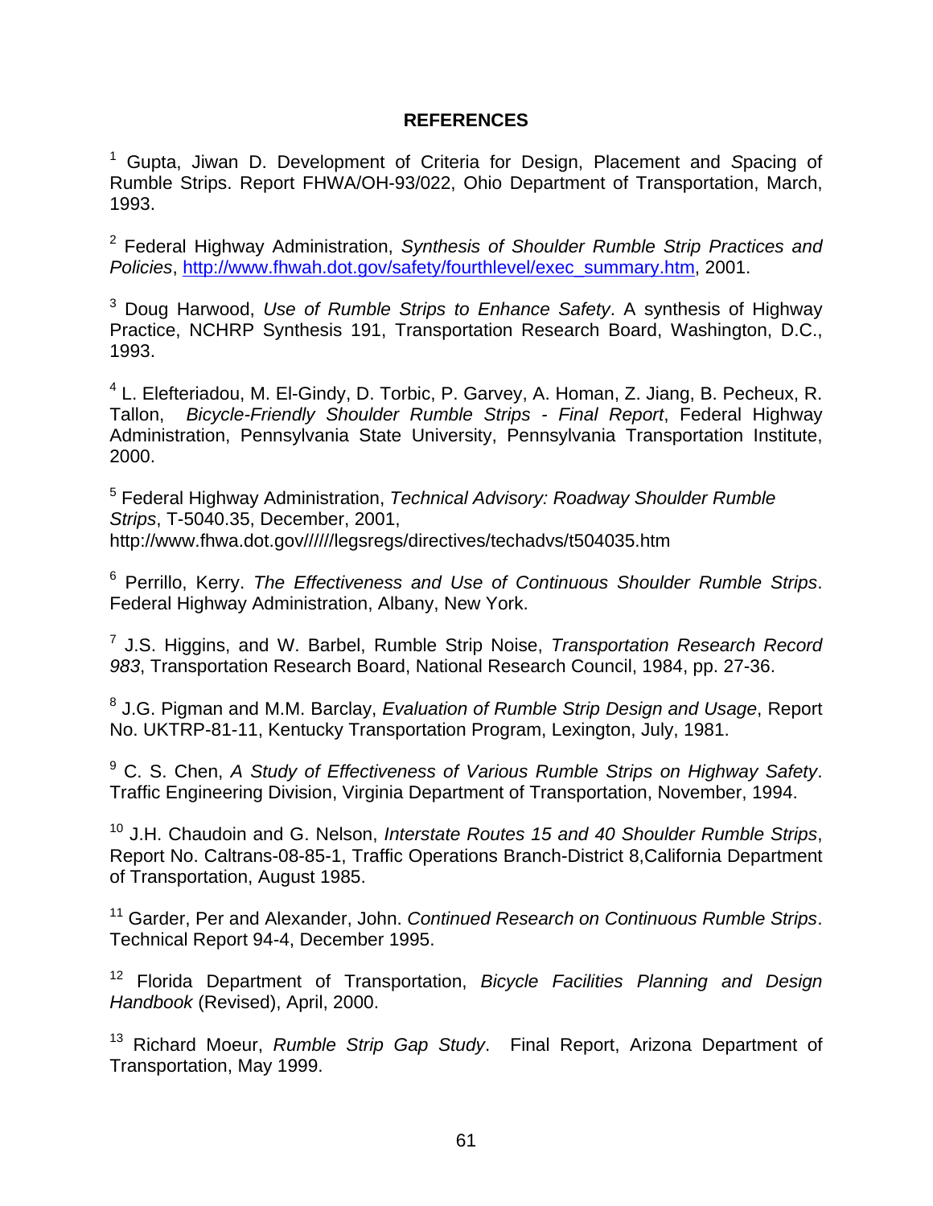## REFERENCES

[1] Gupta, Jiwan D. Development of Criteria for Design, Placement and Spacing of Rumble Strips. Report FHWA/OH-93/022, Ohio Department of Transportation, March, 1993.

[2] Federal Highway Administration, *Synthesis of Shoulder Rumble Strip Practices and Policies*, http://www.fhwah.dot.gov/safety/fourthlevel/exec_summary.htm, 2001.

[3] Doug Harwood, *Use of Rumble Strips to Enhance Safety*. A synthesis of Highway Practice, NCHRP Synthesis 191, Transportation Research Board, Washington, D.C., 1993.

[4] L. Elefteriadou, M. El-Gindy, D. Torbic, P. Garvey, A. Homan, Z. Jiang, B. Pecheux, R. Tallon, *Bicycle-Friendly Shoulder Rumble Strips - Final Report*, Federal Highway Administration, Pennsylvania State University, Pennsylvania Transportation Institute, 2000.

[5] Federal Highway Administration, *Technical Advisory: Roadway Shoulder Rumble Strips*, T-5040.35, December, 2001, http://www.fhwa.dot.gov//////legsregs/directives/techadvs/t504035.htm

[6] Perrillo, Kerry. *The Effectiveness and Use of Continuous Shoulder Rumble Strips*. Federal Highway Administration, Albany, New York.

[7] J.S. Higgins, and W. Barbel, Rumble Strip Noise, *Transportation Research Record 983*, Transportation Research Board, National Research Council, 1984, pp. 27-36.

[8] J.G. Pigman and M.M. Barclay, *Evaluation of Rumble Strip Design and Usage*, Report No. UKTRP-81-11, Kentucky Transportation Program, Lexington, July, 1981.

[9] C. S. Chen, *A Study of Effectiveness of Various Rumble Strips on Highway Safety*. Traffic Engineering Division, Virginia Department of Transportation, November, 1994.

[10] J.H. Chaudoin and G. Nelson, *Interstate Routes 15 and 40 Shoulder Rumble Strips*, Report No. Caltrans-08-85-1, Traffic Operations Branch-District 8,California Department of Transportation, August 1985.

[11] Garder, Per and Alexander, John. *Continued Research on Continuous Rumble Strips*. Technical Report 94-4, December 1995.

[12] Florida Department of Transportation, *Bicycle Facilities Planning and Design Handbook* (Revised), April, 2000.

[13] Richard Moeur, *Rumble Strip Gap Study*. Final Report, Arizona Department of Transportation, May 1999.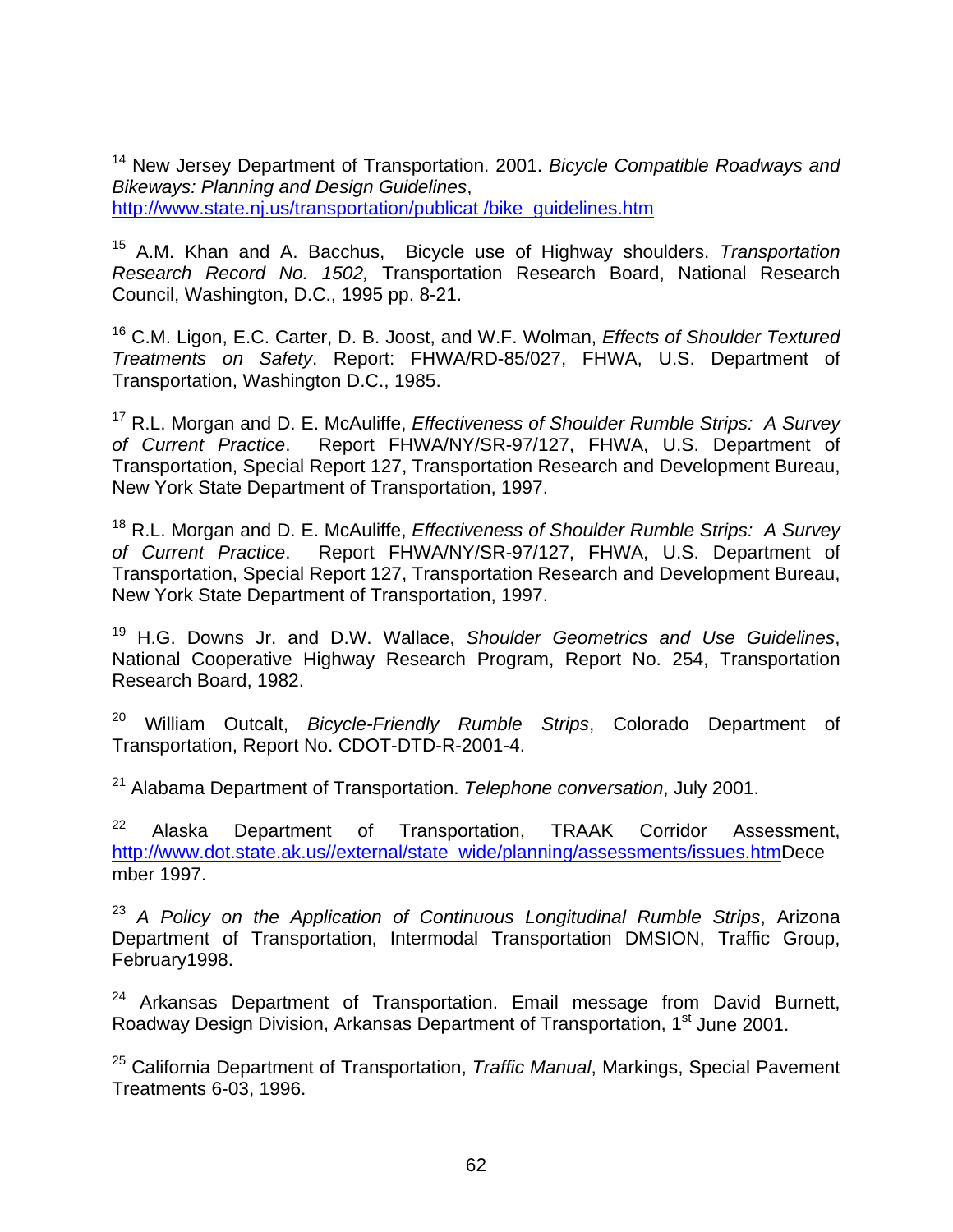[14] New Jersey Department of Transportation. 2001. *Bicycle Compatible Roadways and Bikeways: Planning and Design Guidelines*, http://www.state.nj.us/transportation/publicat /bike_guidelines.htm

[15] A.M. Khan and A. Bacchus, Bicycle use of Highway shoulders. *Transportation Research Record No. 1502,* Transportation Research Board, National Research Council, Washington, D.C., 1995 pp. 8-21.

[16] C.M. Ligon, E.C. Carter, D. B. Joost, and W.F. Wolman, *Effects of Shoulder Textured Treatments on Safety*. Report: FHWA/RD-85/027, FHWA, U.S. Department of Transportation, Washington D.C., 1985.

[17] R.L. Morgan and D. E. McAuliffe, *Effectiveness of Shoulder Rumble Strips: A Survey of Current Practice*. Report FHWA/NY/SR-97/127, FHWA, U.S. Department of Transportation, Special Report 127, Transportation Research and Development Bureau, New York State Department of Transportation, 1997.

[18] R.L. Morgan and D. E. McAuliffe, *Effectiveness of Shoulder Rumble Strips: A Survey of Current Practice*. Report FHWA/NY/SR-97/127, FHWA, U.S. Department of Transportation, Special Report 127, Transportation Research and Development Bureau, New York State Department of Transportation, 1997.

[19] H.G. Downs Jr. and D.W. Wallace, *Shoulder Geometrics and Use Guidelines*, National Cooperative Highway Research Program, Report No. 254, Transportation Research Board, 1982.

[20] William Outcalt, *Bicycle-Friendly Rumble Strips*, Colorado Department of Transportation, Report No. CDOT-DTD-R-2001-4.

[21] Alabama Department of Transportation. *Telephone conversation*, July 2001.

[22] Alaska Department of Transportation, TRAAK Corridor Assessment, http://www.dot.state.ak.us//external/state_wide/planning/assessments/issues.htmDecember 1997.

[23] *A Policy on the Application of Continuous Longitudinal Rumble Strips*, Arizona Department of Transportation, Intermodal Transportation DMSION, Traffic Group, February1998.

[24] Arkansas Department of Transportation. Email message from David Burnett, Roadway Design Division, Arkansas Department of Transportation, 1st June 2001.

[25] California Department of Transportation, *Traffic Manual*, Markings, Special Pavement Treatments 6-03, 1996.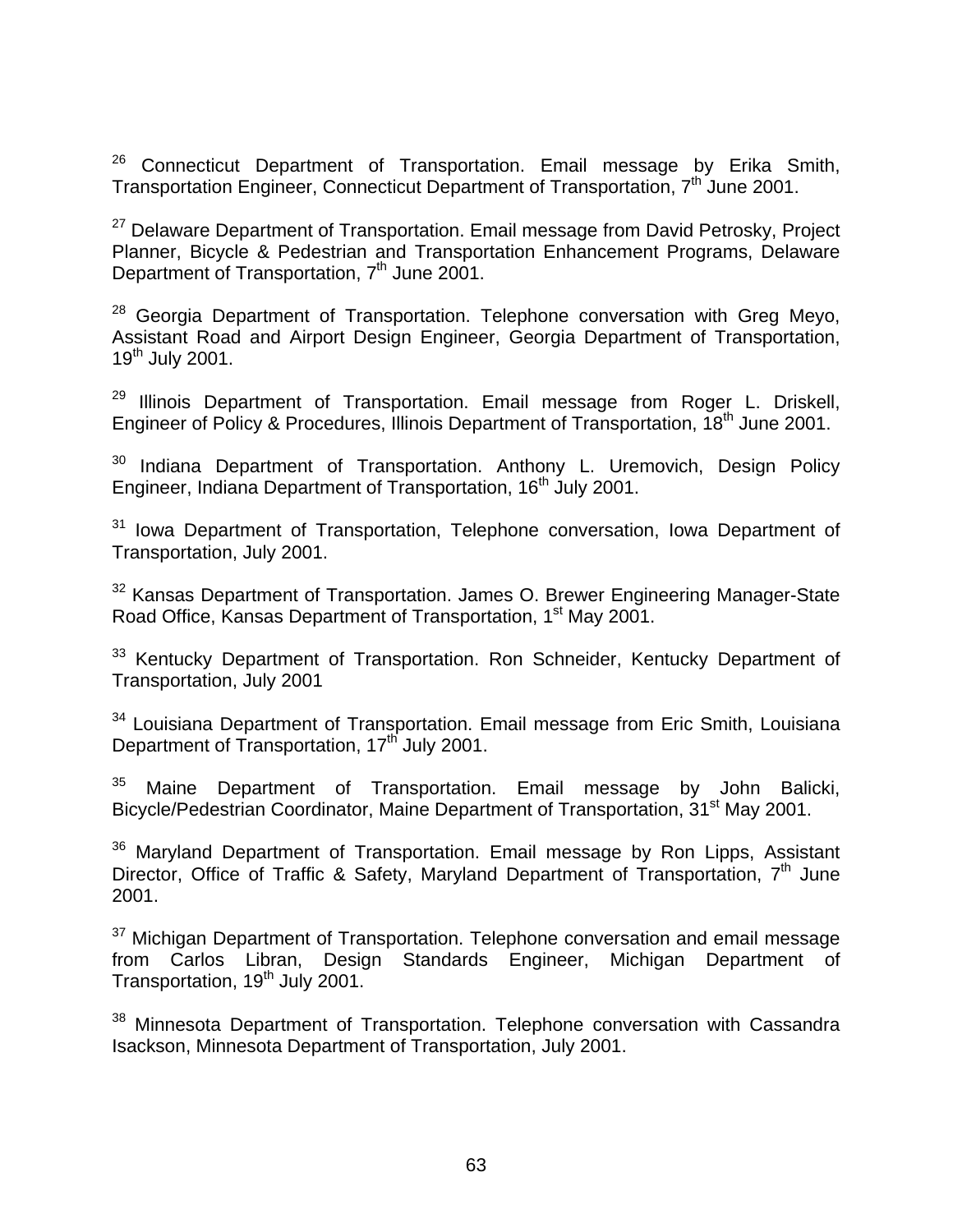[26] Connecticut Department of Transportation. Email message by Erika Smith, Transportation Engineer, Connecticut Department of Transportation, 7th June 2001.

[27] Delaware Department of Transportation. Email message from David Petrosky, Project Planner, Bicycle & Pedestrian and Transportation Enhancement Programs, Delaware Department of Transportation, 7th June 2001.

[28] Georgia Department of Transportation. Telephone conversation with Greg Meyo, Assistant Road and Airport Design Engineer, Georgia Department of Transportation, 19th July 2001.

[29] Illinois Department of Transportation. Email message from Roger L. Driskell, Engineer of Policy & Procedures, Illinois Department of Transportation, 18th June 2001.

[30] Indiana Department of Transportation. Anthony L. Uremovich, Design Policy Engineer, Indiana Department of Transportation, 16th July 2001.

[31] Iowa Department of Transportation, Telephone conversation, Iowa Department of Transportation, July 2001.

[32] Kansas Department of Transportation. James O. Brewer Engineering Manager-State Road Office, Kansas Department of Transportation, 1st May 2001.

[33] Kentucky Department of Transportation. Ron Schneider, Kentucky Department of Transportation, July 2001

[34] Louisiana Department of Transportation. Email message from Eric Smith, Louisiana Department of Transportation, 17th July 2001.

[35] Maine Department of Transportation. Email message by John Balicki, Bicycle/Pedestrian Coordinator, Maine Department of Transportation, 31st May 2001.

[36] Maryland Department of Transportation. Email message by Ron Lipps, Assistant Director, Office of Traffic & Safety, Maryland Department of Transportation, 7th June 2001.

[37] Michigan Department of Transportation. Telephone conversation and email message from Carlos Libran, Design Standards Engineer, Michigan Department of Transportation, 19th July 2001.

[38] Minnesota Department of Transportation. Telephone conversation with Cassandra Isackson, Minnesota Department of Transportation, July 2001.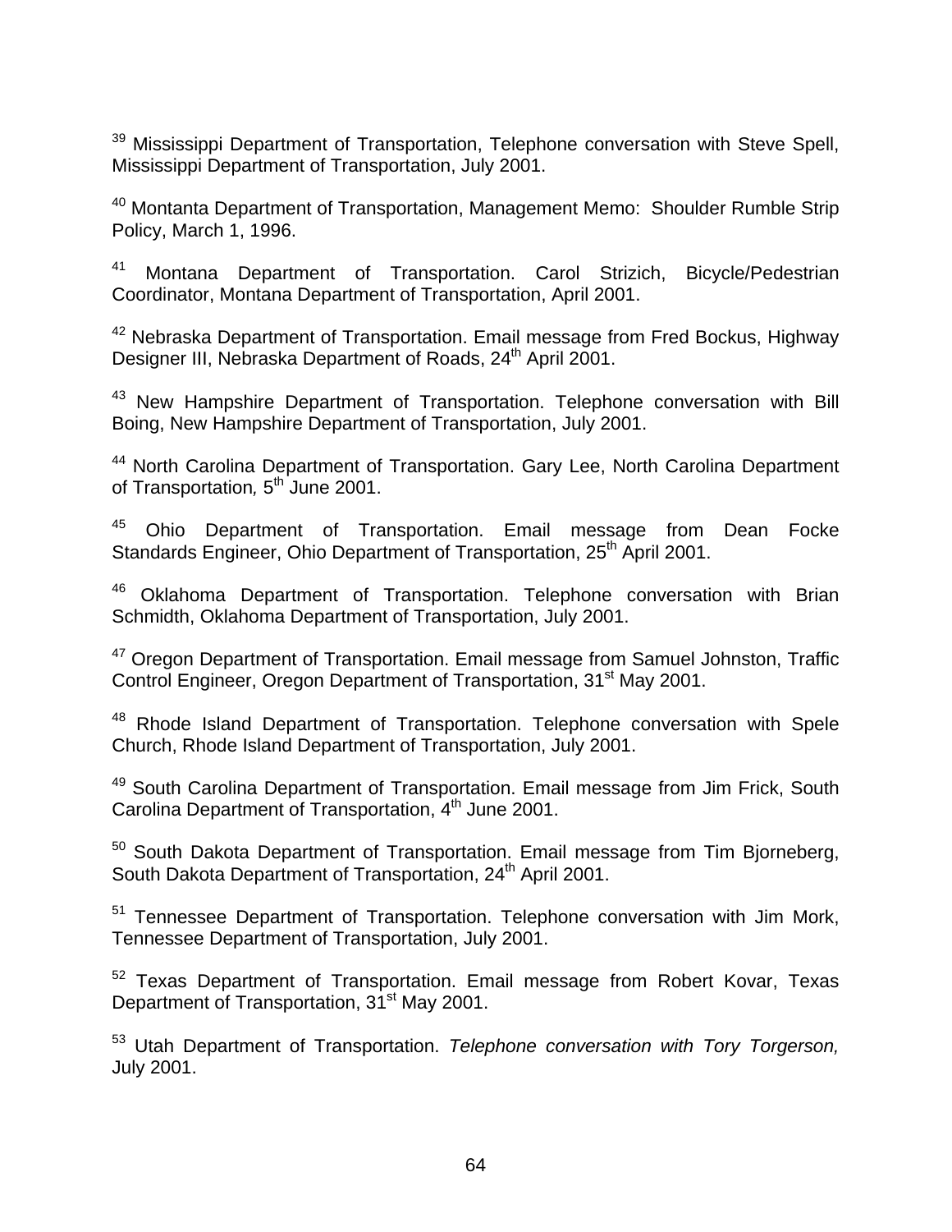[39] Mississippi Department of Transportation, Telephone conversation with Steve Spell, Mississippi Department of Transportation, July 2001.

[40] Montanta Department of Transportation, Management Memo: Shoulder Rumble Strip Policy, March 1, 1996.

[41] Montana Department of Transportation. Carol Strizich, Bicycle/Pedestrian Coordinator, Montana Department of Transportation, April 2001.

[42] Nebraska Department of Transportation. Email message from Fred Bockus, Highway Designer III, Nebraska Department of Roads, 24th April 2001.

[43] New Hampshire Department of Transportation. Telephone conversation with Bill Boing, New Hampshire Department of Transportation, July 2001.

[44] North Carolina Department of Transportation. Gary Lee, North Carolina Department of Transportation*,* 5th June 2001.

[45] Ohio Department of Transportation. Email message from Dean Focke Standards Engineer, Ohio Department of Transportation, 25th April 2001.

[46] Oklahoma Department of Transportation. Telephone conversation with Brian Schmidth, Oklahoma Department of Transportation, July 2001.

[47] Oregon Department of Transportation. Email message from Samuel Johnston, Traffic Control Engineer, Oregon Department of Transportation, 31st May 2001.

[48] Rhode Island Department of Transportation. Telephone conversation with Spele Church, Rhode Island Department of Transportation, July 2001.

[49] South Carolina Department of Transportation. Email message from Jim Frick, South Carolina Department of Transportation, 4th June 2001.

[50] South Dakota Department of Transportation. Email message from Tim Bjorneberg, South Dakota Department of Transportation, 24th April 2001.

[51] Tennessee Department of Transportation. Telephone conversation with Jim Mork, Tennessee Department of Transportation, July 2001.

[52] Texas Department of Transportation. Email message from Robert Kovar, Texas Department of Transportation, 31st May 2001.

[53] Utah Department of Transportation. *Telephone conversation with Tory Torgerson,* July 2001.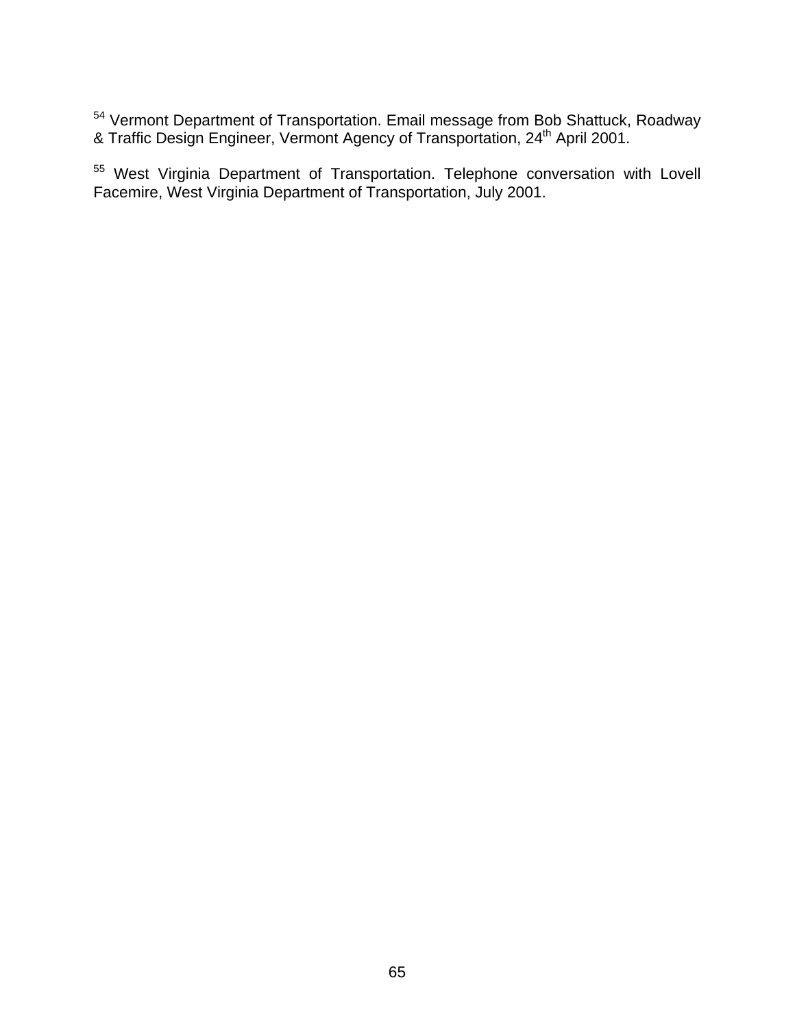[54] Vermont Department of Transportation. Email message from Bob Shattuck, Roadway & Traffic Design Engineer, Vermont Agency of Transportation, 24th April 2001.

[55] West Virginia Department of Transportation. Telephone conversation with Lovell Facemire, West Virginia Department of Transportation, July 2001.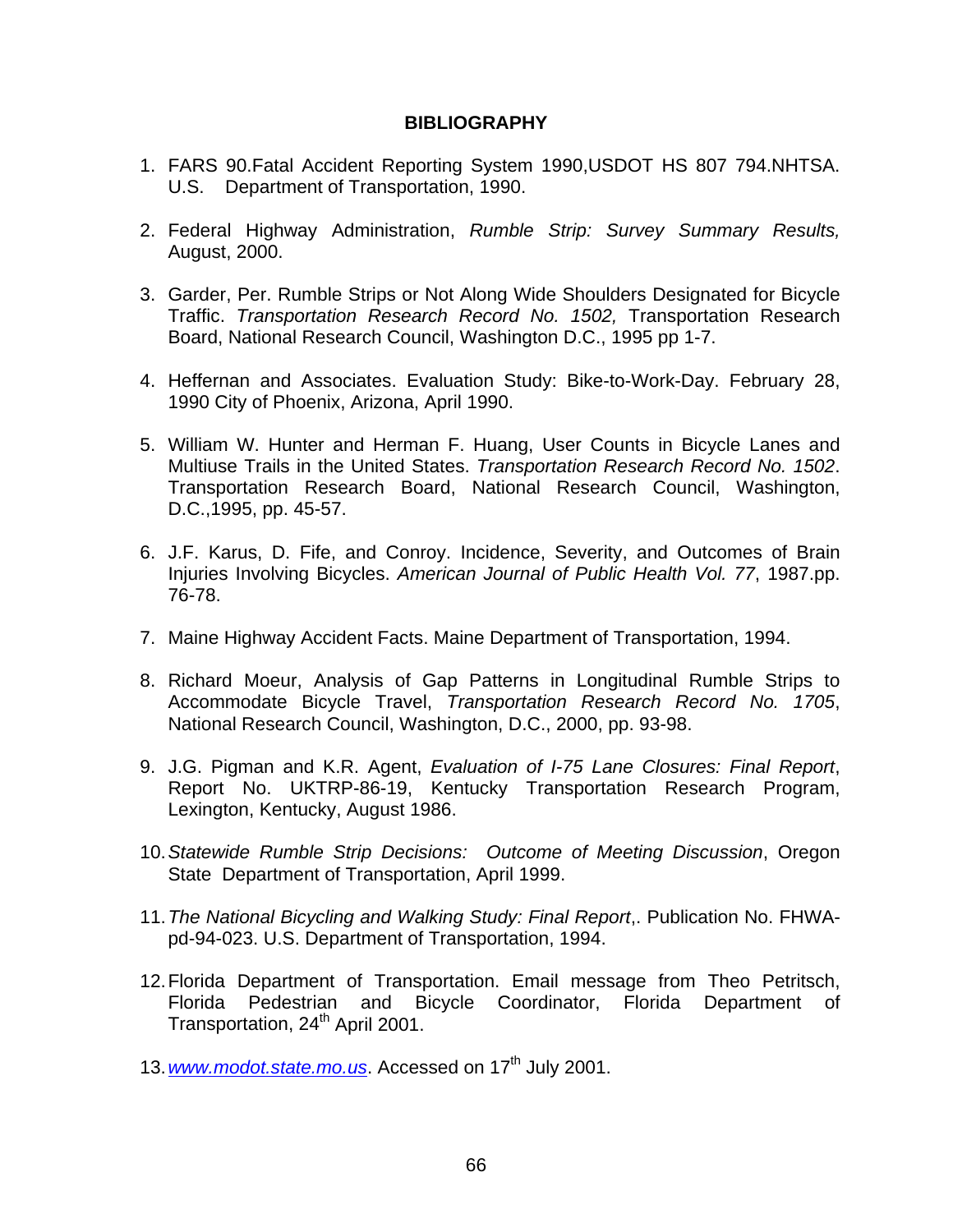## BIBLIOGRAPHY

1. FARS 90.Fatal Accident Reporting System 1990,USDOT HS 807 794.NHTSA. U.S. Department of Transportation, 1990.

2. Federal Highway Administration, *Rumble Strip: Survey Summary Results,* August, 2000.

3. Garder, Per. Rumble Strips or Not Along Wide Shoulders Designated for Bicycle Traffic. *Transportation Research Record No. 1502,* Transportation Research Board, National Research Council, Washington D.C., 1995 pp 1-7.

4. Heffernan and Associates. Evaluation Study: Bike-to-Work-Day. February 28, 1990 City of Phoenix, Arizona, April 1990.

5. William W. Hunter and Herman F. Huang, User Counts in Bicycle Lanes and Multiuse Trails in the United States. *Transportation Research Record No. 1502*. Transportation Research Board, National Research Council, Washington, D.C.,1995, pp. 45-57.

6. J.F. Karus, D. Fife, and Conroy. Incidence, Severity, and Outcomes of Brain Injuries Involving Bicycles. *American Journal of Public Health Vol. 77*, 1987.pp. 76-78.

7. Maine Highway Accident Facts. Maine Department of Transportation, 1994.

8. Richard Moeur, Analysis of Gap Patterns in Longitudinal Rumble Strips to Accommodate Bicycle Travel, *Transportation Research Record No. 1705*, National Research Council, Washington, D.C., 2000, pp. 93-98.

9. J.G. Pigman and K.R. Agent, *Evaluation of I-75 Lane Closures: Final Report*, Report No. UKTRP-86-19, Kentucky Transportation Research Program, Lexington, Kentucky, August 1986.

10. *Statewide Rumble Strip Decisions: Outcome of Meeting Discussion*, Oregon State Department of Transportation, April 1999.

11. *The National Bicycling and Walking Study: Final Report*,. Publication No. FHWA-pd-94-023. U.S. Department of Transportation, 1994.

12. Florida Department of Transportation. Email message from Theo Petritsch, Florida Pedestrian and Bicycle Coordinator, Florida Department of Transportation, 24th April 2001.

13. *www.modot.state.mo.us*. Accessed on 17th July 2001.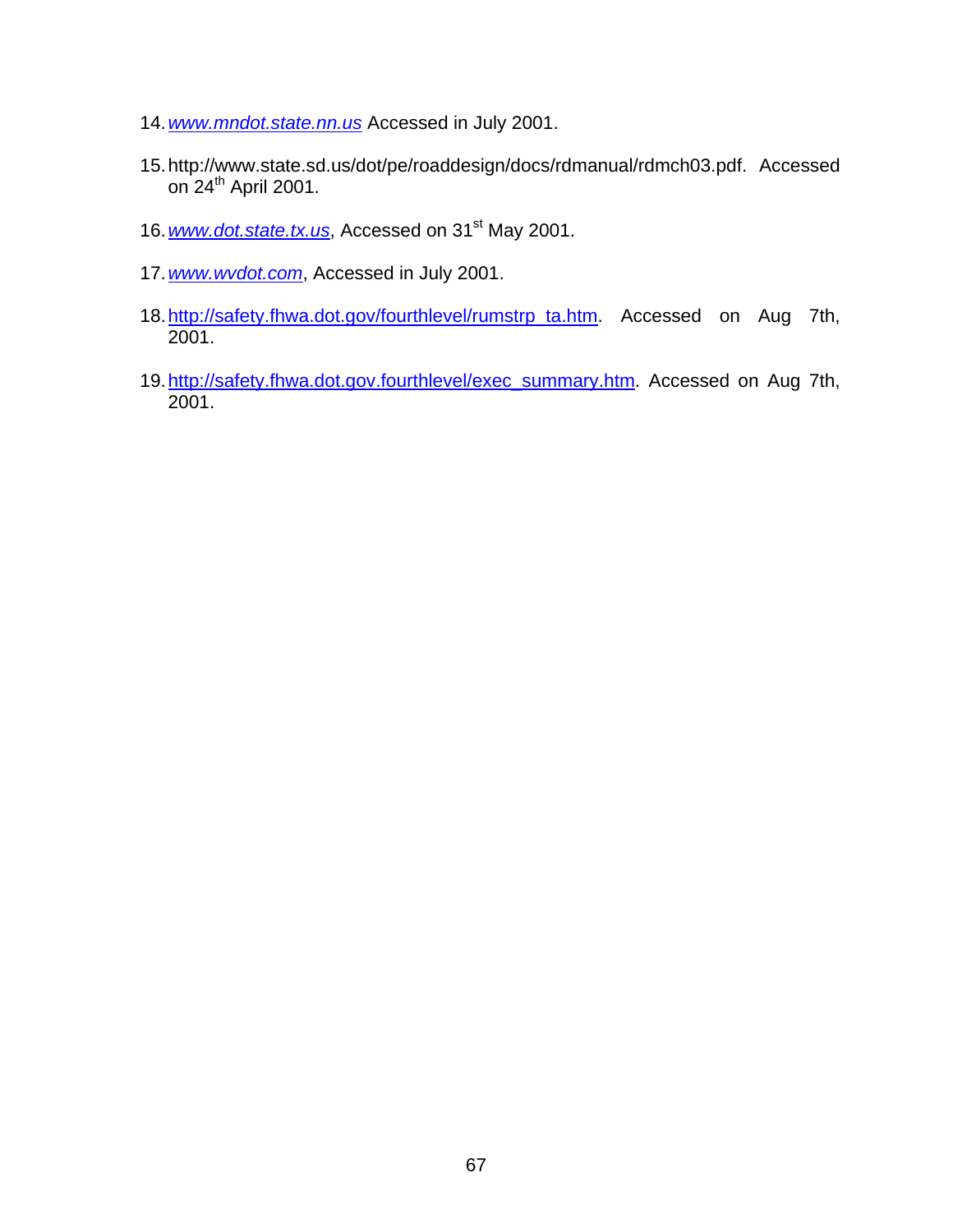14. *www.mndot.state.nn.us* Accessed in July 2001.

15. http://www.state.sd.us/dot/pe/roaddesign/docs/rdmanual/rdmch03.pdf. Accessed on 24th April 2001.

16. *www.dot.state.tx.us*, Accessed on 31st May 2001.

17. *www.wvdot.com*, Accessed in July 2001.

18. http://safety.fhwa.dot.gov/fourthlevel/rumstrp_ta.htm. Accessed on Aug 7th, 2001.

19. http://safety.fhwa.dot.gov.fourthlevel/exec_summary.htm. Accessed on Aug 7th, 2001.